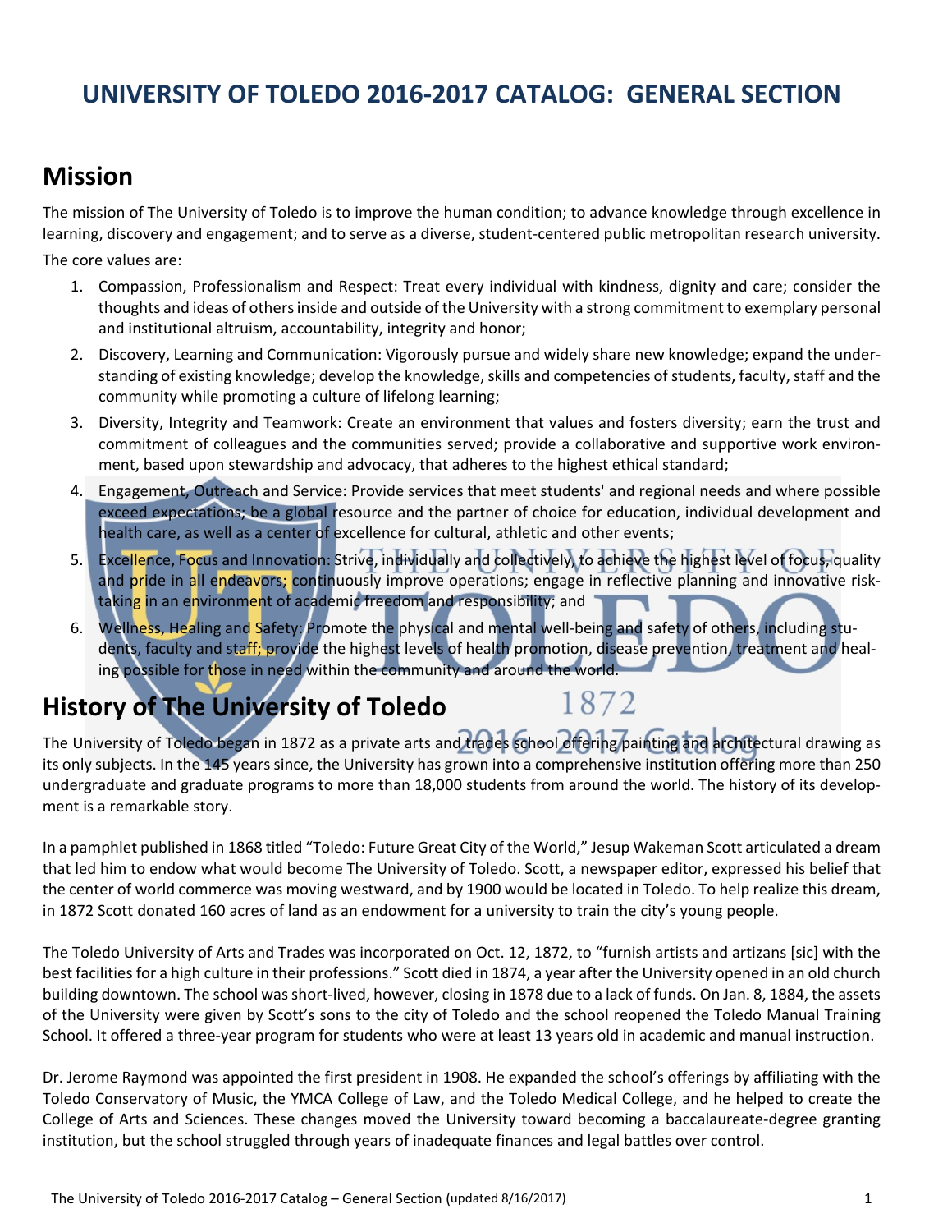# UNIVERSITY OF TOLEDO 2016-2017 CATALOG: GENERAL SECTION

## Mission

The mission of The University of Toledo is to improve the human condition; to advance knowledge through excellence in learning, discovery and engagement; and to serve as a diverse, student-centered public metropolitan research university.

The core values are:

1. Compassion, Professionalism and Respect: Treat every individual with kindness, dignity and care; consider the thoughts and ideas of others inside and outside of the University with a strong commitment to exemplary personal and institutional altruism, accountability, integrity and honor;
2. Discovery, Learning and Communication: Vigorously pursue and widely share new knowledge; expand the understanding of existing knowledge; develop the knowledge, skills and competencies of students, faculty, staff and the community while promoting a culture of lifelong learning;
3. Diversity, Integrity and Teamwork: Create an environment that values and fosters diversity; earn the trust and commitment of colleagues and the communities served; provide a collaborative and supportive work environment, based upon stewardship and advocacy, that adheres to the highest ethical standard;
4. Engagement, Outreach and Service: Provide services that meet students' and regional needs and where possible exceed expectations; be a global resource and the partner of choice for education, individual development and health care, as well as a center of excellence for cultural, athletic and other events;
5. Excellence, Focus and Innovation: Strive, individually and collectively, to achieve the highest level of focus, quality and pride in all endeavors; continuously improve operations; engage in reflective planning and innovative risk-taking in an environment of academic freedom and responsibility; and
6. Wellness, Healing and Safety: Promote the physical and mental well-being and safety of others, including students, faculty and staff; provide the highest levels of health promotion, disease prevention, treatment and healing possible for those in need within the community and around the world.

## History of The University of Toledo

The University of Toledo began in 1872 as a private arts and trades school offering painting and architectural drawing as its only subjects. In the 145 years since, the University has grown into a comprehensive institution offering more than 250 undergraduate and graduate programs to more than 18,000 students from around the world. The history of its development is a remarkable story.

In a pamphlet published in 1868 titled "Toledo: Future Great City of the World," Jesup Wakeman Scott articulated a dream that led him to endow what would become The University of Toledo. Scott, a newspaper editor, expressed his belief that the center of world commerce was moving westward, and by 1900 would be located in Toledo. To help realize this dream, in 1872 Scott donated 160 acres of land as an endowment for a university to train the city's young people.

The Toledo University of Arts and Trades was incorporated on Oct. 12, 1872, to "furnish artists and artizans [sic] with the best facilities for a high culture in their professions." Scott died in 1874, a year after the University opened in an old church building downtown. The school was short-lived, however, closing in 1878 due to a lack of funds. On Jan. 8, 1884, the assets of the University were given by Scott's sons to the city of Toledo and the school reopened the Toledo Manual Training School. It offered a three-year program for students who were at least 13 years old in academic and manual instruction.

Dr. Jerome Raymond was appointed the first president in 1908. He expanded the school's offerings by affiliating with the Toledo Conservatory of Music, the YMCA College of Law, and the Toledo Medical College, and he helped to create the College of Arts and Sciences. These changes moved the University toward becoming a baccalaureate-degree granting institution, but the school struggled through years of inadequate finances and legal battles over control.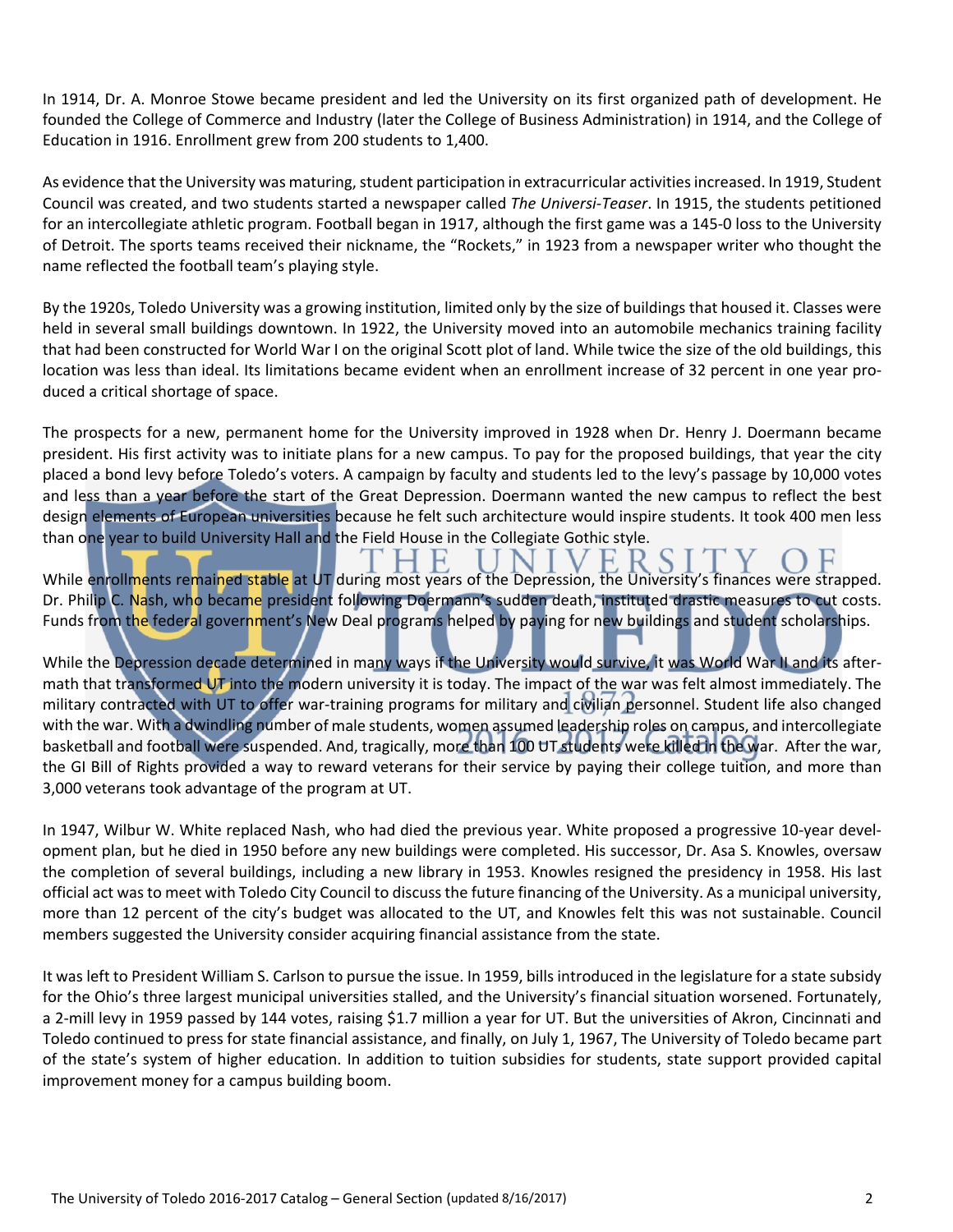In 1914, Dr. A. Monroe Stowe became president and led the University on its first organized path of development. He founded the College of Commerce and Industry (later the College of Business Administration) in 1914, and the College of Education in 1916. Enrollment grew from 200 students to 1,400.

As evidence that the University was maturing, student participation in extracurricular activities increased. In 1919, Student Council was created, and two students started a newspaper called *The Universi-Teaser*. In 1915, the students petitioned for an intercollegiate athletic program. Football began in 1917, although the first game was a 145-0 loss to the University of Detroit. The sports teams received their nickname, the "Rockets," in 1923 from a newspaper writer who thought the name reflected the football team's playing style.

By the 1920s, Toledo University was a growing institution, limited only by the size of buildings that housed it. Classes were held in several small buildings downtown. In 1922, the University moved into an automobile mechanics training facility that had been constructed for World War I on the original Scott plot of land. While twice the size of the old buildings, this location was less than ideal. Its limitations became evident when an enrollment increase of 32 percent in one year produced a critical shortage of space.

The prospects for a new, permanent home for the University improved in 1928 when Dr. Henry J. Doermann became president. His first activity was to initiate plans for a new campus. To pay for the proposed buildings, that year the city placed a bond levy before Toledo's voters. A campaign by faculty and students led to the levy's passage by 10,000 votes and less than a year before the start of the Great Depression. Doermann wanted the new campus to reflect the best design elements of European universities because he felt such architecture would inspire students. It took 400 men less than one year to build University Hall and the Field House in the Collegiate Gothic style.

While enrollments remained stable at UT during most years of the Depression, the University's finances were strapped. Dr. Philip C. Nash, who became president following Doermann's sudden death, instituted drastic measures to cut costs. Funds from the federal government's New Deal programs helped by paying for new buildings and student scholarships.

While the Depression decade determined in many ways if the University would survive, it was World War II and its aftermath that transformed UT into the modern university it is today. The impact of the war was felt almost immediately. The military contracted with UT to offer war-training programs for military and civilian personnel. Student life also changed with the war. With a dwindling number of male students, women assumed leadership roles on campus, and intercollegiate basketball and football were suspended. And, tragically, more than 100 UT students were killed in the war. After the war, the GI Bill of Rights provided a way to reward veterans for their service by paying their college tuition, and more than 3,000 veterans took advantage of the program at UT.

In 1947, Wilbur W. White replaced Nash, who had died the previous year. White proposed a progressive 10-year development plan, but he died in 1950 before any new buildings were completed. His successor, Dr. Asa S. Knowles, oversaw the completion of several buildings, including a new library in 1953. Knowles resigned the presidency in 1958. His last official act was to meet with Toledo City Council to discuss the future financing of the University. As a municipal university, more than 12 percent of the city's budget was allocated to the UT, and Knowles felt this was not sustainable. Council members suggested the University consider acquiring financial assistance from the state.

It was left to President William S. Carlson to pursue the issue. In 1959, bills introduced in the legislature for a state subsidy for the Ohio's three largest municipal universities stalled, and the University's financial situation worsened. Fortunately, a 2-mill levy in 1959 passed by 144 votes, raising $1.7 million a year for UT. But the universities of Akron, Cincinnati and Toledo continued to press for state financial assistance, and finally, on July 1, 1967, The University of Toledo became part of the state's system of higher education. In addition to tuition subsidies for students, state support provided capital improvement money for a campus building boom.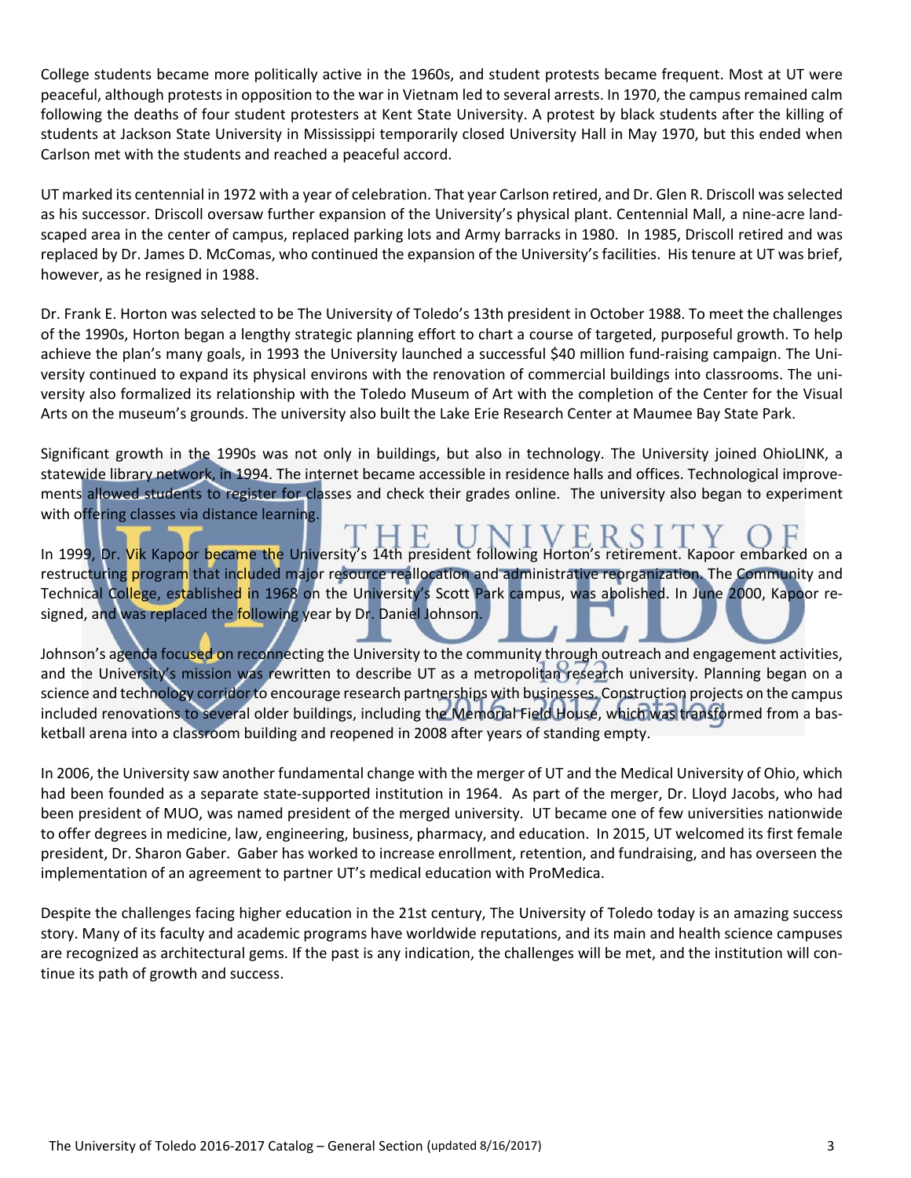College students became more politically active in the 1960s, and student protests became frequent. Most at UT were peaceful, although protests in opposition to the war in Vietnam led to several arrests. In 1970, the campus remained calm following the deaths of four student protesters at Kent State University. A protest by black students after the killing of students at Jackson State University in Mississippi temporarily closed University Hall in May 1970, but this ended when Carlson met with the students and reached a peaceful accord.

UT marked its centennial in 1972 with a year of celebration. That year Carlson retired, and Dr. Glen R. Driscoll was selected as his successor. Driscoll oversaw further expansion of the University's physical plant. Centennial Mall, a nine-acre landscaped area in the center of campus, replaced parking lots and Army barracks in 1980. In 1985, Driscoll retired and was replaced by Dr. James D. McComas, who continued the expansion of the University's facilities. His tenure at UT was brief, however, as he resigned in 1988.

Dr. Frank E. Horton was selected to be The University of Toledo's 13th president in October 1988. To meet the challenges of the 1990s, Horton began a lengthy strategic planning effort to chart a course of targeted, purposeful growth. To help achieve the plan's many goals, in 1993 the University launched a successful $40 million fund-raising campaign. The University continued to expand its physical environs with the renovation of commercial buildings into classrooms. The university also formalized its relationship with the Toledo Museum of Art with the completion of the Center for the Visual Arts on the museum's grounds. The university also built the Lake Erie Research Center at Maumee Bay State Park.

Significant growth in the 1990s was not only in buildings, but also in technology. The University joined OhioLINK, a statewide library network, in 1994. The internet became accessible in residence halls and offices. Technological improvements allowed students to register for classes and check their grades online. The university also began to experiment with offering classes via distance learning.

In 1999, Dr. Vik Kapoor became the University's 14th president following Horton's retirement. Kapoor embarked on a restructuring program that included major resource reallocation and administrative reorganization. The Community and Technical College, established in 1968 on the University's Scott Park campus, was abolished. In June 2000, Kapoor resigned, and was replaced the following year by Dr. Daniel Johnson.

Johnson's agenda focused on reconnecting the University to the community through outreach and engagement activities, and the University's mission was rewritten to describe UT as a metropolitan research university. Planning began on a science and technology corridor to encourage research partnerships with businesses. Construction projects on the campus included renovations to several older buildings, including the Memorial Field House, which was transformed from a basketball arena into a classroom building and reopened in 2008 after years of standing empty.

In 2006, the University saw another fundamental change with the merger of UT and the Medical University of Ohio, which had been founded as a separate state-supported institution in 1964. As part of the merger, Dr. Lloyd Jacobs, who had been president of MUO, was named president of the merged university. UT became one of few universities nationwide to offer degrees in medicine, law, engineering, business, pharmacy, and education. In 2015, UT welcomed its first female president, Dr. Sharon Gaber. Gaber has worked to increase enrollment, retention, and fundraising, and has overseen the implementation of an agreement to partner UT's medical education with ProMedica.

Despite the challenges facing higher education in the 21st century, The University of Toledo today is an amazing success story. Many of its faculty and academic programs have worldwide reputations, and its main and health science campuses are recognized as architectural gems. If the past is any indication, the challenges will be met, and the institution will continue its path of growth and success.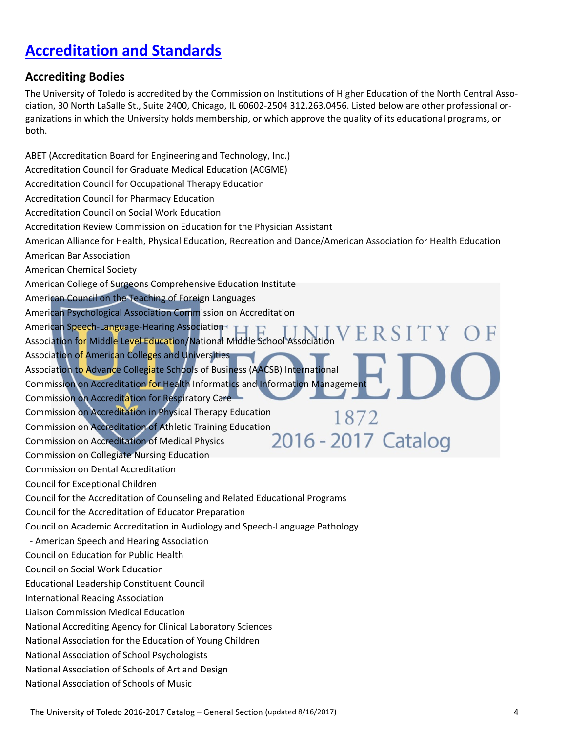# Accreditation and Standards

## Accrediting Bodies

The University of Toledo is accredited by the Commission on Institutions of Higher Education of the North Central Association, 30 North LaSalle St., Suite 2400, Chicago, IL 60602-2504 312.263.0456. Listed below are other professional organizations in which the University holds membership, or which approve the quality of its educational programs, or both.

ABET (Accreditation Board for Engineering and Technology, Inc.)
Accreditation Council for Graduate Medical Education (ACGME)
Accreditation Council for Occupational Therapy Education
Accreditation Council for Pharmacy Education
Accreditation Council on Social Work Education
Accreditation Review Commission on Education for the Physician Assistant
American Alliance for Health, Physical Education, Recreation and Dance/American Association for Health Education
American Bar Association
American Chemical Society
American College of Surgeons Comprehensive Education Institute
American Council on the Teaching of Foreign Languages
American Psychological Association Commission on Accreditation
American Speech-Language-Hearing Association
Association for Middle Level Education/National Middle School Association
Association of American Colleges and Universities
Association to Advance Collegiate Schools of Business (AACSB) International
Commission on Accreditation for Health Informatics and Information Management
Commission on Accreditation for Respiratory Care
Commission on Accreditation in Physical Therapy Education
Commission on Accreditation of Athletic Training Education
Commission on Accreditation of Medical Physics
Commission on Collegiate Nursing Education
Commission on Dental Accreditation
Council for Exceptional Children
Council for the Accreditation of Counseling and Related Educational Programs
Council for the Accreditation of Educator Preparation
Council on Academic Accreditation in Audiology and Speech-Language Pathology
 - American Speech and Hearing Association
Council on Education for Public Health
Council on Social Work Education
Educational Leadership Constituent Council
International Reading Association
Liaison Commission Medical Education
National Accrediting Agency for Clinical Laboratory Sciences
National Association for the Education of Young Children
National Association of School Psychologists
National Association of Schools of Art and Design
National Association of Schools of Music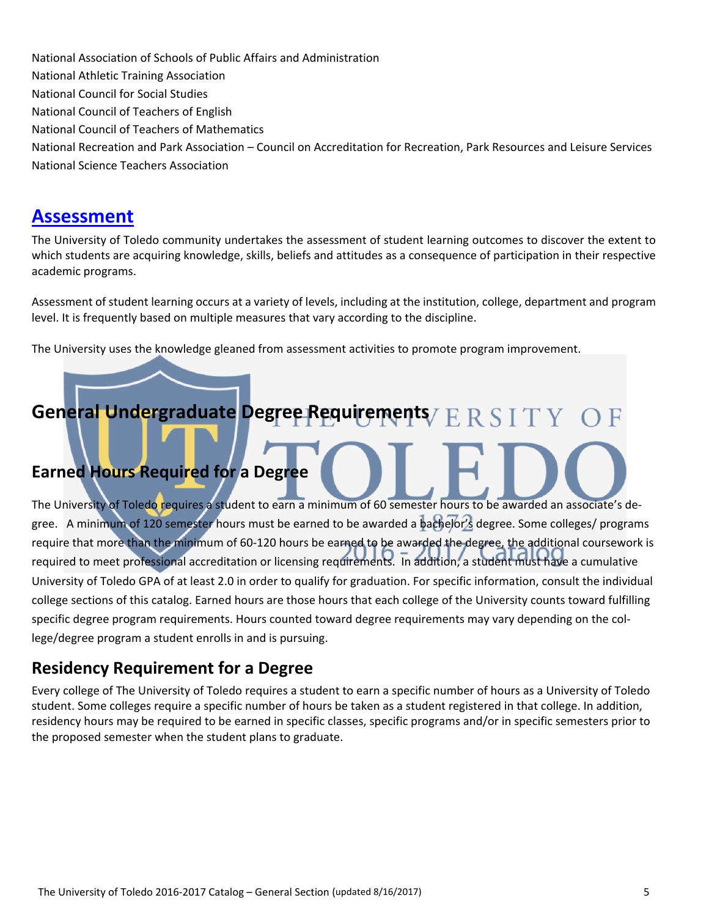National Association of Schools of Public Affairs and Administration
National Athletic Training Association
National Council for Social Studies
National Council of Teachers of English
National Council of Teachers of Mathematics
National Recreation and Park Association – Council on Accreditation for Recreation, Park Resources and Leisure Services
National Science Teachers Association

## Assessment

The University of Toledo community undertakes the assessment of student learning outcomes to discover the extent to which students are acquiring knowledge, skills, beliefs and attitudes as a consequence of participation in their respective academic programs.

Assessment of student learning occurs at a variety of levels, including at the institution, college, department and program level. It is frequently based on multiple measures that vary according to the discipline.

The University uses the knowledge gleaned from assessment activities to promote program improvement.

## General Undergraduate Degree Requirements

### Earned Hours Required for a Degree

The University of Toledo requires a student to earn a minimum of 60 semester hours to be awarded an associate's degree. A minimum of 120 semester hours must be earned to be awarded a bachelor's degree. Some colleges/ programs require that more than the minimum of 60-120 hours be earned to be awarded the degree, the additional coursework is required to meet professional accreditation or licensing requirements. In addition, a student must have a cumulative University of Toledo GPA of at least 2.0 in order to qualify for graduation. For specific information, consult the individual college sections of this catalog. Earned hours are those hours that each college of the University counts toward fulfilling specific degree program requirements. Hours counted toward degree requirements may vary depending on the college/degree program a student enrolls in and is pursuing.

### Residency Requirement for a Degree

Every college of The University of Toledo requires a student to earn a specific number of hours as a University of Toledo student. Some colleges require a specific number of hours be taken as a student registered in that college. In addition, residency hours may be required to be earned in specific classes, specific programs and/or in specific semesters prior to the proposed semester when the student plans to graduate.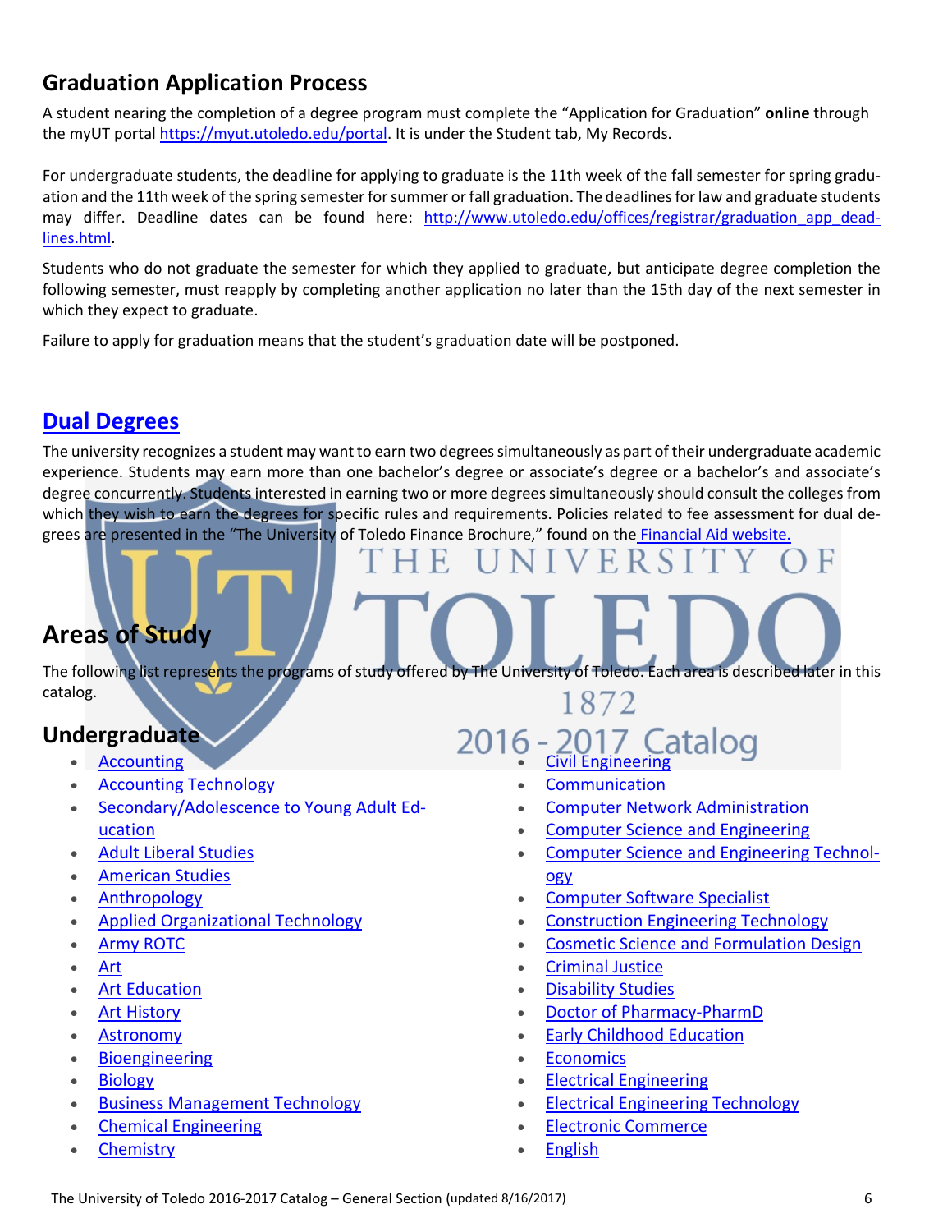## Graduation Application Process

A student nearing the completion of a degree program must complete the "Application for Graduation" **online** through the myUT portal https://myut.utoledo.edu/portal. It is under the Student tab, My Records.

For undergraduate students, the deadline for applying to graduate is the 11th week of the fall semester for spring graduation and the 11th week of the spring semester for summer or fall graduation. The deadlines for law and graduate students may differ. Deadline dates can be found here: http://www.utoledo.edu/offices/registrar/graduation_app_deadlines.html.

Students who do not graduate the semester for which they applied to graduate, but anticipate degree completion the following semester, must reapply by completing another application no later than the 15th day of the next semester in which they expect to graduate.

Failure to apply for graduation means that the student's graduation date will be postponed.

## Dual Degrees

The university recognizes a student may want to earn two degrees simultaneously as part of their undergraduate academic experience. Students may earn more than one bachelor's degree or associate's degree or a bachelor's and associate's degree concurrently. Students interested in earning two or more degrees simultaneously should consult the colleges from which they wish to earn the degrees for specific rules and requirements. Policies related to fee assessment for dual degrees are presented in the "The University of Toledo Finance Brochure," found on the Financial Aid website.

## Areas of Study

The following list represents the programs of study offered by The University of Toledo. Each area is described later in this catalog.

### Undergraduate

- Accounting
- Accounting Technology
- Secondary/Adolescence to Young Adult Education
- Adult Liberal Studies
- American Studies
- Anthropology
- Applied Organizational Technology
- Army ROTC
- Art
- Art Education
- Art History
- Astronomy
- Bioengineering
- Biology
- Business Management Technology
- Chemical Engineering
- Chemistry
- Civil Engineering
- Communication
- Computer Network Administration
- Computer Science and Engineering
- Computer Science and Engineering Technology
- Computer Software Specialist
- Construction Engineering Technology
- Cosmetic Science and Formulation Design
- Criminal Justice
- Disability Studies
- Doctor of Pharmacy-PharmD
- Early Childhood Education
- Economics
- Electrical Engineering
- Electrical Engineering Technology
- Electronic Commerce
- English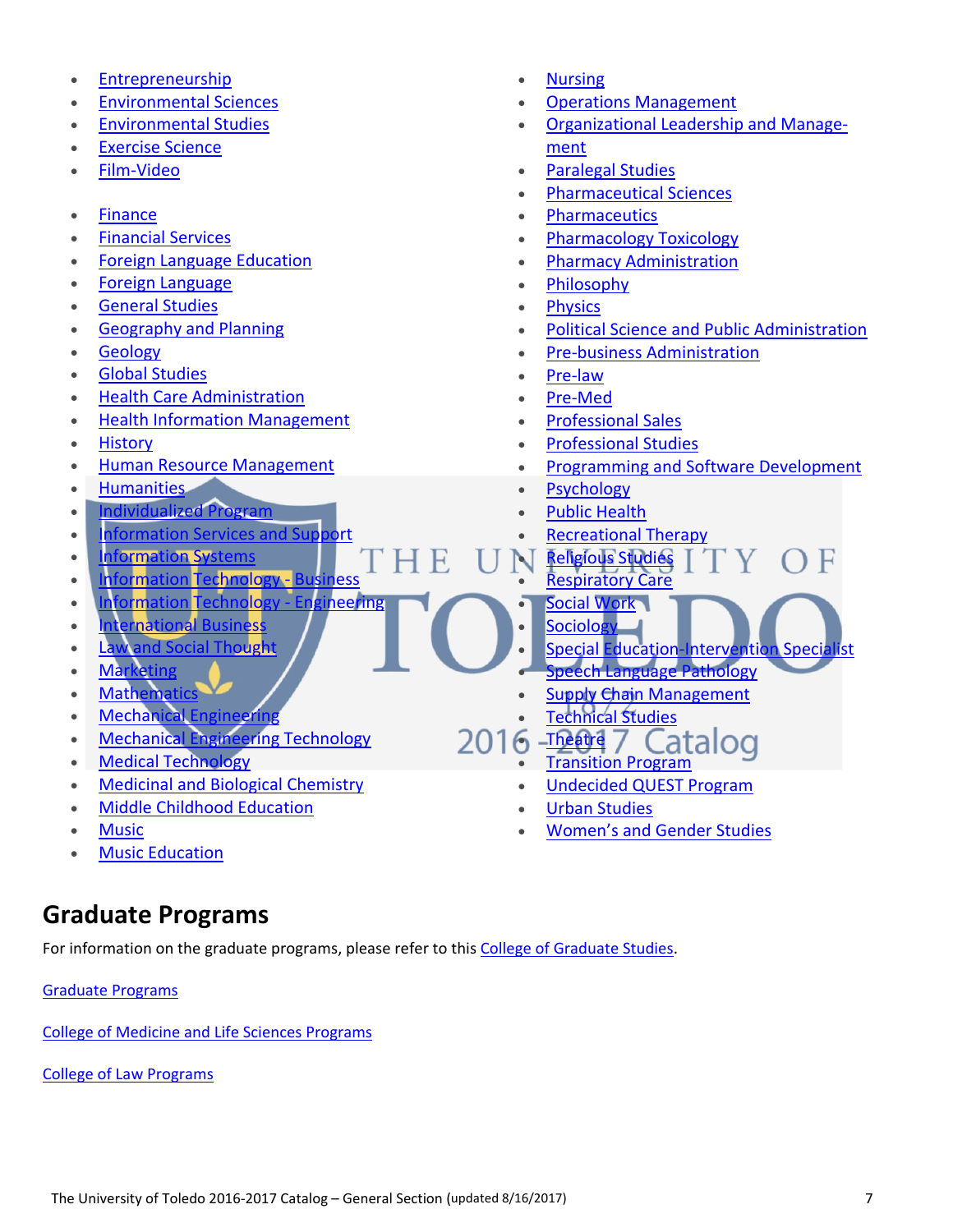- Entrepreneurship
- Environmental Sciences
- Environmental Studies
- Exercise Science
- Film-Video
- Finance
- Financial Services
- Foreign Language Education
- Foreign Language
- General Studies
- Geography and Planning
- Geology
- Global Studies
- Health Care Administration
- Health Information Management
- History
- Human Resource Management
- Humanities
- Individualized Program
- Information Services and Support
- Information Systems
- Information Technology - Business
- Information Technology - Engineering
- International Business
- Law and Social Thought
- Marketing
- Mathematics
- Mechanical Engineering
- Mechanical Engineering Technology
- Medical Technology
- Medicinal and Biological Chemistry
- Middle Childhood Education
- Music
- Music Education
- Nursing
- Operations Management
- Organizational Leadership and Management
- Paralegal Studies
- Pharmaceutical Sciences
- Pharmaceutics
- Pharmacology Toxicology
- Pharmacy Administration
- Philosophy
- Physics
- Political Science and Public Administration
- Pre-business Administration
- Pre-law
- Pre-Med
- Professional Sales
- Professional Studies
- Programming and Software Development
- Psychology
- Public Health
- Recreational Therapy
- Religious Studies
- Respiratory Care
- Social Work
- Sociology
- Special Education-Intervention Specialist
- Speech Language Pathology
- Supply Chain Management
- Technical Studies
- Theatre
- Transition Program
- Undecided QUEST Program
- Urban Studies
- Women's and Gender Studies

## Graduate Programs

For information on the graduate programs, please refer to this College of Graduate Studies.

Graduate Programs

College of Medicine and Life Sciences Programs

College of Law Programs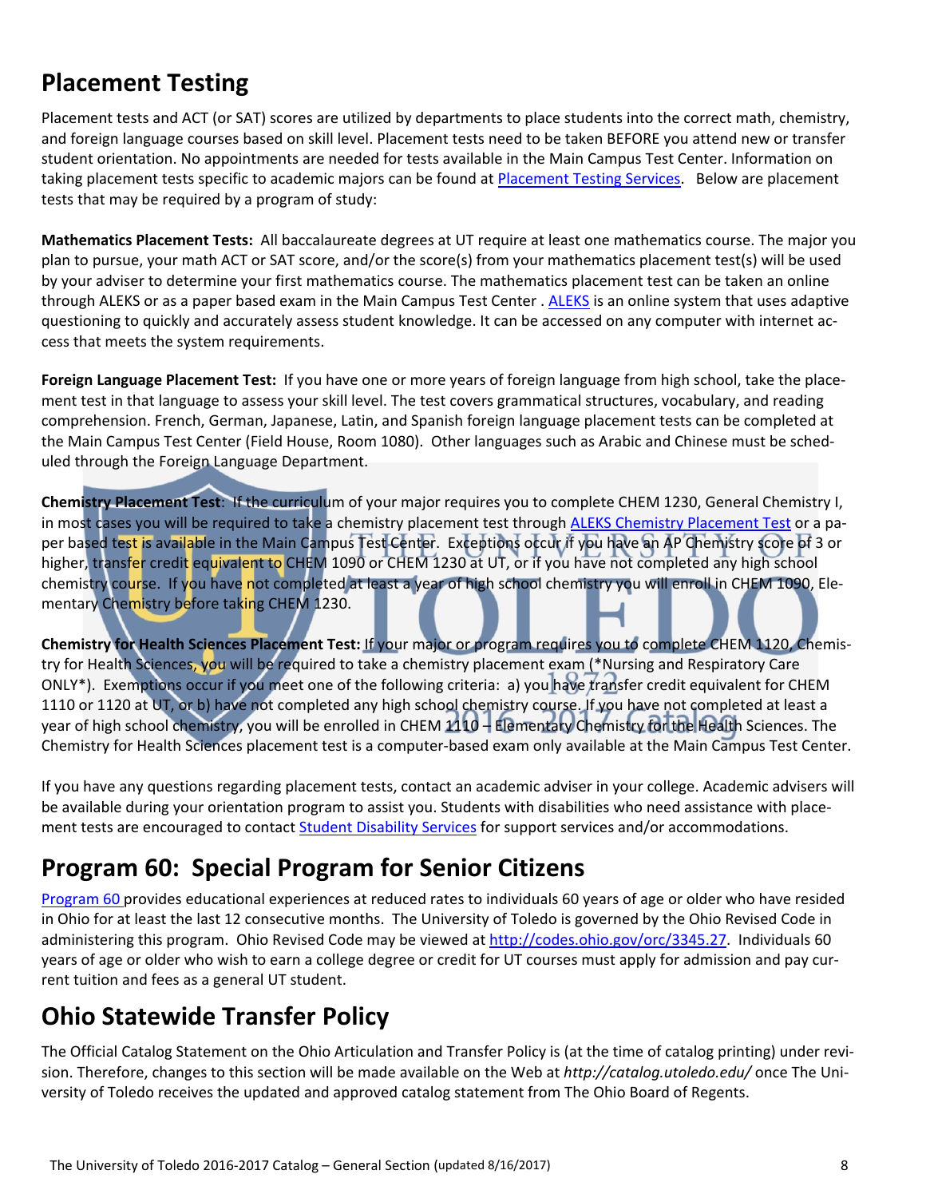## Placement Testing

Placement tests and ACT (or SAT) scores are utilized by departments to place students into the correct math, chemistry, and foreign language courses based on skill level. Placement tests need to be taken BEFORE you attend new or transfer student orientation. No appointments are needed for tests available in the Main Campus Test Center. Information on taking placement tests specific to academic majors can be found at Placement Testing Services. Below are placement tests that may be required by a program of study:

**Mathematics Placement Tests:** All baccalaureate degrees at UT require at least one mathematics course. The major you plan to pursue, your math ACT or SAT score, and/or the score(s) from your mathematics placement test(s) will be used by your adviser to determine your first mathematics course. The mathematics placement test can be taken an online through ALEKS or as a paper based exam in the Main Campus Test Center . ALEKS is an online system that uses adaptive questioning to quickly and accurately assess student knowledge. It can be accessed on any computer with internet access that meets the system requirements.

**Foreign Language Placement Test:** If you have one or more years of foreign language from high school, take the placement test in that language to assess your skill level. The test covers grammatical structures, vocabulary, and reading comprehension. French, German, Japanese, Latin, and Spanish foreign language placement tests can be completed at the Main Campus Test Center (Field House, Room 1080). Other languages such as Arabic and Chinese must be scheduled through the Foreign Language Department.

**Chemistry Placement Test**: If the curriculum of your major requires you to complete CHEM 1230, General Chemistry I, in most cases you will be required to take a chemistry placement test through ALEKS Chemistry Placement Test or a paper based test is available in the Main Campus Test Center. Exceptions occur if you have an AP Chemistry score of 3 or higher, transfer credit equivalent to CHEM 1090 or CHEM 1230 at UT, or if you have not completed any high school chemistry course. If you have not completed at least a year of high school chemistry you will enroll in CHEM 1090, Elementary Chemistry before taking CHEM 1230.

**Chemistry for Health Sciences Placement Test:** If your major or program requires you to complete CHEM 1120, Chemistry for Health Sciences, you will be required to take a chemistry placement exam (*Nursing and Respiratory Care ONLY*). Exemptions occur if you meet one of the following criteria: a) you have transfer credit equivalent for CHEM 1110 or 1120 at UT, or b) have not completed any high school chemistry course. If you have not completed at least a year of high school chemistry, you will be enrolled in CHEM 1110 – Elementary Chemistry for the Health Sciences. The Chemistry for Health Sciences placement test is a computer-based exam only available at the Main Campus Test Center.

If you have any questions regarding placement tests, contact an academic adviser in your college. Academic advisers will be available during your orientation program to assist you. Students with disabilities who need assistance with placement tests are encouraged to contact Student Disability Services for support services and/or accommodations.

## Program 60: Special Program for Senior Citizens

Program 60 provides educational experiences at reduced rates to individuals 60 years of age or older who have resided in Ohio for at least the last 12 consecutive months. The University of Toledo is governed by the Ohio Revised Code in administering this program. Ohio Revised Code may be viewed at http://codes.ohio.gov/orc/3345.27. Individuals 60 years of age or older who wish to earn a college degree or credit for UT courses must apply for admission and pay current tuition and fees as a general UT student.

## Ohio Statewide Transfer Policy

The Official Catalog Statement on the Ohio Articulation and Transfer Policy is (at the time of catalog printing) under revision. Therefore, changes to this section will be made available on the Web at *http://catalog.utoledo.edu/* once The University of Toledo receives the updated and approved catalog statement from The Ohio Board of Regents.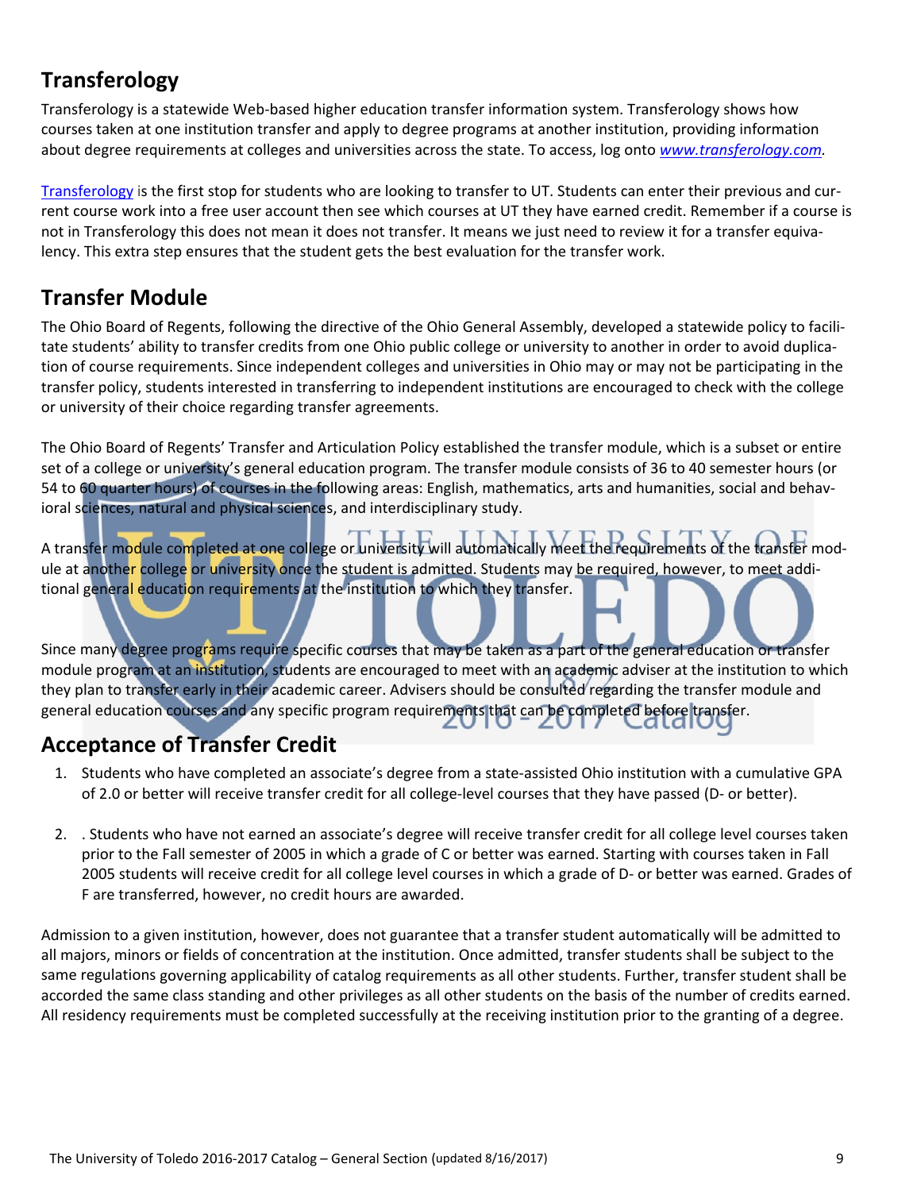## Transferology

Transferology is a statewide Web-based higher education transfer information system. Transferology shows how courses taken at one institution transfer and apply to degree programs at another institution, providing information about degree requirements at colleges and universities across the state. To access, log onto *www.transferology.com.*

Transferology is the first stop for students who are looking to transfer to UT. Students can enter their previous and current course work into a free user account then see which courses at UT they have earned credit. Remember if a course is not in Transferology this does not mean it does not transfer. It means we just need to review it for a transfer equivalency. This extra step ensures that the student gets the best evaluation for the transfer work.

## Transfer Module

The Ohio Board of Regents, following the directive of the Ohio General Assembly, developed a statewide policy to facilitate students' ability to transfer credits from one Ohio public college or university to another in order to avoid duplication of course requirements. Since independent colleges and universities in Ohio may or may not be participating in the transfer policy, students interested in transferring to independent institutions are encouraged to check with the college or university of their choice regarding transfer agreements.

The Ohio Board of Regents' Transfer and Articulation Policy established the transfer module, which is a subset or entire set of a college or university's general education program. The transfer module consists of 36 to 40 semester hours (or 54 to 60 quarter hours) of courses in the following areas: English, mathematics, arts and humanities, social and behavioral sciences, natural and physical sciences, and interdisciplinary study.

A transfer module completed at one college or university will automatically meet the requirements of the transfer module at another college or university once the student is admitted. Students may be required, however, to meet additional general education requirements at the institution to which they transfer.

Since many degree programs require specific courses that may be taken as a part of the general education or transfer module program at an institution, students are encouraged to meet with an academic adviser at the institution to which they plan to transfer early in their academic career. Advisers should be consulted regarding the transfer module and general education courses and any specific program requirements that can be completed before transfer.

## Acceptance of Transfer Credit

1. Students who have completed an associate's degree from a state-assisted Ohio institution with a cumulative GPA of 2.0 or better will receive transfer credit for all college-level courses that they have passed (D- or better).

2. . Students who have not earned an associate's degree will receive transfer credit for all college level courses taken prior to the Fall semester of 2005 in which a grade of C or better was earned. Starting with courses taken in Fall 2005 students will receive credit for all college level courses in which a grade of D- or better was earned. Grades of F are transferred, however, no credit hours are awarded.

Admission to a given institution, however, does not guarantee that a transfer student automatically will be admitted to all majors, minors or fields of concentration at the institution. Once admitted, transfer students shall be subject to the same regulations governing applicability of catalog requirements as all other students. Further, transfer student shall be accorded the same class standing and other privileges as all other students on the basis of the number of credits earned. All residency requirements must be completed successfully at the receiving institution prior to the granting of a degree.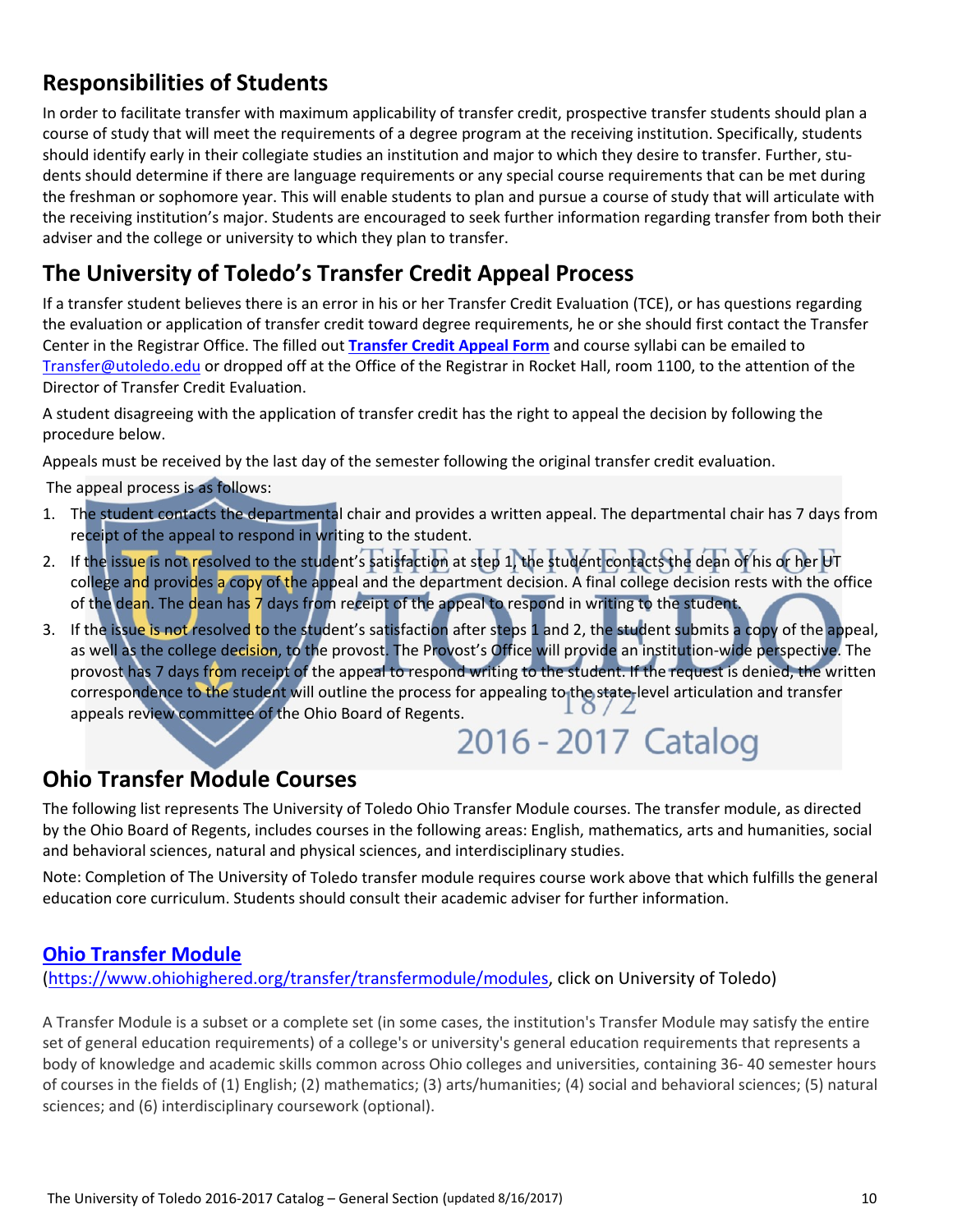## Responsibilities of Students

In order to facilitate transfer with maximum applicability of transfer credit, prospective transfer students should plan a course of study that will meet the requirements of a degree program at the receiving institution. Specifically, students should identify early in their collegiate studies an institution and major to which they desire to transfer. Further, students should determine if there are language requirements or any special course requirements that can be met during the freshman or sophomore year. This will enable students to plan and pursue a course of study that will articulate with the receiving institution's major. Students are encouraged to seek further information regarding transfer from both their adviser and the college or university to which they plan to transfer.

## The University of Toledo's Transfer Credit Appeal Process

If a transfer student believes there is an error in his or her Transfer Credit Evaluation (TCE), or has questions regarding the evaluation or application of transfer credit toward degree requirements, he or she should first contact the Transfer Center in the Registrar Office. The filled out **Transfer Credit Appeal Form** and course syllabi can be emailed to Transfer@utoledo.edu or dropped off at the Office of the Registrar in Rocket Hall, room 1100, to the attention of the Director of Transfer Credit Evaluation.

A student disagreeing with the application of transfer credit has the right to appeal the decision by following the procedure below.

Appeals must be received by the last day of the semester following the original transfer credit evaluation.

The appeal process is as follows:

1. The student contacts the departmental chair and provides a written appeal. The departmental chair has 7 days from receipt of the appeal to respond in writing to the student.
2. If the issue is not resolved to the student's satisfaction at step 1, the student contacts the dean of his or her UT college and provides a copy of the appeal and the department decision. A final college decision rests with the office of the dean. The dean has 7 days from receipt of the appeal to respond in writing to the student.
3. If the issue is not resolved to the student's satisfaction after steps 1 and 2, the student submits a copy of the appeal, as well as the college decision, to the provost. The Provost's Office will provide an institution-wide perspective. The provost has 7 days from receipt of the appeal to respond writing to the student. If the request is denied, the written correspondence to the student will outline the process for appealing to the state-level articulation and transfer appeals review committee of the Ohio Board of Regents.

## Ohio Transfer Module Courses

The following list represents The University of Toledo Ohio Transfer Module courses. The transfer module, as directed by the Ohio Board of Regents, includes courses in the following areas: English, mathematics, arts and humanities, social and behavioral sciences, natural and physical sciences, and interdisciplinary studies.

Note: Completion of The University of Toledo transfer module requires course work above that which fulfills the general education core curriculum. Students should consult their academic adviser for further information.

### Ohio Transfer Module

(https://www.ohiohighered.org/transfer/transfermodule/modules, click on University of Toledo)

A Transfer Module is a subset or a complete set (in some cases, the institution's Transfer Module may satisfy the entire set of general education requirements) of a college's or university's general education requirements that represents a body of knowledge and academic skills common across Ohio colleges and universities, containing 36- 40 semester hours of courses in the fields of (1) English; (2) mathematics; (3) arts/humanities; (4) social and behavioral sciences; (5) natural sciences; and (6) interdisciplinary coursework (optional).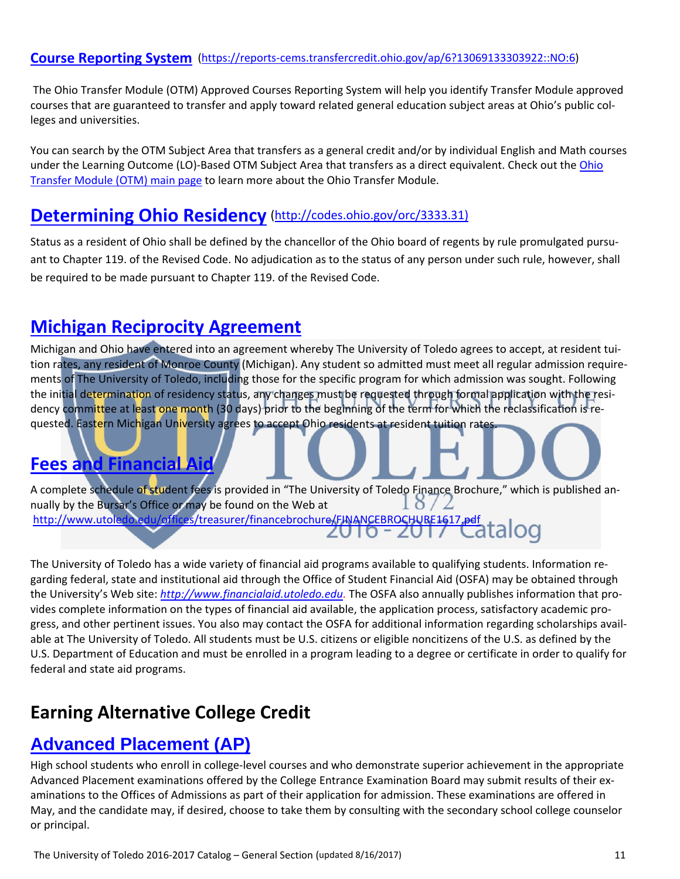## [Course Reporting System](https://reports-cems.transfercredit.ohio.gov/ap/6?13069133303922::NO:6) (https://reports-cems.transfercredit.ohio.gov/ap/6?13069133303922::NO:6)

The Ohio Transfer Module (OTM) Approved Courses Reporting System will help you identify Transfer Module approved courses that are guaranteed to transfer and apply toward related general education subject areas at Ohio's public colleges and universities.

You can search by the OTM Subject Area that transfers as a general credit and/or by individual English and Math courses under the Learning Outcome (LO)-Based OTM Subject Area that transfers as a direct equivalent. Check out the Ohio Transfer Module (OTM) main page to learn more about the Ohio Transfer Module.

## [Determining Ohio Residency](http://codes.ohio.gov/orc/3333.31) (http://codes.ohio.gov/orc/3333.31)

Status as a resident of Ohio shall be defined by the chancellor of the Ohio board of regents by rule promulgated pursuant to Chapter 119. of the Revised Code. No adjudication as to the status of any person under such rule, however, shall be required to be made pursuant to Chapter 119. of the Revised Code.

## Michigan Reciprocity Agreement

Michigan and Ohio have entered into an agreement whereby The University of Toledo agrees to accept, at resident tuition rates, any resident of Monroe County (Michigan). Any student so admitted must meet all regular admission requirements of The University of Toledo, including those for the specific program for which admission was sought. Following the initial determination of residency status, any changes must be requested through formal application with the residency committee at least one month (30 days) prior to the beginning of the term for which the reclassification is requested. Eastern Michigan University agrees to accept Ohio residents at resident tuition rates.

## Fees and Financial Aid

A complete schedule of student fees is provided in "The University of Toledo Finance Brochure," which is published annually by the Bursar's Office or may be found on the Web at
http://www.utoledo.edu/offices/treasurer/financebrochure/FINANCEBROCHURE1617.pdf

The University of Toledo has a wide variety of financial aid programs available to qualifying students. Information regarding federal, state and institutional aid through the Office of Student Financial Aid (OSFA) may be obtained through the University's Web site: *http://www.financialaid.utoledo.edu*. The OSFA also annually publishes information that provides complete information on the types of financial aid available, the application process, satisfactory academic progress, and other pertinent issues. You also may contact the OSFA for additional information regarding scholarships available at The University of Toledo. All students must be U.S. citizens or eligible noncitizens of the U.S. as defined by the U.S. Department of Education and must be enrolled in a program leading to a degree or certificate in order to qualify for federal and state aid programs.

# Earning Alternative College Credit

## Advanced Placement (AP)

High school students who enroll in college-level courses and who demonstrate superior achievement in the appropriate Advanced Placement examinations offered by the College Entrance Examination Board may submit results of their examinations to the Offices of Admissions as part of their application for admission. These examinations are offered in May, and the candidate may, if desired, choose to take them by consulting with the secondary school college counselor or principal.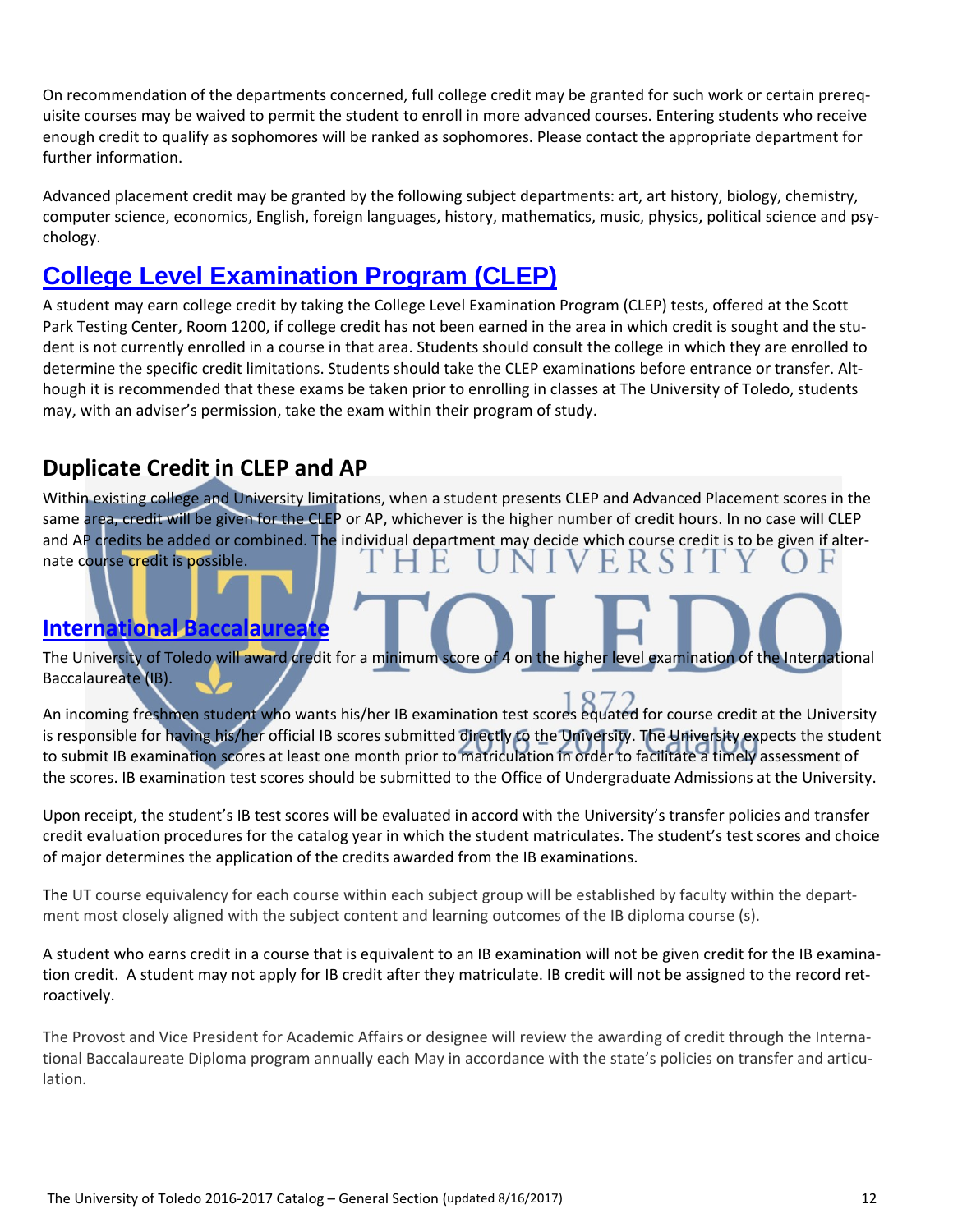On recommendation of the departments concerned, full college credit may be granted for such work or certain prerequisite courses may be waived to permit the student to enroll in more advanced courses. Entering students who receive enough credit to qualify as sophomores will be ranked as sophomores. Please contact the appropriate department for further information.

Advanced placement credit may be granted by the following subject departments: art, art history, biology, chemistry, computer science, economics, English, foreign languages, history, mathematics, music, physics, political science and psychology.

## College Level Examination Program (CLEP)

A student may earn college credit by taking the College Level Examination Program (CLEP) tests, offered at the Scott Park Testing Center, Room 1200, if college credit has not been earned in the area in which credit is sought and the student is not currently enrolled in a course in that area. Students should consult the college in which they are enrolled to determine the specific credit limitations. Students should take the CLEP examinations before entrance or transfer. Although it is recommended that these exams be taken prior to enrolling in classes at The University of Toledo, students may, with an adviser's permission, take the exam within their program of study.

### Duplicate Credit in CLEP and AP

Within existing college and University limitations, when a student presents CLEP and Advanced Placement scores in the same area, credit will be given for the CLEP or AP, whichever is the higher number of credit hours. In no case will CLEP and AP credits be added or combined. The individual department may decide which course credit is to be given if alternate course credit is possible.

### International Baccalaureate

The University of Toledo will award credit for a minimum score of 4 on the higher level examination of the International Baccalaureate (IB).

An incoming freshmen student who wants his/her IB examination test scores equated for course credit at the University is responsible for having his/her official IB scores submitted directly to the University. The University expects the student to submit IB examination scores at least one month prior to matriculation in order to facilitate a timely assessment of the scores. IB examination test scores should be submitted to the Office of Undergraduate Admissions at the University.

Upon receipt, the student's IB test scores will be evaluated in accord with the University's transfer policies and transfer credit evaluation procedures for the catalog year in which the student matriculates. The student's test scores and choice of major determines the application of the credits awarded from the IB examinations.

The UT course equivalency for each course within each subject group will be established by faculty within the department most closely aligned with the subject content and learning outcomes of the IB diploma course (s).

A student who earns credit in a course that is equivalent to an IB examination will not be given credit for the IB examination credit. A student may not apply for IB credit after they matriculate. IB credit will not be assigned to the record retroactively.

The Provost and Vice President for Academic Affairs or designee will review the awarding of credit through the International Baccalaureate Diploma program annually each May in accordance with the state's policies on transfer and articulation.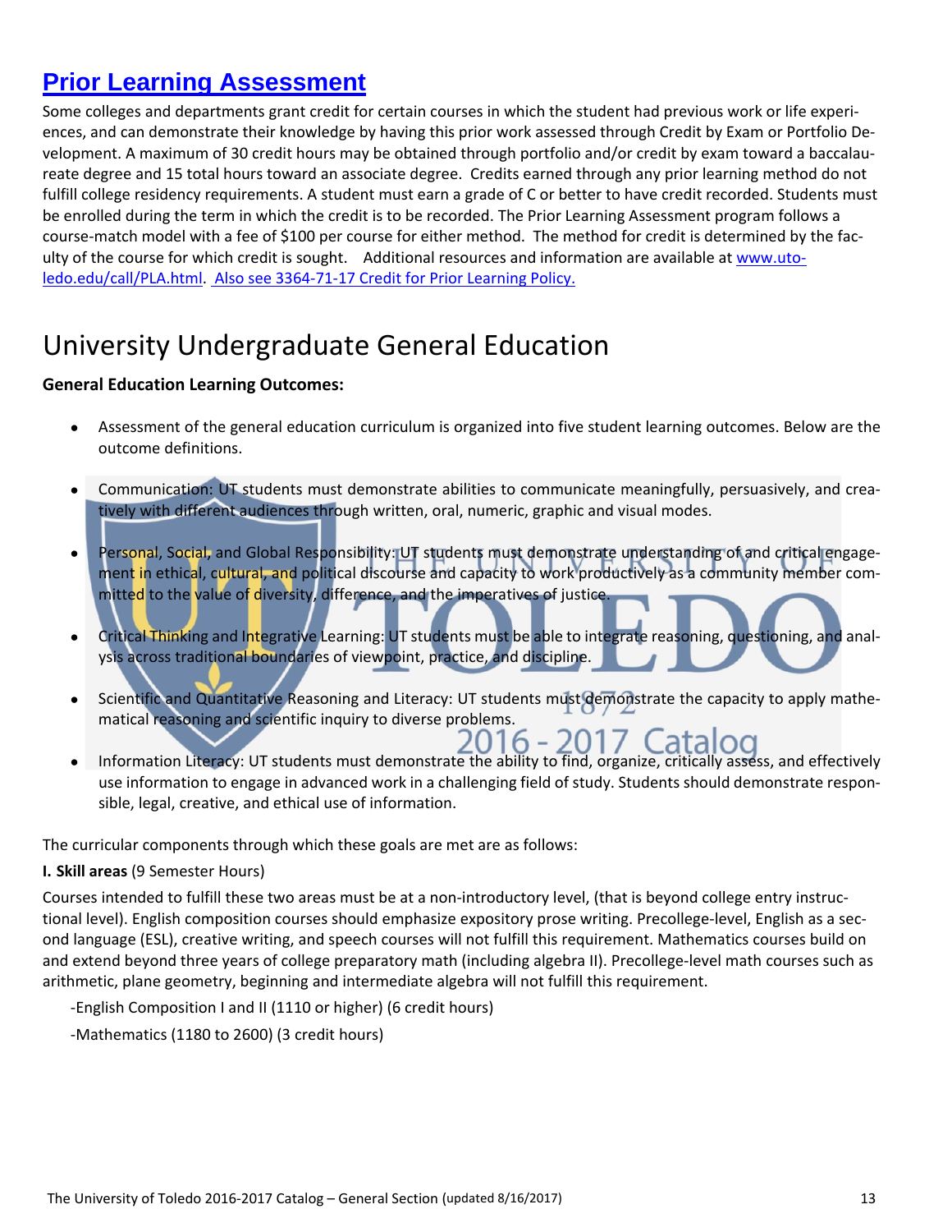## [Prior Learning Assessment](#)

Some colleges and departments grant credit for certain courses in which the student had previous work or life experiences, and can demonstrate their knowledge by having this prior work assessed through Credit by Exam or Portfolio Development. A maximum of 30 credit hours may be obtained through portfolio and/or credit by exam toward a baccalaureate degree and 15 total hours toward an associate degree. Credits earned through any prior learning method do not fulfill college residency requirements. A student must earn a grade of C or better to have credit recorded. Students must be enrolled during the term in which the credit is to be recorded. The Prior Learning Assessment program follows a course-match model with a fee of $100 per course for either method. The method for credit is determined by the faculty of the course for which credit is sought. Additional resources and information are available at www.utoledo.edu/call/PLA.html. Also see 3364-71-17 Credit for Prior Learning Policy.

# University Undergraduate General Education

**General Education Learning Outcomes:**

- Assessment of the general education curriculum is organized into five student learning outcomes. Below are the outcome definitions.
- Communication: UT students must demonstrate abilities to communicate meaningfully, persuasively, and creatively with different audiences through written, oral, numeric, graphic and visual modes.
- Personal, Social, and Global Responsibility: UT students must demonstrate understanding of and critical engagement in ethical, cultural, and political discourse and capacity to work productively as a community member committed to the value of diversity, difference, and the imperatives of justice.
- Critical Thinking and Integrative Learning: UT students must be able to integrate reasoning, questioning, and analysis across traditional boundaries of viewpoint, practice, and discipline.
- Scientific and Quantitative Reasoning and Literacy: UT students must demonstrate the capacity to apply mathematical reasoning and scientific inquiry to diverse problems.
- Information Literacy: UT students must demonstrate the ability to find, organize, critically assess, and effectively use information to engage in advanced work in a challenging field of study. Students should demonstrate responsible, legal, creative, and ethical use of information.

The curricular components through which these goals are met are as follows:

**I. Skill areas** (9 Semester Hours)

Courses intended to fulfill these two areas must be at a non-introductory level, (that is beyond college entry instructional level). English composition courses should emphasize expository prose writing. Precollege-level, English as a second language (ESL), creative writing, and speech courses will not fulfill this requirement. Mathematics courses build on and extend beyond three years of college preparatory math (including algebra II). Precollege-level math courses such as arithmetic, plane geometry, beginning and intermediate algebra will not fulfill this requirement.

-English Composition I and II (1110 or higher) (6 credit hours)

-Mathematics (1180 to 2600) (3 credit hours)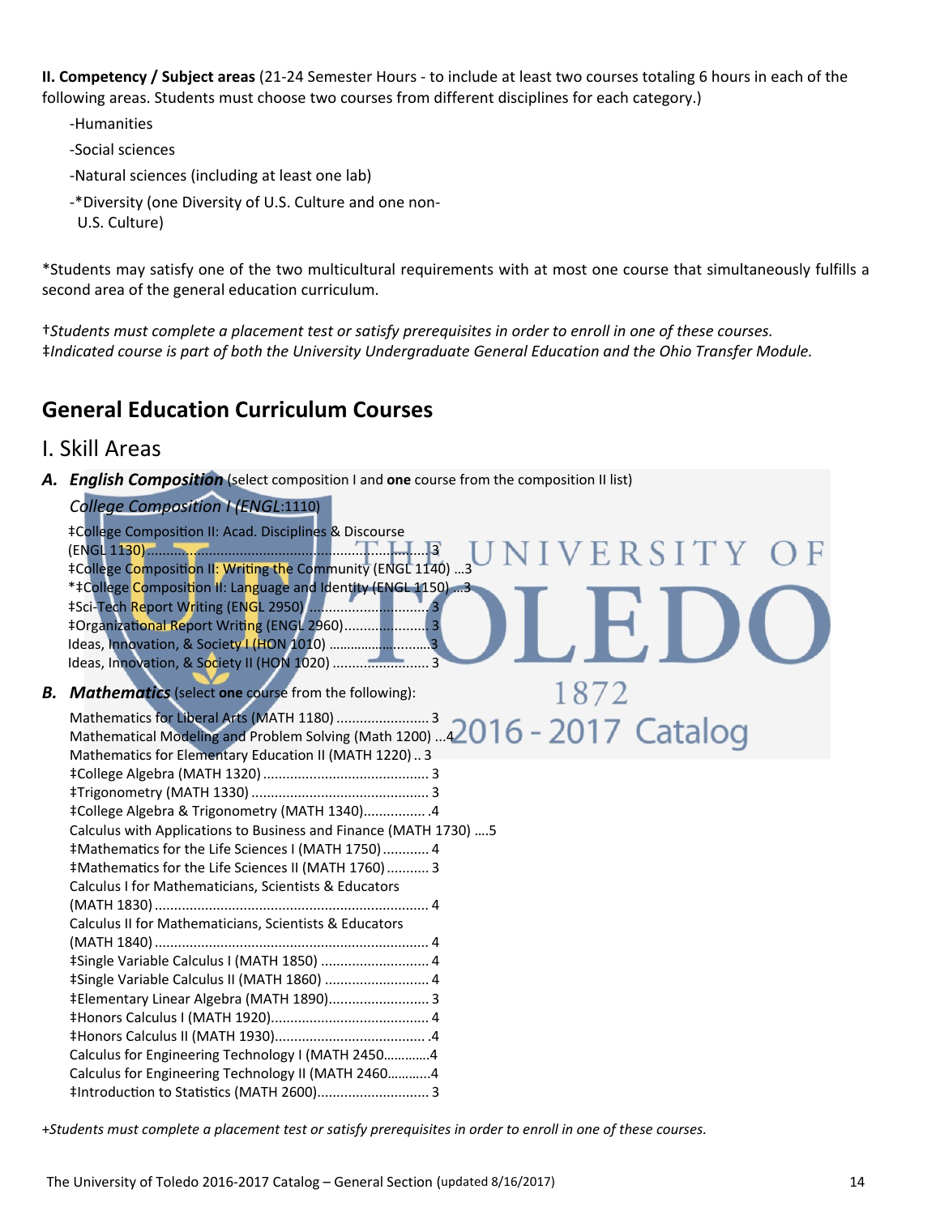**II. Competency / Subject areas** (21-24 Semester Hours - to include at least two courses totaling 6 hours in each of the following areas. Students must choose two courses from different disciplines for each category.)

- -Humanities
- -Social sciences
- -Natural sciences (including at least one lab)
- -*Diversity (one Diversity of U.S. Culture and one non-U.S. Culture)

*Students may satisfy one of the two multicultural requirements with at most one course that simultaneously fulfills a second area of the general education curriculum.

†*Students must complete a placement test or satisfy prerequisites in order to enroll in one of these courses.*
‡*Indicated course is part of both the University Undergraduate General Education and the Ohio Transfer Module.*

## General Education Curriculum Courses

# I. Skill Areas

***A. English Composition*** (select composition I and **one** course from the composition II list)

*College Composition I (ENGL:*1110)

‡College Composition II: Acad. Disciplines & Discourse (ENGL 1130)........................................3
‡College Composition II: Writing the Community (ENGL 1140) ...3
*‡College Composition II: Language and Identity (ENGL 1150) ...3
‡Sci-Tech Report Writing (ENGL 2950) ..............................3
‡Organizational Report Writing (ENGL 2960)......................3
Ideas, Innovation, & Society I (HON 1010) ..........................3
Ideas, Innovation, & Society II (HON 1020) .........................3

***B. Mathematics*** (select **one** course from the following):

Mathematics for Liberal Arts (MATH 1180) ........................3
Mathematical Modeling and Problem Solving (Math 1200) ...4
Mathematics for Elementary Education II (MATH 1220) .. 3
‡College Algebra (MATH 1320) ........................................... 3
‡Trigonometry (MATH 1330) .............................................. 3
‡College Algebra & Trigonometry (MATH 1340)................ .4
Calculus with Applications to Business and Finance (MATH 1730) ....5
‡Mathematics for the Life Sciences I (MATH 1750) ............ 4
‡Mathematics for the Life Sciences II (MATH 1760) ........... 3
Calculus I for Mathematicians, Scientists & Educators (MATH 1830) ....................................................................... 4
Calculus II for Mathematicians, Scientists & Educators (MATH 1840) ....................................................................... 4
‡Single Variable Calculus I (MATH 1850) ............................ 4
‡Single Variable Calculus II (MATH 1860) ........................... 4
‡Elementary Linear Algebra (MATH 1890).......................... 3
‡Honors Calculus I (MATH 1920)......................................... 4
‡Honors Calculus II (MATH 1930)....................................... .4
Calculus for Engineering Technology I (MATH 2450............4
Calculus for Engineering Technology II (MATH 2460...........4
‡Introduction to Statistics (MATH 2600)............................. 3

+*Students must complete a placement test or satisfy prerequisites in order to enroll in one of these courses.*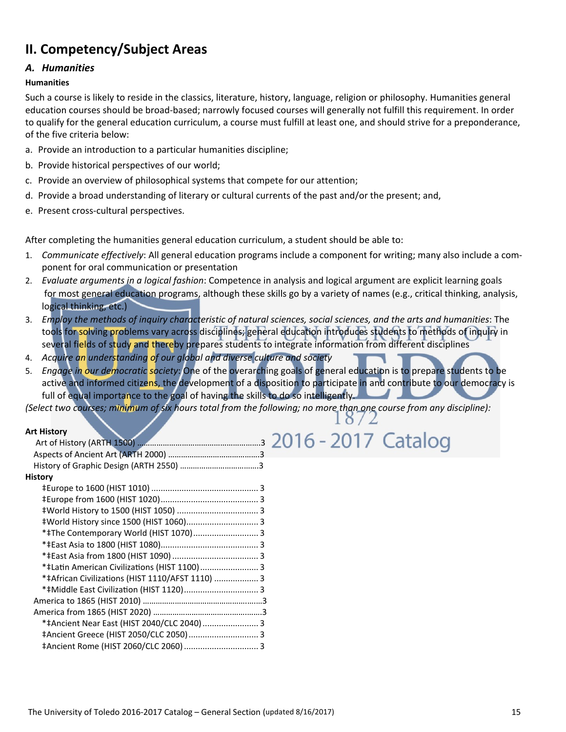## II. Competency/Subject Areas

### *A. Humanities*

**Humanities**

Such a course is likely to reside in the classics, literature, history, language, religion or philosophy. Humanities general education courses should be broad-based; narrowly focused courses will generally not fulfill this requirement. In order to qualify for the general education curriculum, a course must fulfill at least one, and should strive for a preponderance, of the five criteria below:

a. Provide an introduction to a particular humanities discipline;

b. Provide historical perspectives of our world;

c. Provide an overview of philosophical systems that compete for our attention;

d. Provide a broad understanding of literary or cultural currents of the past and/or the present; and,

e. Present cross-cultural perspectives.

After completing the humanities general education curriculum, a student should be able to:

1. *Communicate effectively*: All general education programs include a component for writing; many also include a component for oral communication or presentation
2. *Evaluate arguments in a logical fashion*: Competence in analysis and logical argument are explicit learning goals for most general education programs, although these skills go by a variety of names (e.g., critical thinking, analysis, logical thinking, etc.)
3. *Employ the methods of inquiry characteristic of natural sciences, social sciences, and the arts and humanities*: The tools for solving problems vary across disciplines; general education introduces students to methods of inquiry in several fields of study and thereby prepares students to integrate information from different disciplines
4. *Acquire an understanding of our global and diverse culture and society*
5. *Engage in our democratic society*: One of the overarching goals of general education is to prepare students to be active and informed citizens, the development of a disposition to participate in and contribute to our democracy is full of equal importance to the goal of having the skills to do so intelligently.

*(Select two courses; minimum of six hours total from the following; no more than one course from any discipline):*

**Art History**

- Art of History (ARTH 1500) .......... 3
- Aspects of Ancient Art (ARTH 2000) .......... 3
- History of Graphic Design (ARTH 2550) .......... 3

**History**

- ‡Europe to 1600 (HIST 1010) .......... 3
- ‡Europe from 1600 (HIST 1020) .......... 3
- ‡World History to 1500 (HIST 1050) .......... 3
- ‡World History since 1500 (HIST 1060) .......... 3
- *‡The Contemporary World (HIST 1070) .......... 3
- *‡East Asia to 1800 (HIST 1080) .......... 3
- *‡East Asia from 1800 (HIST 1090) .......... 3
- *‡Latin American Civilizations (HIST 1100) .......... 3
- *‡African Civilizations (HIST 1110/AFST 1110) .......... 3
- *‡Middle East Civilization (HIST 1120) .......... 3
- America to 1865 (HIST 2010) .......... 3
- America from 1865 (HIST 2020) .......... 3
- *‡Ancient Near East (HIST 2040/CLC 2040) .......... 3
- ‡Ancient Greece (HIST 2050/CLC 2050) .......... 3
- ‡Ancient Rome (HIST 2060/CLC 2060) .......... 3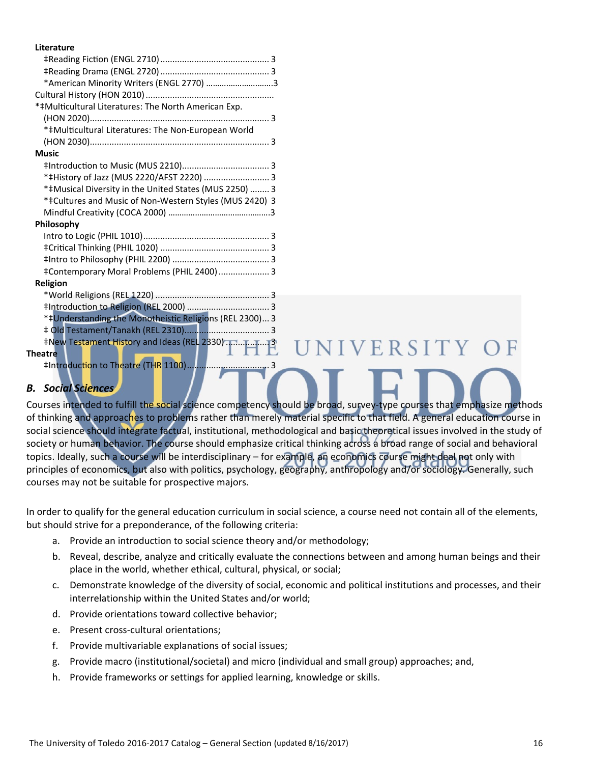**Literature**

‡Reading Fiction (ENGL 2710) ............................................ 3
‡Reading Drama (ENGL 2720) ............................................ 3
*American Minority Writers (ENGL 2770) ............................3
Cultural History (HON 2010) ....................................................
*‡Multicultural Literatures: The North American Exp. (HON 2020)......................................................................... 3
*‡Multicultural Literatures: The Non-European World (HON 2030)......................................................................... 3

**Music**

‡Introduction to Music (MUS 2210).................................... 3
*‡History of Jazz (MUS 2220/AFST 2220) .......................... 3
*‡Musical Diversity in the United States (MUS 2250) ........ 3
*‡Cultures and Music of Non-Western Styles (MUS 2420) 3
Mindful Creativity (COCA 2000) ............................................3

**Philosophy**

Intro to Logic (PHIL 1010)................................................... 3
‡Critical Thinking (PHIL 1020) ............................................ 3
‡Intro to Philosophy (PHIL 2200) ........................................ 3
‡Contemporary Moral Problems (PHIL 2400) ..................... 3

**Religion**

*World Religions (REL 1220) .............................................. 3
‡Introduction to Religion (REL 2000) ................................. 3
*‡Understanding the Monotheistic Religions (REL 2300)... 3
‡ Old Testament/Tanakh (REL 2310).................................. 3
‡New Testament History and Ideas (REL 2330) ................. 3

**Theatre**

‡Introduction to Theatre (THR 1100).................................. 3

### *B. Social Sciences*

Courses intended to fulfill the social science competency should be broad, survey-type courses that emphasize methods of thinking and approaches to problems rather than merely material specific to that field. A general education course in social science should integrate factual, institutional, methodological and basic theoretical issues involved in the study of society or human behavior. The course should emphasize critical thinking across a broad range of social and behavioral topics. Ideally, such a course will be interdisciplinary – for example, an economics course might deal not only with principles of economics, but also with politics, psychology, geography, anthropology and/or sociology. Generally, such courses may not be suitable for prospective majors.

In order to qualify for the general education curriculum in social science, a course need not contain all of the elements, but should strive for a preponderance, of the following criteria:

a. Provide an introduction to social science theory and/or methodology;
b. Reveal, describe, analyze and critically evaluate the connections between and among human beings and their place in the world, whether ethical, cultural, physical, or social;
c. Demonstrate knowledge of the diversity of social, economic and political institutions and processes, and their interrelationship within the United States and/or world;
d. Provide orientations toward collective behavior;
e. Present cross-cultural orientations;
f. Provide multivariable explanations of social issues;
g. Provide macro (institutional/societal) and micro (individual and small group) approaches; and,
h. Provide frameworks or settings for applied learning, knowledge or skills.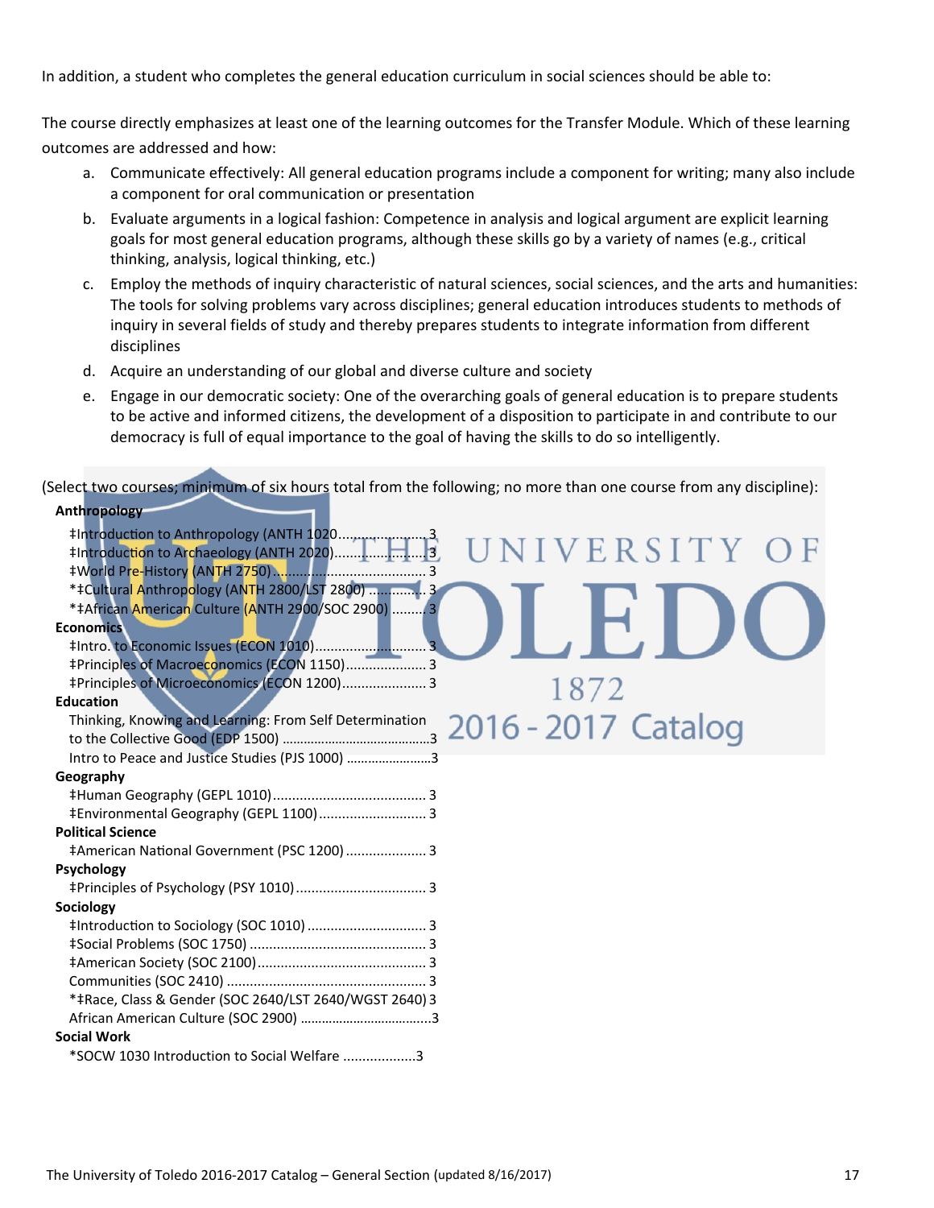In addition, a student who completes the general education curriculum in social sciences should be able to:

The course directly emphasizes at least one of the learning outcomes for the Transfer Module. Which of these learning outcomes are addressed and how:

a. Communicate effectively: All general education programs include a component for writing; many also include a component for oral communication or presentation
b. Evaluate arguments in a logical fashion: Competence in analysis and logical argument are explicit learning goals for most general education programs, although these skills go by a variety of names (e.g., critical thinking, analysis, logical thinking, etc.)
c. Employ the methods of inquiry characteristic of natural sciences, social sciences, and the arts and humanities: The tools for solving problems vary across disciplines; general education introduces students to methods of inquiry in several fields of study and thereby prepares students to integrate information from different disciplines
d. Acquire an understanding of our global and diverse culture and society
e. Engage in our democratic society: One of the overarching goals of general education is to prepare students to be active and informed citizens, the development of a disposition to participate in and contribute to our democracy is full of equal importance to the goal of having the skills to do so intelligently.

(Select two courses; minimum of six hours total from the following; no more than one course from any discipline):

**Anthropology**

- ‡Introduction to Anthropology (ANTH 1020.......................3
- ‡Introduction to Archaeology (ANTH 2020).......................3
- ‡World Pre-History (ANTH 2750)........................................3
- *‡Cultural Anthropology (ANTH 2800/LST 2800) ..............3
- *‡African American Culture (ANTH 2900/SOC 2900) .........3

**Economics**

- ‡Intro. to Economic Issues (ECON 1010)...............................3
- ‡Principles of Macroeconomics (ECON 1150).....................3
- ‡Principles of Microeconomics (ECON 1200)......................3

**Education**

- Thinking, Knowing and Learning: From Self Determination to the Collective Good (EDP 1500) ..........................................3
- Intro to Peace and Justice Studies (PJS 1000) ........................3

**Geography**

- ‡Human Geography (GEPL 1010)........................................3
- ‡Environmental Geography (GEPL 1100)............................3

**Political Science**

- ‡American National Government (PSC 1200) .....................3

**Psychology**

- ‡Principles of Psychology (PSY 1010)..................................3

**Sociology**

- ‡Introduction to Sociology (SOC 1010) ...............................3
- ‡Social Problems (SOC 1750) ..............................................3
- ‡American Society (SOC 2100)............................................3
- Communities (SOC 2410) ....................................................3
- *‡Race, Class & Gender (SOC 2640/LST 2640/WGST 2640) 3
- African American Culture (SOC 2900) ....................................3

**Social Work**

- *SOCW 1030 Introduction to Social Welfare ...................3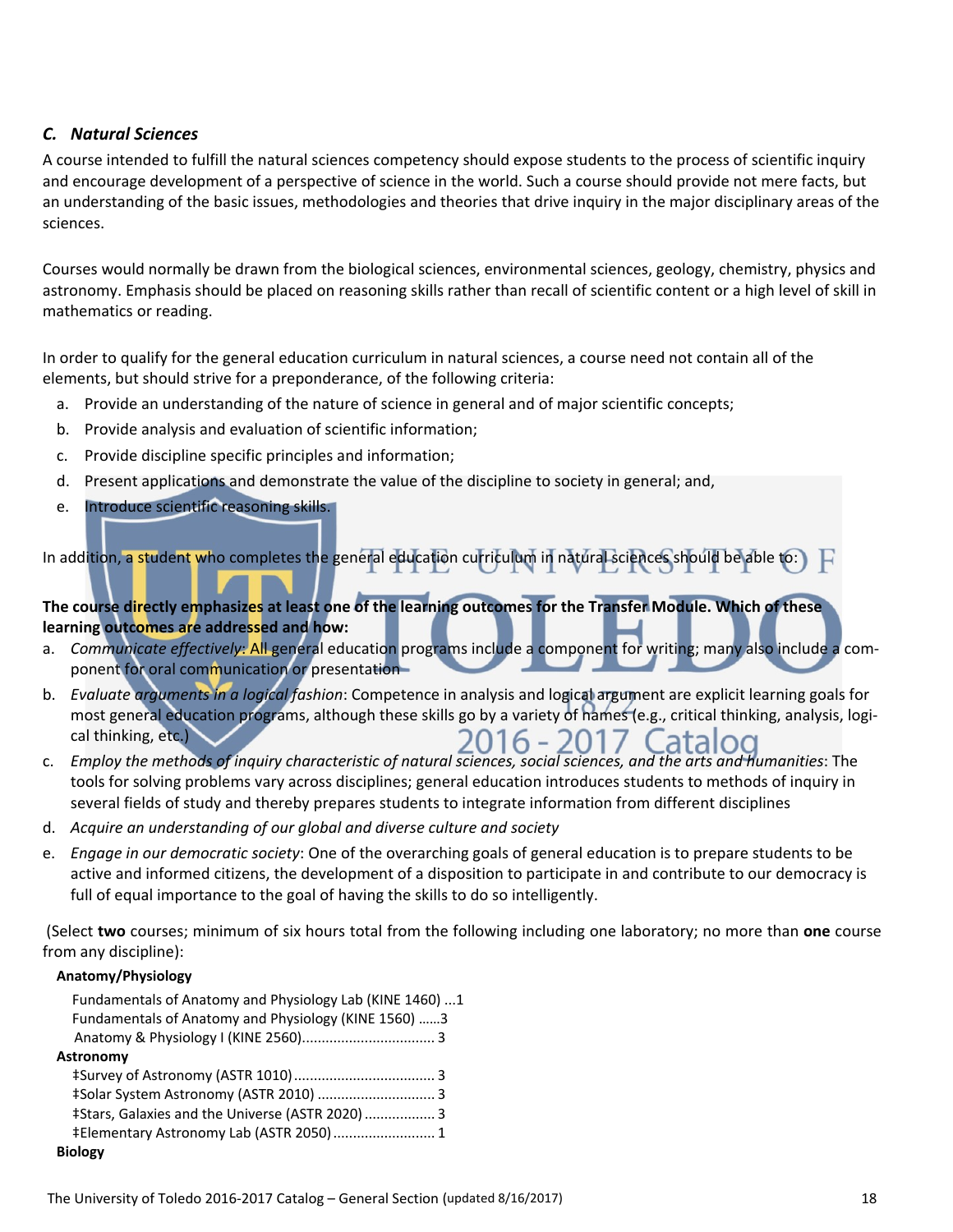### *C. Natural Sciences*

A course intended to fulfill the natural sciences competency should expose students to the process of scientific inquiry and encourage development of a perspective of science in the world. Such a course should provide not mere facts, but an understanding of the basic issues, methodologies and theories that drive inquiry in the major disciplinary areas of the sciences.

Courses would normally be drawn from the biological sciences, environmental sciences, geology, chemistry, physics and astronomy. Emphasis should be placed on reasoning skills rather than recall of scientific content or a high level of skill in mathematics or reading.

In order to qualify for the general education curriculum in natural sciences, a course need not contain all of the elements, but should strive for a preponderance, of the following criteria:

a. Provide an understanding of the nature of science in general and of major scientific concepts;
b. Provide analysis and evaluation of scientific information;
c. Provide discipline specific principles and information;
d. Present applications and demonstrate the value of the discipline to society in general; and,
e. Introduce scientific reasoning skills.

In addition, a student who completes the general education curriculum in natural sciences should be able to:

**The course directly emphasizes at least one of the learning outcomes for the Transfer Module. Which of these learning outcomes are addressed and how:**

a. *Communicate effectively*: All general education programs include a component for writing; many also include a component for oral communication or presentation
b. *Evaluate arguments in a logical fashion*: Competence in analysis and logical argument are explicit learning goals for most general education programs, although these skills go by a variety of names (e.g., critical thinking, analysis, logical thinking, etc.)
c. *Employ the methods of inquiry characteristic of natural sciences, social sciences, and the arts and humanities*: The tools for solving problems vary across disciplines; general education introduces students to methods of inquiry in several fields of study and thereby prepares students to integrate information from different disciplines
d. *Acquire an understanding of our global and diverse culture and society*
e. *Engage in our democratic society*: One of the overarching goals of general education is to prepare students to be active and informed citizens, the development of a disposition to participate in and contribute to our democracy is full of equal importance to the goal of having the skills to do so intelligently.

(Select **two** courses; minimum of six hours total from the following including one laboratory; no more than **one** course from any discipline):

**Anatomy/Physiology**

Fundamentals of Anatomy and Physiology Lab (KINE 1460) ...1
Fundamentals of Anatomy and Physiology (KINE 1560) ……3
Anatomy & Physiology I (KINE 2560)................................. 3

**Astronomy**

‡Survey of Astronomy (ASTR 1010) .................................... 3
‡Solar System Astronomy (ASTR 2010) ............................. 3
‡Stars, Galaxies and the Universe (ASTR 2020) ................. 3
‡Elementary Astronomy Lab (ASTR 2050) .......................... 1

**Biology**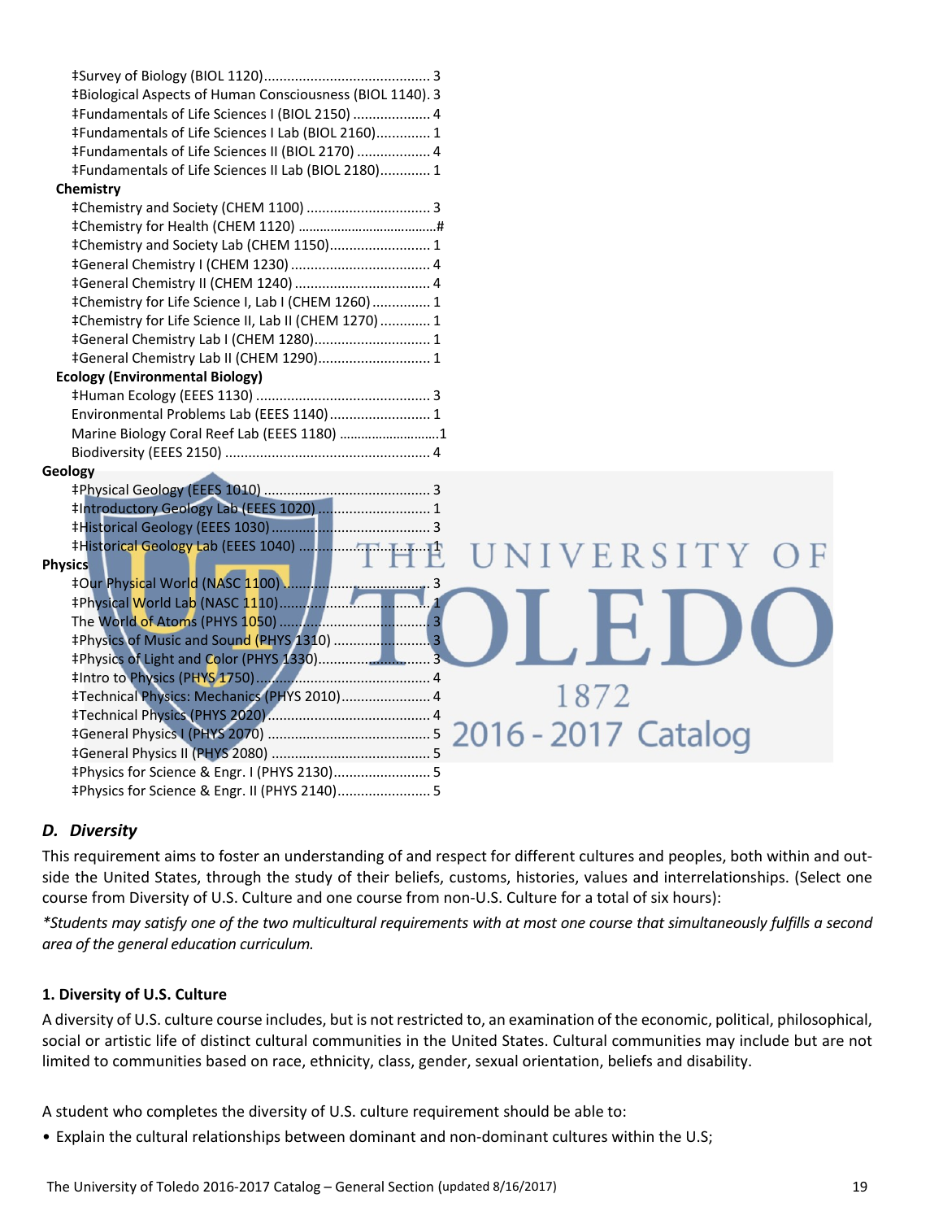‡Survey of Biology (BIOL 1120)........................................... 3
‡Biological Aspects of Human Consciousness (BIOL 1140). 3
‡Fundamentals of Life Sciences I (BIOL 2150) .................... 4
‡Fundamentals of Life Sciences I Lab (BIOL 2160).............. 1
‡Fundamentals of Life Sciences II (BIOL 2170) ................... 4
‡Fundamentals of Life Sciences II Lab (BIOL 2180)............. 1

**Chemistry**

‡Chemistry and Society (CHEM 1100) ................................ 3
‡Chemistry for Health (CHEM 1120) .......................................#
‡Chemistry and Society Lab (CHEM 1150).......................... 1
‡General Chemistry I (CHEM 1230) .................................... 4
‡General Chemistry II (CHEM 1240) ................................... 4
‡Chemistry for Life Science I, Lab I (CHEM 1260) ............... 1
‡Chemistry for Life Science II, Lab II (CHEM 1270) ............. 1
‡General Chemistry Lab I (CHEM 1280).............................. 1
‡General Chemistry Lab II (CHEM 1290)............................. 1

**Ecology (Environmental Biology)**

‡Human Ecology (EEES 1130) ............................................. 3
Environmental Problems Lab (EEES 1140).......................... 1
Marine Biology Coral Reef Lab (EEES 1180) ...........................1
Biodiversity (EEES 2150) ..................................................... 4

**Geology**

‡Physical Geology (EEES 1010) .......................................... 3
‡Introductory Geology Lab (EEES 1020) ............................. 1
‡Historical Geology (EEES 1030)......................................... 3
‡Historical Geology Lab (EEES 1040) .................................. 1

**Physics**

‡Our Physical World (NASC 1100) ...................................... 3
‡Physical World Lab (NASC 1110)........................................ 1
The World of Atoms (PHYS 1050) ....................................... 3
‡Physics of Music and Sound (PHYS 1310) .......................... 3
‡Physics of Light and Color (PHYS 1330)............................. 3
‡Intro to Physics (PHYS 1750).............................................. 4
‡Technical Physics: Mechanics (PHYS 2010)....................... 4
‡Technical Physics (PHYS 2020).......................................... 4
‡General Physics I (PHYS 2070) .......................................... 5
‡General Physics II (PHYS 2080) ......................................... 5
‡Physics for Science & Engr. I (PHYS 2130).......................... 5
‡Physics for Science & Engr. II (PHYS 2140)........................ 5

## *D. Diversity*

This requirement aims to foster an understanding of and respect for different cultures and peoples, both within and outside the United States, through the study of their beliefs, customs, histories, values and interrelationships. (Select one course from Diversity of U.S. Culture and one course from non-U.S. Culture for a total of six hours):

*\*Students may satisfy one of the two multicultural requirements with at most one course that simultaneously fulfills a second area of the general education curriculum.*

### 1. Diversity of U.S. Culture

A diversity of U.S. culture course includes, but is not restricted to, an examination of the economic, political, philosophical, social or artistic life of distinct cultural communities in the United States. Cultural communities may include but are not limited to communities based on race, ethnicity, class, gender, sexual orientation, beliefs and disability.

A student who completes the diversity of U.S. culture requirement should be able to:

- Explain the cultural relationships between dominant and non-dominant cultures within the U.S;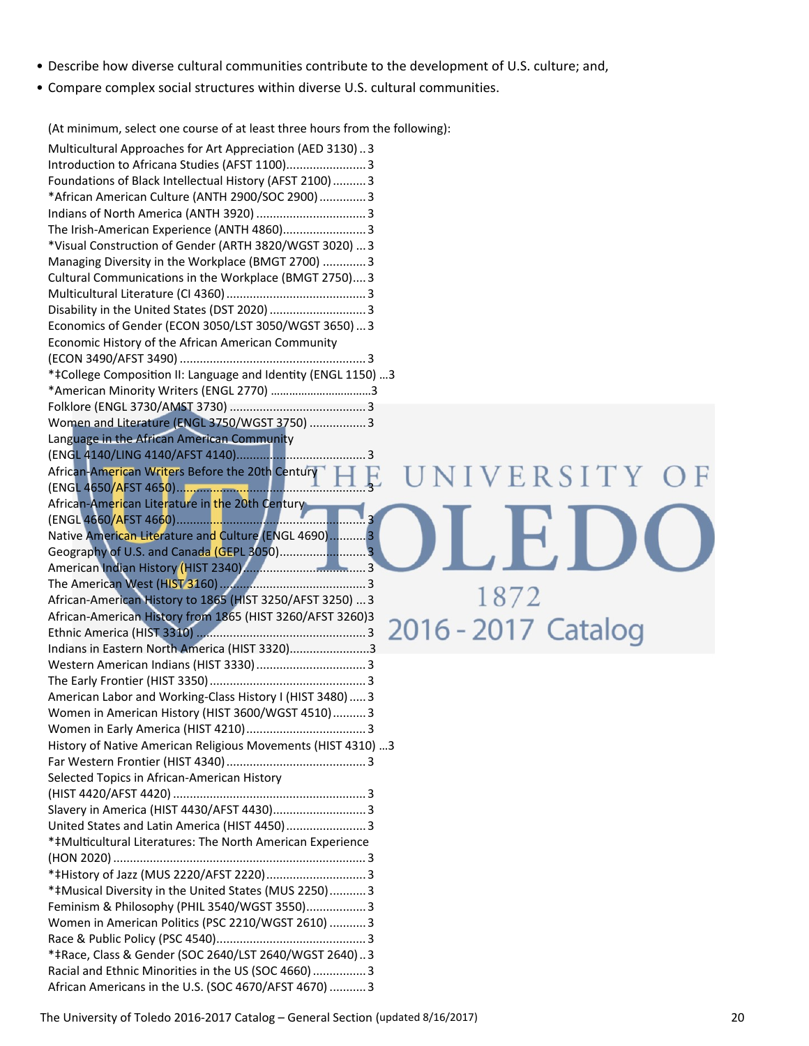- Describe how diverse cultural communities contribute to the development of U.S. culture; and,
- Compare complex social structures within diverse U.S. cultural communities.

(At minimum, select one course of at least three hours from the following):

Multicultural Approaches for Art Appreciation (AED 3130) .. 3
Introduction to Africana Studies (AFST 1100) ........................ 3
Foundations of Black Intellectual History (AFST 2100) .......... 3
*African American Culture (ANTH 2900/SOC 2900) ............. 3
Indians of North America (ANTH 3920) ................................ 3
The Irish-American Experience (ANTH 4860) ......................... 3
*Visual Construction of Gender (ARTH 3820/WGST 3020) ... 3
Managing Diversity in the Workplace (BMGT 2700) ............. 3
Cultural Communications in the Workplace (BMGT 2750) .... 3
Multicultural Literature (CI 4360) .......................................... 3
Disability in the United States (DST 2020) ............................. 3
Economics of Gender (ECON 3050/LST 3050/WGST 3650) ... 3
Economic History of the African American Community (ECON 3490/AFST 3490) ........................................................ 3
*‡College Composition II: Language and Identity (ENGL 1150) ... 3
*American Minority Writers (ENGL 2770) ................................ 3
Folklore (ENGL 3730/AMST 3730) ......................................... 3
Women and Literature (ENGL 3750/WGST 3750) ................. 3
Language in the African American Community (ENGL 4140/LING 4140/AFST 4140) ........................................ 3
African-American Writers Before the 20th Century (ENGL 4650/AFST 4650) ........................................................ 3
African-American Literature in the 20th Century (ENGL 4660/AFST 4660) ........................................................ 3
Native American Literature and Culture (ENGL 4690) ........... 3
Geography of U.S. and Canada (GEPL 3050) .......................... 3
American Indian History (HIST 2340) ..................................... 3
The American West (HIST 3160) ............................................ 3
African-American History to 1865 (HIST 3250/AFST 3250) ... 3
African-American History from 1865 (HIST 3260/AFST 3260) 3
Ethnic America (HIST 3310) ................................................... 3
Indians in Eastern North America (HIST 3320) ........................ 3
Western American Indians (HIST 3330) ................................. 3
The Early Frontier (HIST 3350) ............................................... 3
American Labor and Working-Class History I (HIST 3480) ..... 3
Women in American History (HIST 3600/WGST 4510) .......... 3
Women in Early America (HIST 4210) .................................... 3
History of Native American Religious Movements (HIST 4310) ... 3
Far Western Frontier (HIST 4340) .......................................... 3
Selected Topics in African-American History (HIST 4420/AFST 4420) .......................................................... 3
Slavery in America (HIST 4430/AFST 4430) ............................ 3
United States and Latin America (HIST 4450) ........................ 3
*‡Multicultural Literatures: The North American Experience (HON 2020) ............................................................................ 3
*‡History of Jazz (MUS 2220/AFST 2220) ............................. 3
*‡Musical Diversity in the United States (MUS 2250) ........... 3
Feminism & Philosophy (PHIL 3540/WGST 3550) .................. 3
Women in American Politics (PSC 2210/WGST 2610) ........... 3
Race & Public Policy (PSC 4540) ............................................ 3
*‡Race, Class & Gender (SOC 2640/LST 2640/WGST 2640) .. 3
Racial and Ethnic Minorities in the US (SOC 4660) ................ 3
African Americans in the U.S. (SOC 4670/AFST 4670) ........... 3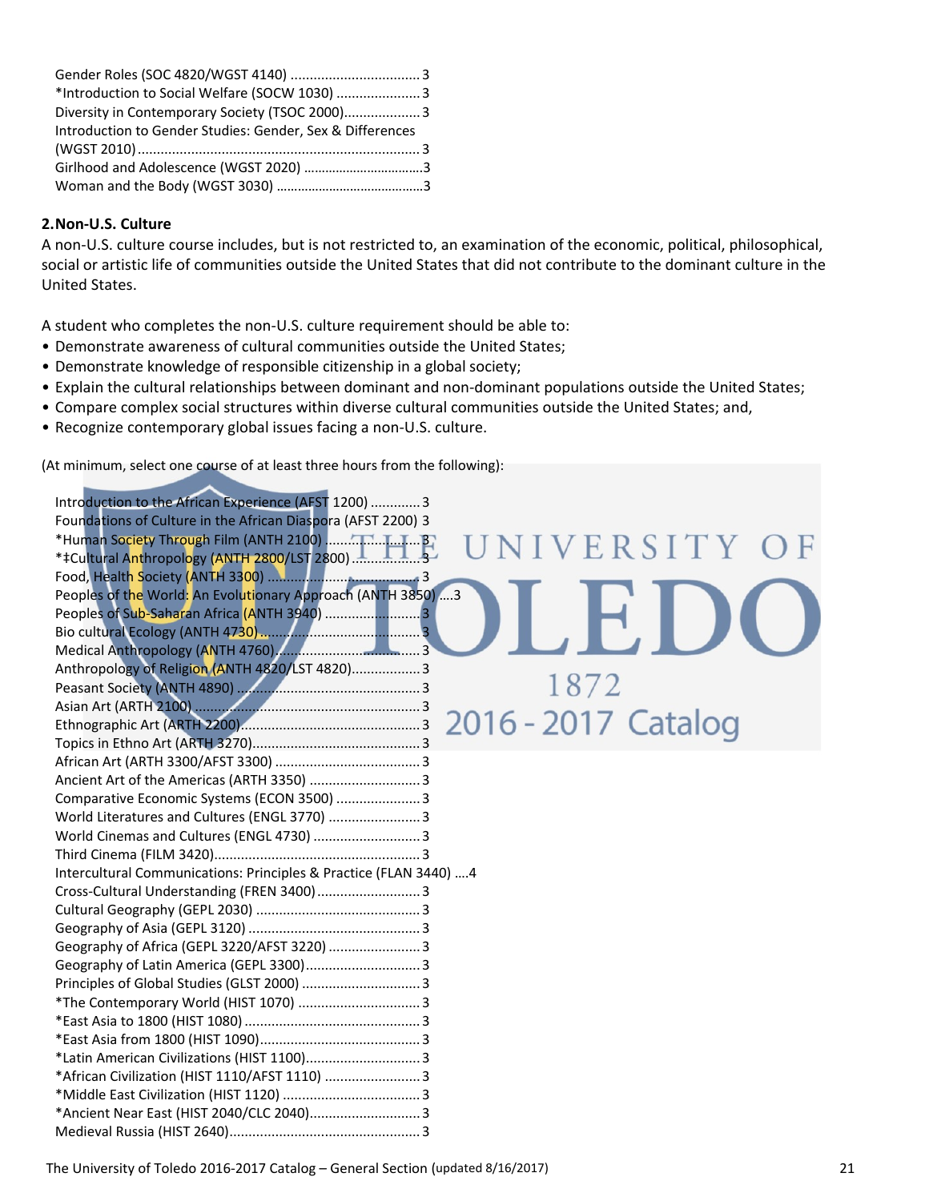Gender Roles (SOC 4820/WGST 4140) .................................. 3
*Introduction to Social Welfare (SOCW 1030) ...................... 3
Diversity in Contemporary Society (TSOC 2000).................... 3
Introduction to Gender Studies: Gender, Sex & Differences (WGST 2010) .......................................................................... 3
Girlhood and Adolescence (WGST 2020) ................................. 3
Woman and the Body (WGST 3030) ......................................... 3

**2.Non-U.S. Culture**

A non-U.S. culture course includes, but is not restricted to, an examination of the economic, political, philosophical, social or artistic life of communities outside the United States that did not contribute to the dominant culture in the United States.

A student who completes the non-U.S. culture requirement should be able to:

- Demonstrate awareness of cultural communities outside the United States;
- Demonstrate knowledge of responsible citizenship in a global society;
- Explain the cultural relationships between dominant and non-dominant populations outside the United States;
- Compare complex social structures within diverse cultural communities outside the United States; and,
- Recognize contemporary global issues facing a non-U.S. culture.

(At minimum, select one course of at least three hours from the following):

Introduction to the African Experience (AFST 1200) ............. 3
Foundations of Culture in the African Diaspora (AFST 2200) 3
*Human Society Through Film (ANTH 2100) ........................ 3
*‡Cultural Anthropology (ANTH 2800/LST 2800) ................. 3
Food, Health Society (ANTH 3300) ....................................... 3
Peoples of the World: An Evolutionary Approach (ANTH 3850) ....3
Peoples of Sub-Saharan Africa (ANTH 3940) ......................... 3
Bio cultural Ecology (ANTH 4730) .......................................... 3
Medical Anthropology (ANTH 4760)....................................... 3
Anthropology of Religion (ANTH 4820/LST 4820).................. 3
Peasant Society (ANTH 4890) ................................................ 3
Asian Art (ARTH 2100) ........................................................... 3
Ethnographic Art (ARTH 2200)............................................... 3
Topics in Ethno Art (ARTH 3270)............................................ 3
African Art (ARTH 3300/AFST 3300) ...................................... 3
Ancient Art of the Americas (ARTH 3350) ............................. 3
Comparative Economic Systems (ECON 3500) ...................... 3
World Literatures and Cultures (ENGL 3770) ........................ 3
World Cinemas and Cultures (ENGL 4730) ............................ 3
Third Cinema (FILM 3420)...................................................... 3
Intercultural Communications: Principles & Practice (FLAN 3440) ....4
Cross-Cultural Understanding (FREN 3400) ........................... 3
Cultural Geography (GEPL 2030) ........................................... 3
Geography of Asia (GEPL 3120) ............................................. 3
Geography of Africa (GEPL 3220/AFST 3220) ........................ 3
Geography of Latin America (GEPL 3300).............................. 3
Principles of Global Studies (GLST 2000) ............................... 3
*The Contemporary World (HIST 1070) ................................ 3
*East Asia to 1800 (HIST 1080) .............................................. 3
*East Asia from 1800 (HIST 1090).......................................... 3
*Latin American Civilizations (HIST 1100).............................. 3
*African Civilization (HIST 1110/AFST 1110) ......................... 3
*Middle East Civilization (HIST 1120) .................................... 3
*Ancient Near East (HIST 2040/CLC 2040)............................. 3
Medieval Russia (HIST 2640).................................................. 3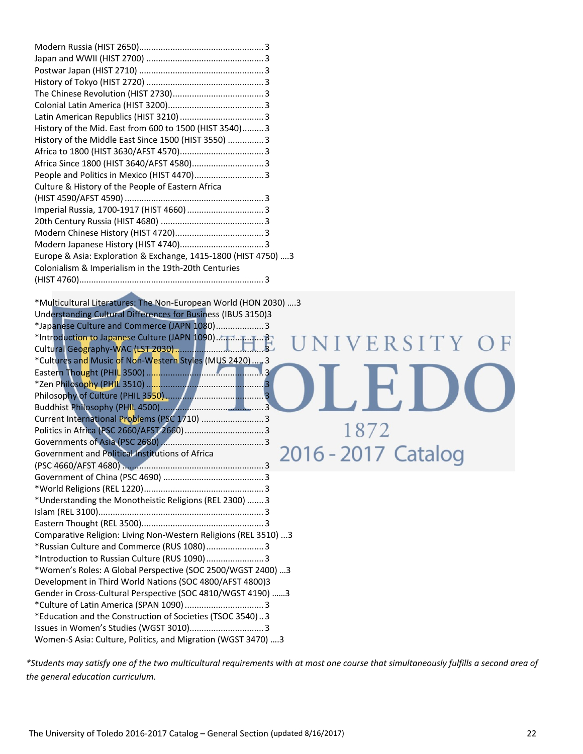Modern Russia (HIST 2650)....................................................3
Japan and WWII (HIST 2700) ................................................3
Postwar Japan (HIST 2710) ...................................................3
History of Tokyo (HIST 2720) ................................................3
The Chinese Revolution (HIST 2730).....................................3
Colonial Latin America (HIST 3200).......................................3
Latin American Republics (HIST 3210) ..................................3
History of the Mid. East from 600 to 1500 (HIST 3540).........3
History of the Middle East Since 1500 (HIST 3550) ...............3
Africa to 1800 (HIST 3630/AFST 4570)..................................3
Africa Since 1800 (HIST 3640/AFST 4580).............................3
People and Politics in Mexico (HIST 4470)............................3
Culture & History of the People of Eastern Africa
(HIST 4590/AFST 4590) .........................................................3
Imperial Russia, 1700-1917 (HIST 4660) ................................3
20th Century Russia (HIST 4680) ..........................................3
Modern Chinese History (HIST 4720)....................................3
Modern Japanese History (HIST 4740)..................................3
Europe & Asia: Exploration & Exchange, 1415-1800 (HIST 4750) ....3
Colonialism & Imperialism in the 19th-20th Centuries
(HIST 4760)............................................................................3

*Multicultural Literatures: The Non-European World (HON 2030) ....3
Understanding Cultural Differences for Business (IBUS 3150)3
*Japanese Culture and Commerce (JAPN 1080)...................3
*Introduction to Japanese Culture (JAPN 1090)....................3
Cultural Geography-WAC (LST 2030).....................................3
*Cultures and Music of Non-Western Styles (MUS 2420).....3
Eastern Thought (PHIL 3500) ................................................3
*Zen Philosophy (PHIL 3510) .................................................3
Philosophy of Culture (PHIL 3550).........................................3
Buddhist Philosophy (PHIL 4500)..........................................3
Current International Problems (PSC 1710) .........................3
Politics in Africa (PSC 2660/AFST 2660)................................3
Governments of Asia (PSC 2680) ..........................................3
Government and Political Institutions of Africa
(PSC 4660/AFST 4680) ..........................................................3
Government of China (PSC 4690) ..........................................3
*World Religions (REL 1220).................................................3
*Understanding the Monotheistic Religions (REL 2300) .......3
Islam (REL 3100)....................................................................3
Eastern Thought (REL 3500)..................................................3
Comparative Religion: Living Non-Western Religions (REL 3510) ...3
*Russian Culture and Commerce (RUS 1080)........................3
*Introduction to Russian Culture (RUS 1090)........................3
*Women's Roles: A Global Perspective (SOC 2500/WGST 2400) ...3
Development in Third World Nations (SOC 4800/AFST 4800)3
Gender in Cross-Cultural Perspective (SOC 4810/WGST 4190) ......3
*Culture of Latin America (SPAN 1090) ................................3
*Education and the Construction of Societies (TSOC 3540)..3
Issues in Women's Studies (WGST 3010)..............................3
Women-S Asia: Culture, Politics, and Migration (WGST 3470) ....3

*Students may satisfy one of the two multicultural requirements with at most one course that simultaneously fulfills a second area of the general education curriculum.*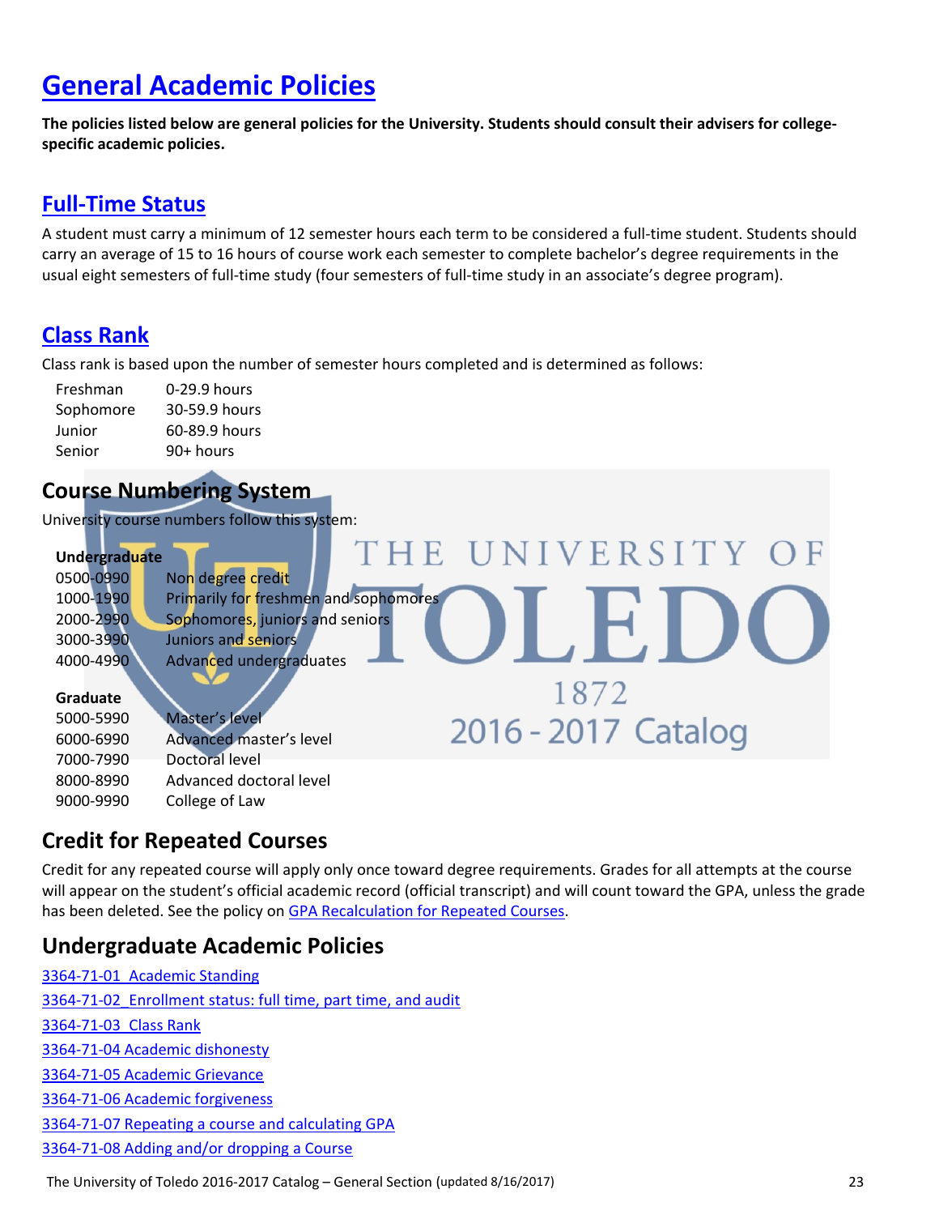# General Academic Policies

**The policies listed below are general policies for the University. Students should consult their advisers for college-specific academic policies.**

## Full-Time Status

A student must carry a minimum of 12 semester hours each term to be considered a full-time student. Students should carry an average of 15 to 16 hours of course work each semester to complete bachelor's degree requirements in the usual eight semesters of full-time study (four semesters of full-time study in an associate's degree program).

## Class Rank

Class rank is based upon the number of semester hours completed and is determined as follows:

| | |
|---|---|
| Freshman | 0-29.9 hours |
| Sophomore | 30-59.9 hours |
| Junior | 60-89.9 hours |
| Senior | 90+ hours |

## Course Numbering System

University course numbers follow this system:

| **Undergraduate** | |
|---|---|
| 0500-0990 | Non degree credit |
| 1000-1990 | Primarily for freshmen and sophomores |
| 2000-2990 | Sophomores, juniors and seniors |
| 3000-3990 | Juniors and seniors |
| 4000-4990 | Advanced undergraduates |

| **Graduate** | |
|---|---|
| 5000-5990 | Master's level |
| 6000-6990 | Advanced master's level |
| 7000-7990 | Doctoral level |
| 8000-8990 | Advanced doctoral level |
| 9000-9990 | College of Law |

## Credit for Repeated Courses

Credit for any repeated course will apply only once toward degree requirements. Grades for all attempts at the course will appear on the student's official academic record (official transcript) and will count toward the GPA, unless the grade has been deleted. See the policy on GPA Recalculation for Repeated Courses.

## Undergraduate Academic Policies

3364-71-01 Academic Standing

3364-71-02 Enrollment status: full time, part time, and audit

3364-71-03 Class Rank

3364-71-04 Academic dishonesty

3364-71-05 Academic Grievance

3364-71-06 Academic forgiveness

3364-71-07 Repeating a course and calculating GPA

3364-71-08 Adding and/or dropping a Course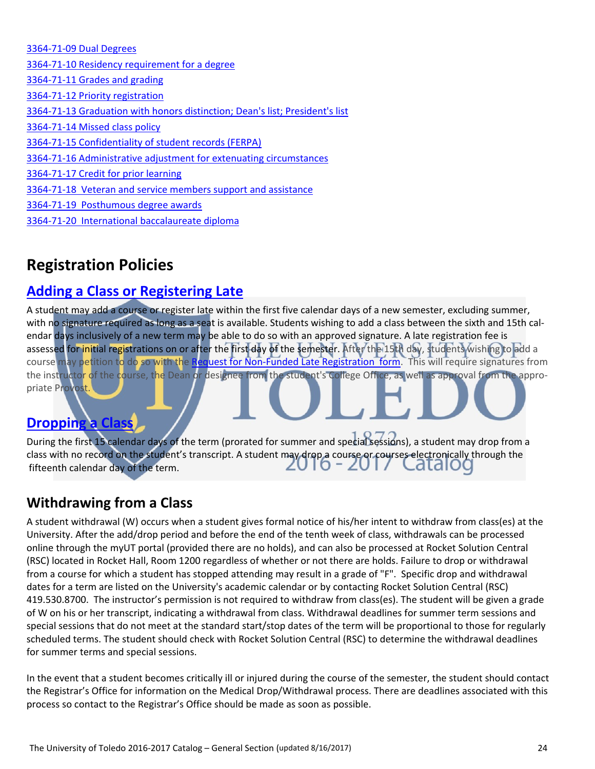3364-71-09 Dual Degrees
3364-71-10 Residency requirement for a degree
3364-71-11 Grades and grading
3364-71-12 Priority registration
3364-71-13 Graduation with honors distinction; Dean's list; President's list
3364-71-14 Missed class policy
3364-71-15 Confidentiality of student records (FERPA)
3364-71-16 Administrative adjustment for extenuating circumstances
3364-71-17 Credit for prior learning
3364-71-18 Veteran and service members support and assistance
3364-71-19 Posthumous degree awards
3364-71-20 International baccalaureate diploma

# Registration Policies

## Adding a Class or Registering Late

A student may add a course or register late within the first five calendar days of a new semester, excluding summer, with no signature required as long as a seat is available. Students wishing to add a class between the sixth and 15th calendar days inclusively of a new term may be able to do so with an approved signature. A late registration fee is assessed for initial registrations on or after the first day of the semester. After the 15th day, students wishing to add a course may petition to do so with the Request for Non-Funded Late Registration form. This will require signatures from the instructor of the course, the Dean or designee from the student's College Office, as well as approval from the appropriate Provost.

## Dropping a Class

During the first 15 calendar days of the term (prorated for summer and special sessions), a student may drop from a class with no record on the student's transcript. A student may drop a course or courses electronically through the fifteenth calendar day of the term.

## Withdrawing from a Class

A student withdrawal (W) occurs when a student gives formal notice of his/her intent to withdraw from class(es) at the University. After the add/drop period and before the end of the tenth week of class, withdrawals can be processed online through the myUT portal (provided there are no holds), and can also be processed at Rocket Solution Central (RSC) located in Rocket Hall, Room 1200 regardless of whether or not there are holds. Failure to drop or withdrawal from a course for which a student has stopped attending may result in a grade of "F". Specific drop and withdrawal dates for a term are listed on the University's academic calendar or by contacting Rocket Solution Central (RSC) 419.530.8700. The instructor's permission is not required to withdraw from class(es). The student will be given a grade of W on his or her transcript, indicating a withdrawal from class. Withdrawal deadlines for summer term sessions and special sessions that do not meet at the standard start/stop dates of the term will be proportional to those for regularly scheduled terms. The student should check with Rocket Solution Central (RSC) to determine the withdrawal deadlines for summer terms and special sessions.

In the event that a student becomes critically ill or injured during the course of the semester, the student should contact the Registrar's Office for information on the Medical Drop/Withdrawal process. There are deadlines associated with this process so contact to the Registrar's Office should be made as soon as possible.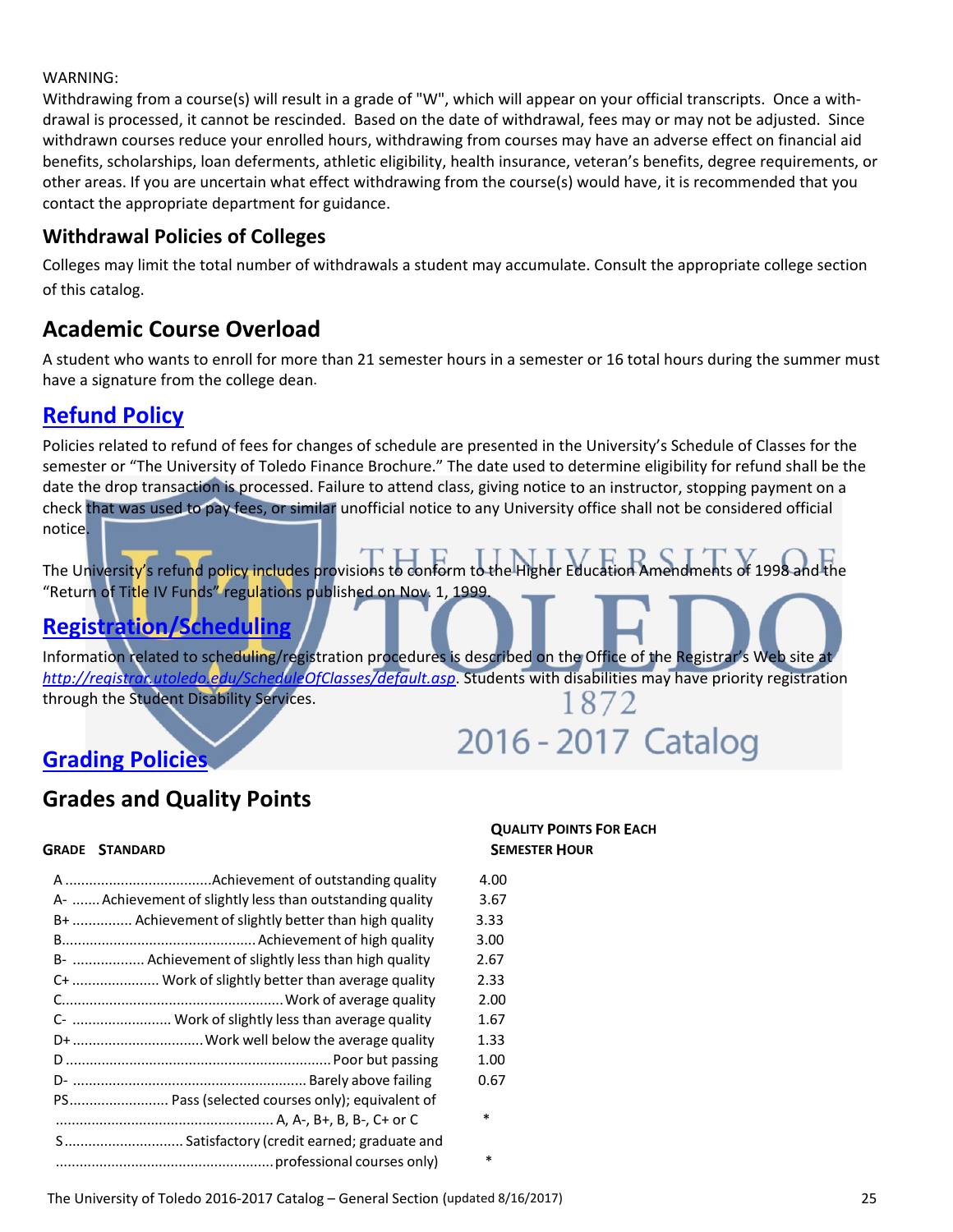WARNING:
Withdrawing from a course(s) will result in a grade of "W", which will appear on your official transcripts. Once a with-drawal is processed, it cannot be rescinded. Based on the date of withdrawal, fees may or may not be adjusted. Since withdrawn courses reduce your enrolled hours, withdrawing from courses may have an adverse effect on financial aid benefits, scholarships, loan deferments, athletic eligibility, health insurance, veteran's benefits, degree requirements, or other areas. If you are uncertain what effect withdrawing from the course(s) would have, it is recommended that you contact the appropriate department for guidance.

### Withdrawal Policies of Colleges

Colleges may limit the total number of withdrawals a student may accumulate. Consult the appropriate college section of this catalog.

## Academic Course Overload

A student who wants to enroll for more than 21 semester hours in a semester or 16 total hours during the summer must have a signature from the college dean.

## Refund Policy

Policies related to refund of fees for changes of schedule are presented in the University's Schedule of Classes for the semester or "The University of Toledo Finance Brochure." The date used to determine eligibility for refund shall be the date the drop transaction is processed. Failure to attend class, giving notice to an instructor, stopping payment on a check that was used to pay fees, or similar unofficial notice to any University office shall not be considered official notice.

The University's refund policy includes provisions to conform to the Higher Education Amendments of 1998 and the "Return of Title IV Funds" regulations published on Nov. 1, 1999.

## Registration/Scheduling

Information related to scheduling/registration procedures is described on the Office of the Registrar's Web site at *http://registrar.utoledo.edu/ScheduleOfClasses/default.asp*. Students with disabilities may have priority registration through the Student Disability Services.

## Grading Policies

## Grades and Quality Points

| GRADE | STANDARD | QUALITY POINTS FOR EACH SEMESTER HOUR |
|---|---|---|
| A | Achievement of outstanding quality | 4.00 |
| A- | Achievement of slightly less than outstanding quality | 3.67 |
| B+ | Achievement of slightly better than high quality | 3.33 |
| B | Achievement of high quality | 3.00 |
| B- | Achievement of slightly less than high quality | 2.67 |
| C+ | Work of slightly better than average quality | 2.33 |
| C | Work of average quality | 2.00 |
| C- | Work of slightly less than average quality | 1.67 |
| D+ | Work well below the average quality | 1.33 |
| D | Poor but passing | 1.00 |
| D- | Barely above failing | 0.67 |
| PS | Pass (selected courses only); equivalent of A, A-, B+, B, B-, C+ or C | * |
| S | Satisfactory (credit earned; graduate and professional courses only) | * |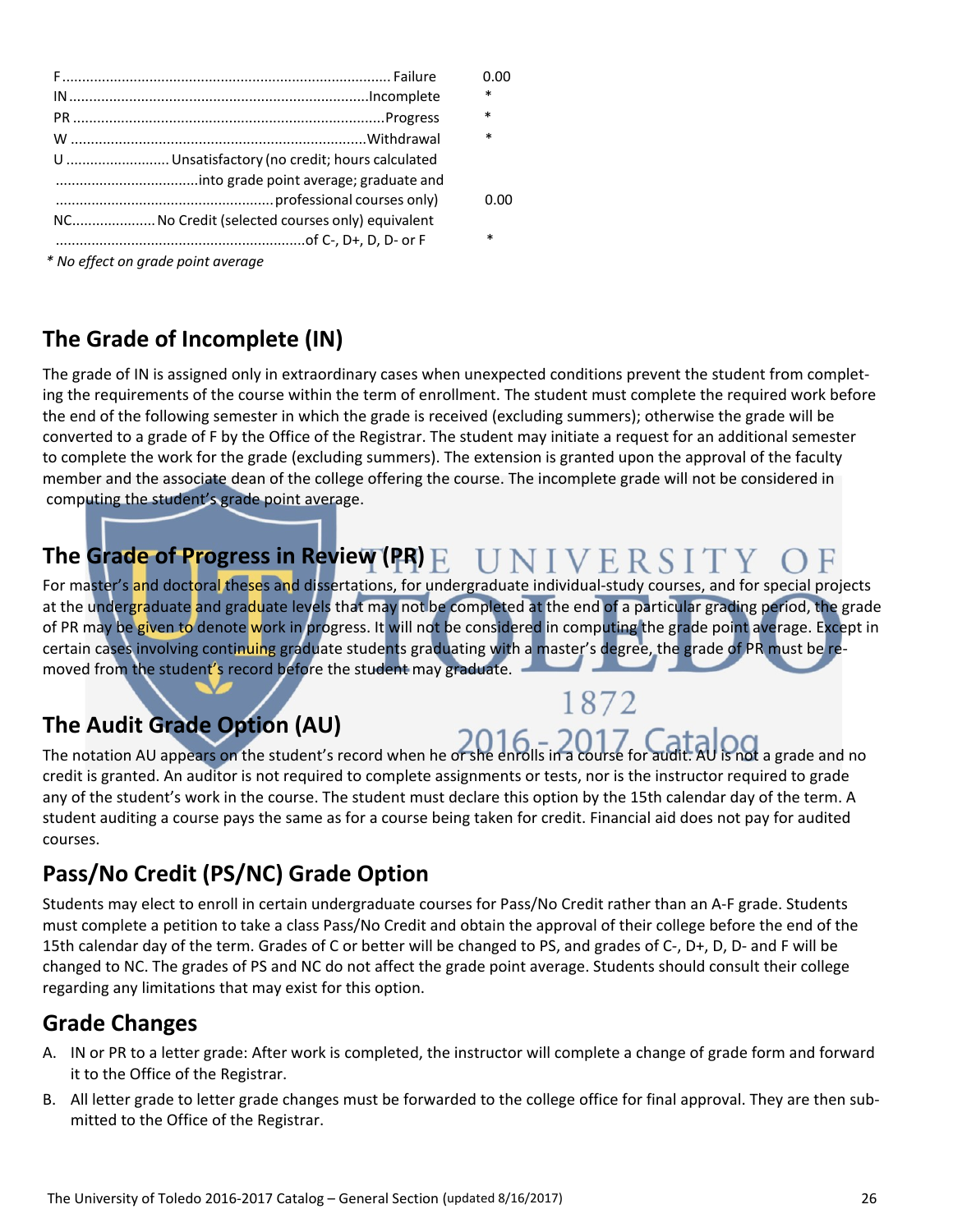| Grade | Description | Points |
|---|---|---|
| F | Failure | 0.00 |
| IN | Incomplete | * |
| PR | Progress | * |
| W | Withdrawal | * |
| U | Unsatisfactory (no credit; hours calculated into grade point average; graduate and professional courses only) | 0.00 |
| NC | No Credit (selected courses only) equivalent of C-, D+, D, D- or F | * |

*\* No effect on grade point average*

## The Grade of Incomplete (IN)

The grade of IN is assigned only in extraordinary cases when unexpected conditions prevent the student from completing the requirements of the course within the term of enrollment. The student must complete the required work before the end of the following semester in which the grade is received (excluding summers); otherwise the grade will be converted to a grade of F by the Office of the Registrar. The student may initiate a request for an additional semester to complete the work for the grade (excluding summers). The extension is granted upon the approval of the faculty member and the associate dean of the college offering the course. The incomplete grade will not be considered in computing the student's grade point average.

## The Grade of Progress in Review (PR)

For master's and doctoral theses and dissertations, for undergraduate individual-study courses, and for special projects at the undergraduate and graduate levels that may not be completed at the end of a particular grading period, the grade of PR may be given to denote work in progress. It will not be considered in computing the grade point average. Except in certain cases involving continuing graduate students graduating with a master's degree, the grade of PR must be removed from the student's record before the student may graduate.

## The Audit Grade Option (AU)

The notation AU appears on the student's record when he or she enrolls in a course for audit. AU is not a grade and no credit is granted. An auditor is not required to complete assignments or tests, nor is the instructor required to grade any of the student's work in the course. The student must declare this option by the 15th calendar day of the term. A student auditing a course pays the same as for a course being taken for credit. Financial aid does not pay for audited courses.

## Pass/No Credit (PS/NC) Grade Option

Students may elect to enroll in certain undergraduate courses for Pass/No Credit rather than an A-F grade. Students must complete a petition to take a class Pass/No Credit and obtain the approval of their college before the end of the 15th calendar day of the term. Grades of C or better will be changed to PS, and grades of C-, D+, D, D- and F will be changed to NC. The grades of PS and NC do not affect the grade point average. Students should consult their college regarding any limitations that may exist for this option.

## Grade Changes

A. IN or PR to a letter grade: After work is completed, the instructor will complete a change of grade form and forward it to the Office of the Registrar.

B. All letter grade to letter grade changes must be forwarded to the college office for final approval. They are then submitted to the Office of the Registrar.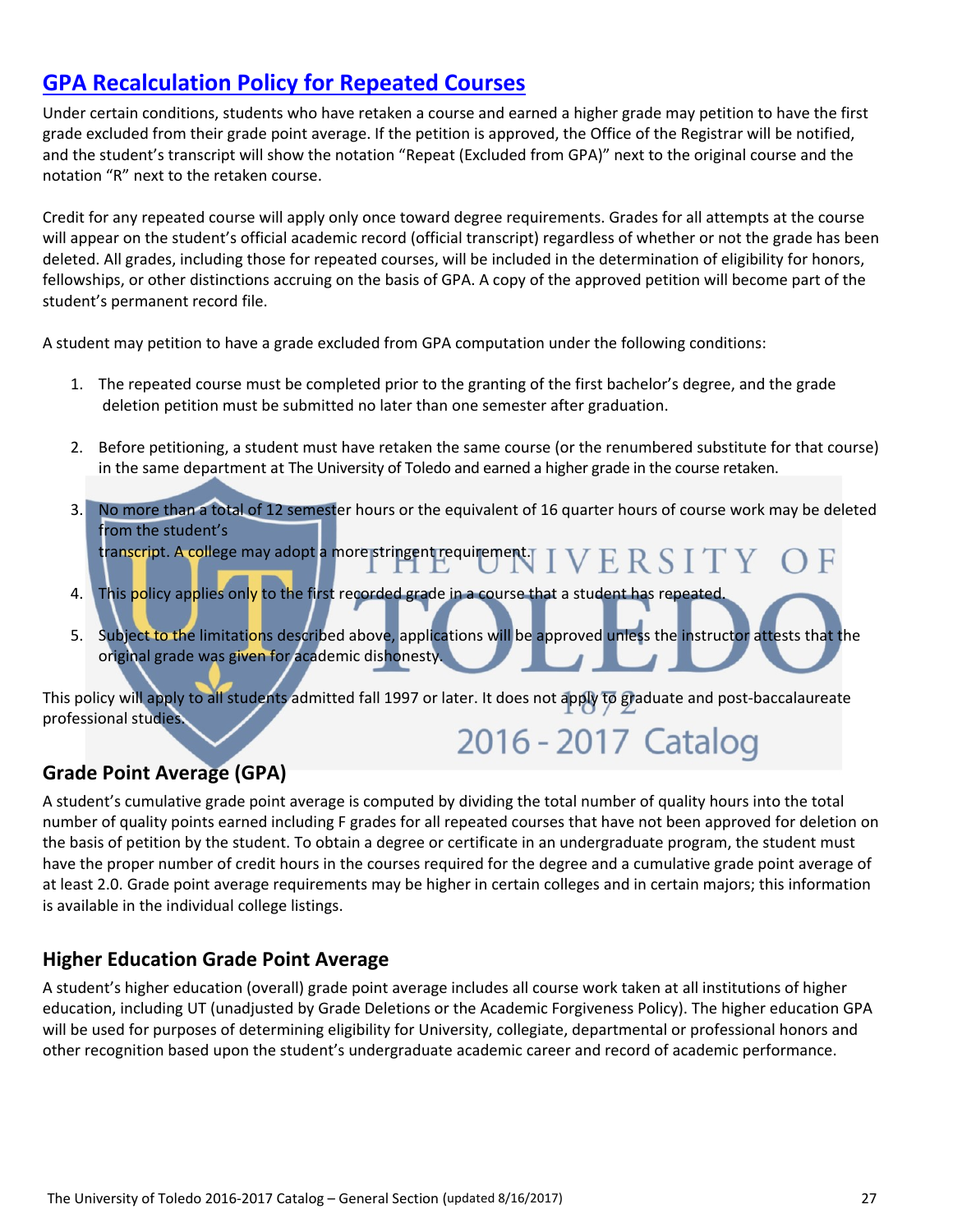## GPA Recalculation Policy for Repeated Courses

Under certain conditions, students who have retaken a course and earned a higher grade may petition to have the first grade excluded from their grade point average. If the petition is approved, the Office of the Registrar will be notified, and the student's transcript will show the notation "Repeat (Excluded from GPA)" next to the original course and the notation "R" next to the retaken course.

Credit for any repeated course will apply only once toward degree requirements. Grades for all attempts at the course will appear on the student's official academic record (official transcript) regardless of whether or not the grade has been deleted. All grades, including those for repeated courses, will be included in the determination of eligibility for honors, fellowships, or other distinctions accruing on the basis of GPA. A copy of the approved petition will become part of the student's permanent record file.

A student may petition to have a grade excluded from GPA computation under the following conditions:

1. The repeated course must be completed prior to the granting of the first bachelor's degree, and the grade deletion petition must be submitted no later than one semester after graduation.
2. Before petitioning, a student must have retaken the same course (or the renumbered substitute for that course) in the same department at The University of Toledo and earned a higher grade in the course retaken.
3. No more than a total of 12 semester hours or the equivalent of 16 quarter hours of course work may be deleted from the student's transcript. A college may adopt a more stringent requirement.
4. This policy applies only to the first recorded grade in a course that a student has repeated.
5. Subject to the limitations described above, applications will be approved unless the instructor attests that the original grade was given for academic dishonesty.

This policy will apply to all students admitted fall 1997 or later. It does not apply to graduate and post-baccalaureate professional studies.

### Grade Point Average (GPA)

A student's cumulative grade point average is computed by dividing the total number of quality hours into the total number of quality points earned including F grades for all repeated courses that have not been approved for deletion on the basis of petition by the student. To obtain a degree or certificate in an undergraduate program, the student must have the proper number of credit hours in the courses required for the degree and a cumulative grade point average of at least 2.0. Grade point average requirements may be higher in certain colleges and in certain majors; this information is available in the individual college listings.

### Higher Education Grade Point Average

A student's higher education (overall) grade point average includes all course work taken at all institutions of higher education, including UT (unadjusted by Grade Deletions or the Academic Forgiveness Policy). The higher education GPA will be used for purposes of determining eligibility for University, collegiate, departmental or professional honors and other recognition based upon the student's undergraduate academic career and record of academic performance.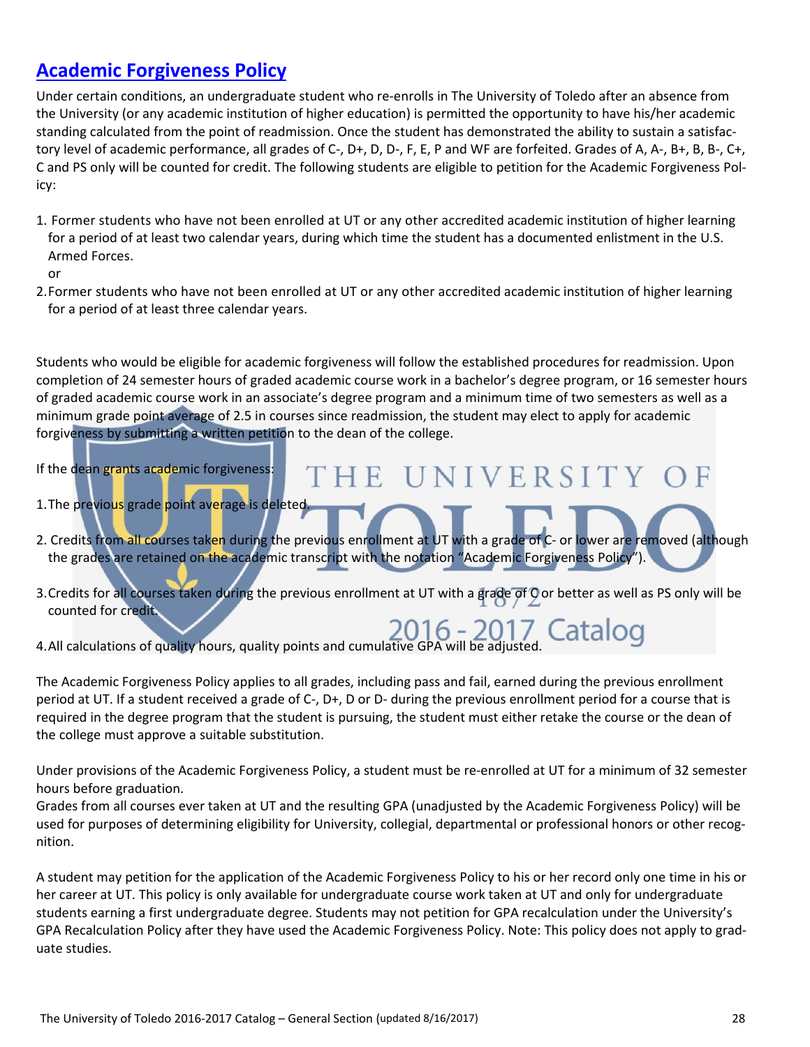## Academic Forgiveness Policy

Under certain conditions, an undergraduate student who re-enrolls in The University of Toledo after an absence from the University (or any academic institution of higher education) is permitted the opportunity to have his/her academic standing calculated from the point of readmission. Once the student has demonstrated the ability to sustain a satisfactory level of academic performance, all grades of C-, D+, D, D-, F, E, P and WF are forfeited. Grades of A, A-, B+, B, B-, C+, C and PS only will be counted for credit. The following students are eligible to petition for the Academic Forgiveness Policy:

1. Former students who have not been enrolled at UT or any other accredited academic institution of higher learning for a period of at least two calendar years, during which time the student has a documented enlistment in the U.S. Armed Forces.

   or

2. Former students who have not been enrolled at UT or any other accredited academic institution of higher learning for a period of at least three calendar years.

Students who would be eligible for academic forgiveness will follow the established procedures for readmission. Upon completion of 24 semester hours of graded academic course work in a bachelor's degree program, or 16 semester hours of graded academic course work in an associate's degree program and a minimum time of two semesters as well as a minimum grade point average of 2.5 in courses since readmission, the student may elect to apply for academic forgiveness by submitting a written petition to the dean of the college.

If the dean grants academic forgiveness:

1. The previous grade point average is deleted.

2. Credits from all courses taken during the previous enrollment at UT with a grade of C- or lower are removed (although the grades are retained on the academic transcript with the notation "Academic Forgiveness Policy").

3. Credits for all courses taken during the previous enrollment at UT with a grade of C or better as well as PS only will be counted for credit.

4. All calculations of quality hours, quality points and cumulative GPA will be adjusted.

The Academic Forgiveness Policy applies to all grades, including pass and fail, earned during the previous enrollment period at UT. If a student received a grade of C-, D+, D or D- during the previous enrollment period for a course that is required in the degree program that the student is pursuing, the student must either retake the course or the dean of the college must approve a suitable substitution.

Under provisions of the Academic Forgiveness Policy, a student must be re-enrolled at UT for a minimum of 32 semester hours before graduation.

Grades from all courses ever taken at UT and the resulting GPA (unadjusted by the Academic Forgiveness Policy) will be used for purposes of determining eligibility for University, collegial, departmental or professional honors or other recognition.

A student may petition for the application of the Academic Forgiveness Policy to his or her record only one time in his or her career at UT. This policy is only available for undergraduate course work taken at UT and only for undergraduate students earning a first undergraduate degree. Students may not petition for GPA recalculation under the University's GPA Recalculation Policy after they have used the Academic Forgiveness Policy. Note: This policy does not apply to graduate studies.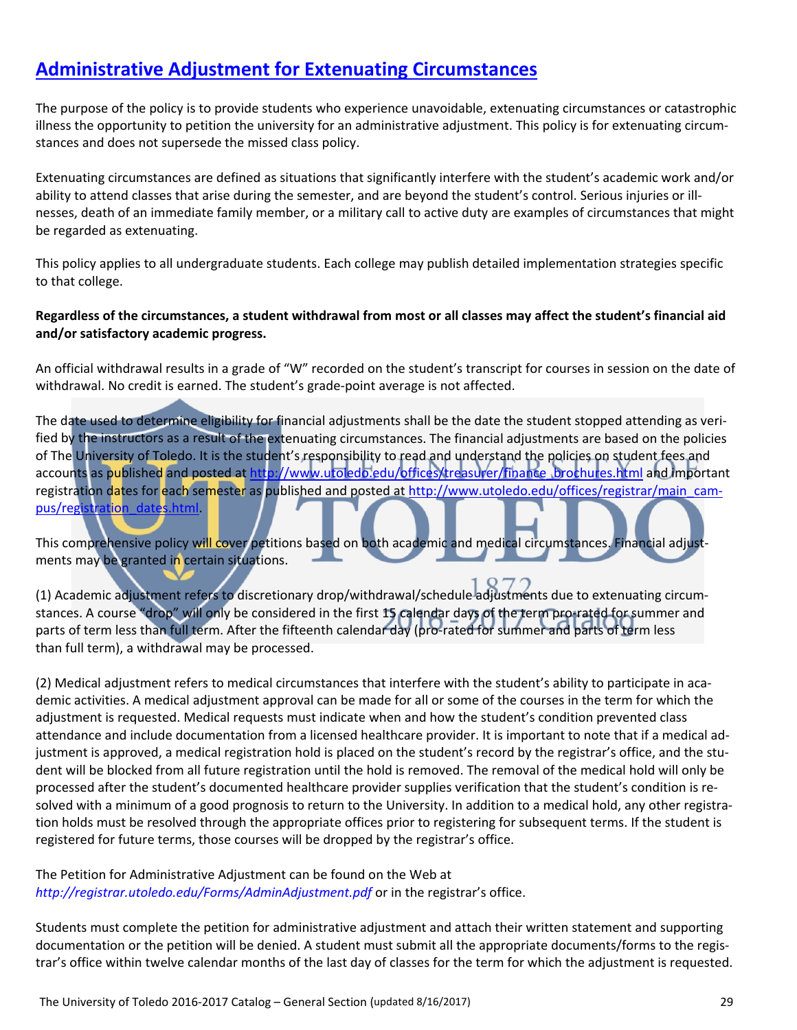## Administrative Adjustment for Extenuating Circumstances

The purpose of the policy is to provide students who experience unavoidable, extenuating circumstances or catastrophic illness the opportunity to petition the university for an administrative adjustment. This policy is for extenuating circumstances and does not supersede the missed class policy.

Extenuating circumstances are defined as situations that significantly interfere with the student's academic work and/or ability to attend classes that arise during the semester, and are beyond the student's control. Serious injuries or illnesses, death of an immediate family member, or a military call to active duty are examples of circumstances that might be regarded as extenuating.

This policy applies to all undergraduate students. Each college may publish detailed implementation strategies specific to that college.

**Regardless of the circumstances, a student withdrawal from most or all classes may affect the student's financial aid and/or satisfactory academic progress.**

An official withdrawal results in a grade of "W" recorded on the student's transcript for courses in session on the date of withdrawal. No credit is earned. The student's grade-point average is not affected.

The date used to determine eligibility for financial adjustments shall be the date the student stopped attending as verified by the instructors as a result of the extenuating circumstances. The financial adjustments are based on the policies of The University of Toledo. It is the student's responsibility to read and understand the policies on student fees and accounts as published and posted at http://www.utoledo.edu/offices/treasurer/finance_brochures.html and important registration dates for each semester as published and posted at http://www.utoledo.edu/offices/registrar/main_campus/registration_dates.html.

This comprehensive policy will cover petitions based on both academic and medical circumstances. Financial adjustments may be granted in certain situations.

(1) Academic adjustment refers to discretionary drop/withdrawal/schedule adjustments due to extenuating circumstances. A course "drop" will only be considered in the first 15 calendar days of the term pro-rated for summer and parts of term less than full term. After the fifteenth calendar day (pro-rated for summer and parts of term less than full term), a withdrawal may be processed.

(2) Medical adjustment refers to medical circumstances that interfere with the student's ability to participate in academic activities. A medical adjustment approval can be made for all or some of the courses in the term for which the adjustment is requested. Medical requests must indicate when and how the student's condition prevented class attendance and include documentation from a licensed healthcare provider. It is important to note that if a medical adjustment is approved, a medical registration hold is placed on the student's record by the registrar's office, and the student will be blocked from all future registration until the hold is removed. The removal of the medical hold will only be processed after the student's documented healthcare provider supplies verification that the student's condition is resolved with a minimum of a good prognosis to return to the University. In addition to a medical hold, any other registration holds must be resolved through the appropriate offices prior to registering for subsequent terms. If the student is registered for future terms, those courses will be dropped by the registrar's office.

The Petition for Administrative Adjustment can be found on the Web at *http://registrar.utoledo.edu/Forms/AdminAdjustment.pdf* or in the registrar's office.

Students must complete the petition for administrative adjustment and attach their written statement and supporting documentation or the petition will be denied. A student must submit all the appropriate documents/forms to the registrar's office within twelve calendar months of the last day of classes for the term for which the adjustment is requested.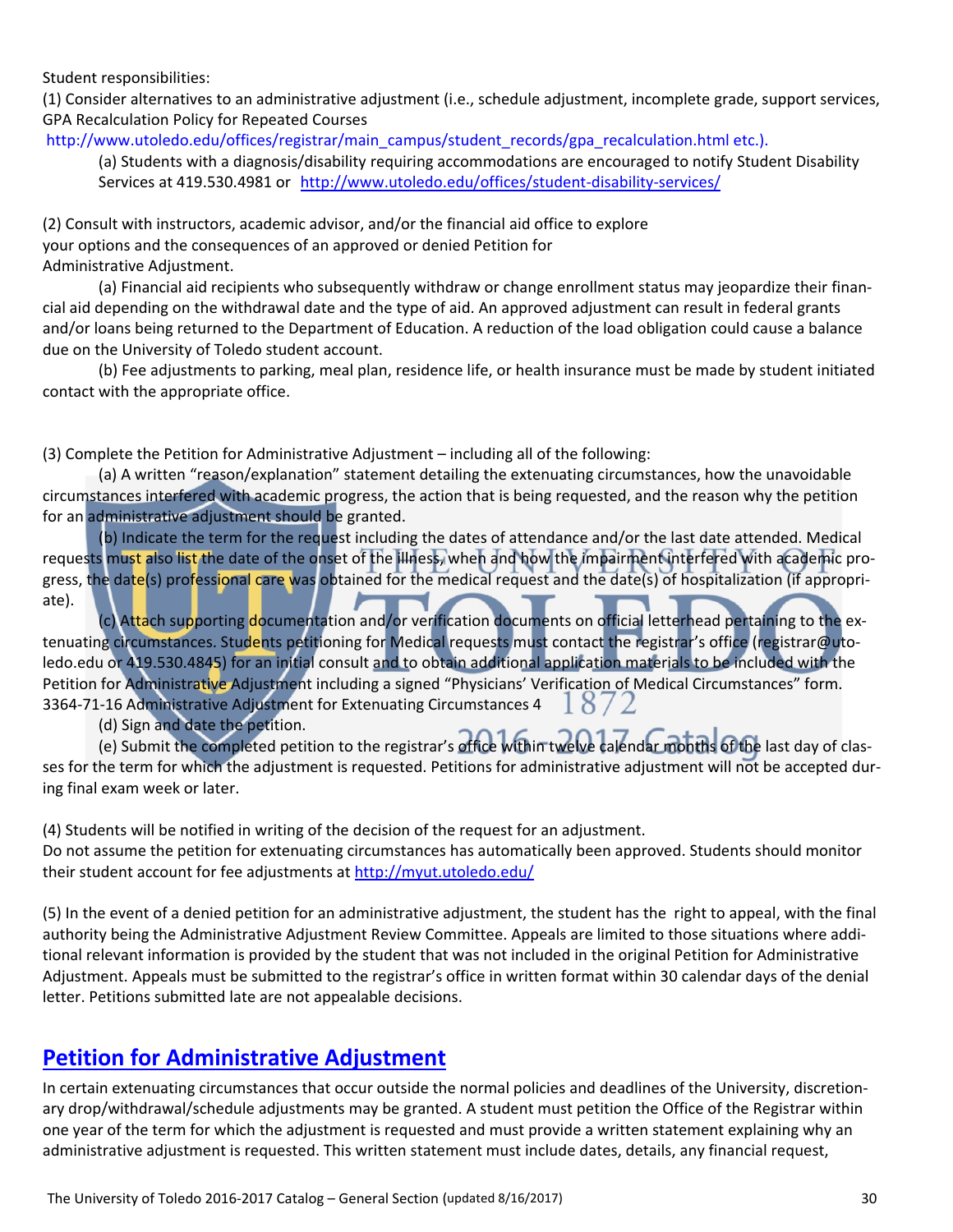Student responsibilities:

(1) Consider alternatives to an administrative adjustment (i.e., schedule adjustment, incomplete grade, support services, GPA Recalculation Policy for Repeated Courses http://www.utoledo.edu/offices/registrar/main_campus/student_records/gpa_recalculation.html etc.).

(a) Students with a diagnosis/disability requiring accommodations are encouraged to notify Student Disability Services at 419.530.4981 or http://www.utoledo.edu/offices/student-disability-services/

(2) Consult with instructors, academic advisor, and/or the financial aid office to explore your options and the consequences of an approved or denied Petition for Administrative Adjustment.

(a) Financial aid recipients who subsequently withdraw or change enrollment status may jeopardize their financial aid depending on the withdrawal date and the type of aid. An approved adjustment can result in federal grants and/or loans being returned to the Department of Education. A reduction of the load obligation could cause a balance due on the University of Toledo student account.

(b) Fee adjustments to parking, meal plan, residence life, or health insurance must be made by student initiated contact with the appropriate office.

(3) Complete the Petition for Administrative Adjustment – including all of the following:

(a) A written "reason/explanation" statement detailing the extenuating circumstances, how the unavoidable circumstances interfered with academic progress, the action that is being requested, and the reason why the petition for an administrative adjustment should be granted.

(b) Indicate the term for the request including the dates of attendance and/or the last date attended. Medical requests must also list the date of the onset of the illness, when and how the impairment interfered with academic progress, the date(s) professional care was obtained for the medical request and the date(s) of hospitalization (if appropriate).

(c) Attach supporting documentation and/or verification documents on official letterhead pertaining to the extenuating circumstances. Students petitioning for Medical requests must contact the registrar's office (registrar@utoledo.edu or 419.530.4845) for an initial consult and to obtain additional application materials to be included with the Petition for Administrative Adjustment including a signed "Physicians' Verification of Medical Circumstances" form. 3364-71-16 Administrative Adjustment for Extenuating Circumstances 4

(d) Sign and date the petition.

(e) Submit the completed petition to the registrar's office within twelve calendar months of the last day of classes for the term for which the adjustment is requested. Petitions for administrative adjustment will not be accepted during final exam week or later.

(4) Students will be notified in writing of the decision of the request for an adjustment. Do not assume the petition for extenuating circumstances has automatically been approved. Students should monitor their student account for fee adjustments at http://myut.utoledo.edu/

(5) In the event of a denied petition for an administrative adjustment, the student has the right to appeal, with the final authority being the Administrative Adjustment Review Committee. Appeals are limited to those situations where additional relevant information is provided by the student that was not included in the original Petition for Administrative Adjustment. Appeals must be submitted to the registrar's office in written format within 30 calendar days of the denial letter. Petitions submitted late are not appealable decisions.

## Petition for Administrative Adjustment

In certain extenuating circumstances that occur outside the normal policies and deadlines of the University, discretionary drop/withdrawal/schedule adjustments may be granted. A student must petition the Office of the Registrar within one year of the term for which the adjustment is requested and must provide a written statement explaining why an administrative adjustment is requested. This written statement must include dates, details, any financial request,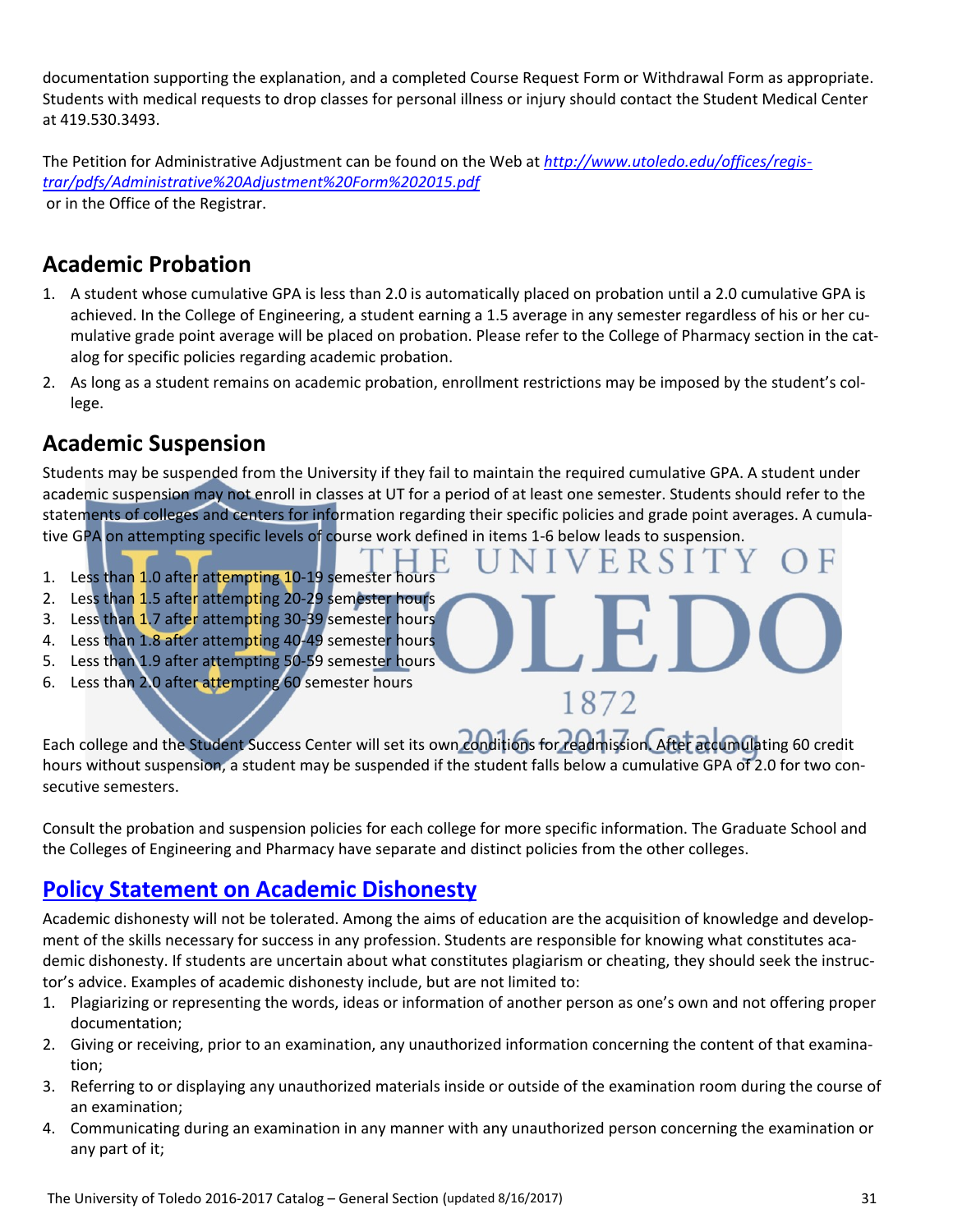documentation supporting the explanation, and a completed Course Request Form or Withdrawal Form as appropriate. Students with medical requests to drop classes for personal illness or injury should contact the Student Medical Center at 419.530.3493.

The Petition for Administrative Adjustment can be found on the Web at [http://www.utoledo.edu/offices/registrar/pdfs/Administrative%20Adjustment%20Form%202015.pdf](http://www.utoledo.edu/offices/registrar/pdfs/Administrative%20Adjustment%20Form%202015.pdf) or in the Office of the Registrar.

## Academic Probation

1. A student whose cumulative GPA is less than 2.0 is automatically placed on probation until a 2.0 cumulative GPA is achieved. In the College of Engineering, a student earning a 1.5 average in any semester regardless of his or her cumulative grade point average will be placed on probation. Please refer to the College of Pharmacy section in the catalog for specific policies regarding academic probation.
2. As long as a student remains on academic probation, enrollment restrictions may be imposed by the student's college.

## Academic Suspension

Students may be suspended from the University if they fail to maintain the required cumulative GPA. A student under academic suspension may not enroll in classes at UT for a period of at least one semester. Students should refer to the statements of colleges and centers for information regarding their specific policies and grade point averages. A cumulative GPA on attempting specific levels of course work defined in items 1-6 below leads to suspension.

1. Less than 1.0 after attempting 10-19 semester hours
2. Less than 1.5 after attempting 20-29 semester hours
3. Less than 1.7 after attempting 30-39 semester hours
4. Less than 1.8 after attempting 40-49 semester hours
5. Less than 1.9 after attempting 50-59 semester hours
6. Less than 2.0 after attempting 60 semester hours

Each college and the Student Success Center will set its own conditions for readmission. After accumulating 60 credit hours without suspension, a student may be suspended if the student falls below a cumulative GPA of 2.0 for two consecutive semesters.

Consult the probation and suspension policies for each college for more specific information. The Graduate School and the Colleges of Engineering and Pharmacy have separate and distinct policies from the other colleges.

## Policy Statement on Academic Dishonesty

Academic dishonesty will not be tolerated. Among the aims of education are the acquisition of knowledge and development of the skills necessary for success in any profession. Students are responsible for knowing what constitutes academic dishonesty. If students are uncertain about what constitutes plagiarism or cheating, they should seek the instructor's advice. Examples of academic dishonesty include, but are not limited to:

1. Plagiarizing or representing the words, ideas or information of another person as one's own and not offering proper documentation;
2. Giving or receiving, prior to an examination, any unauthorized information concerning the content of that examination;
3. Referring to or displaying any unauthorized materials inside or outside of the examination room during the course of an examination;
4. Communicating during an examination in any manner with any unauthorized person concerning the examination or any part of it;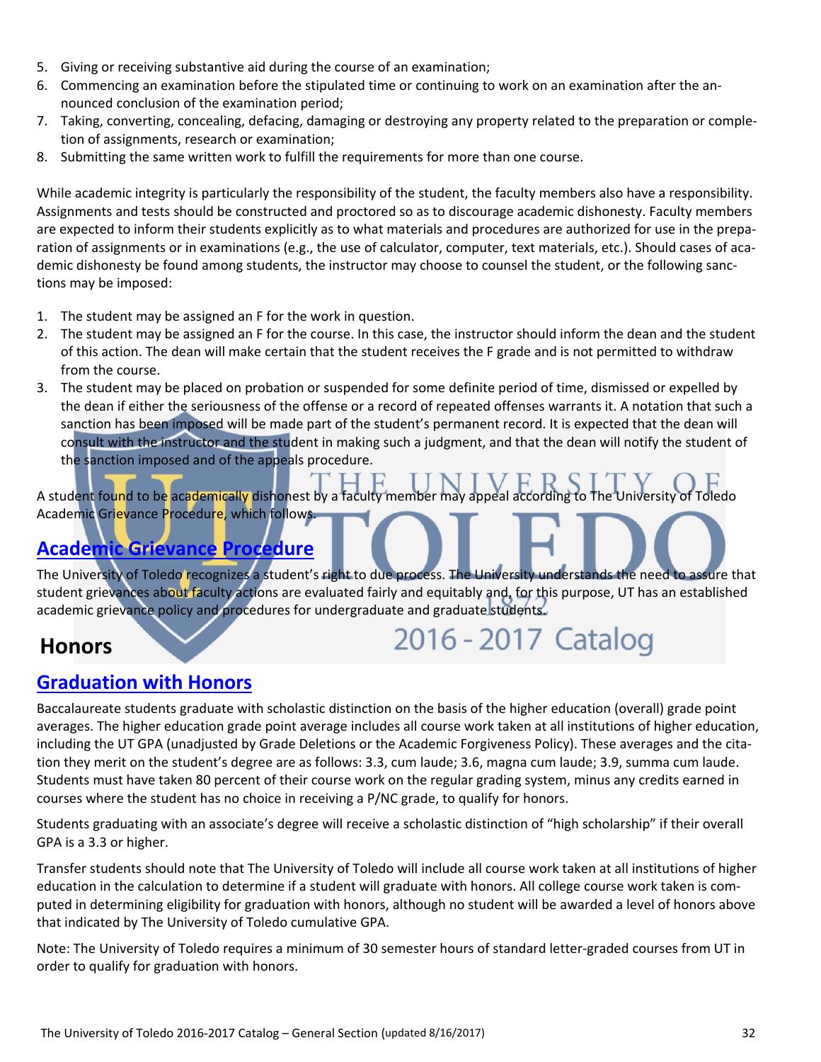5. Giving or receiving substantive aid during the course of an examination;
6. Commencing an examination before the stipulated time or continuing to work on an examination after the announced conclusion of the examination period;
7. Taking, converting, concealing, defacing, damaging or destroying any property related to the preparation or completion of assignments, research or examination;
8. Submitting the same written work to fulfill the requirements for more than one course.

While academic integrity is particularly the responsibility of the student, the faculty members also have a responsibility. Assignments and tests should be constructed and proctored so as to discourage academic dishonesty. Faculty members are expected to inform their students explicitly as to what materials and procedures are authorized for use in the preparation of assignments or in examinations (e.g., the use of calculator, computer, text materials, etc.). Should cases of academic dishonesty be found among students, the instructor may choose to counsel the student, or the following sanctions may be imposed:

1. The student may be assigned an F for the work in question.
2. The student may be assigned an F for the course. In this case, the instructor should inform the dean and the student of this action. The dean will make certain that the student receives the F grade and is not permitted to withdraw from the course.
3. The student may be placed on probation or suspended for some definite period of time, dismissed or expelled by the dean if either the seriousness of the offense or a record of repeated offenses warrants it. A notation that such a sanction has been imposed will be made part of the student's permanent record. It is expected that the dean will consult with the instructor and the student in making such a judgment, and that the dean will notify the student of the sanction imposed and of the appeals procedure.

A student found to be academically dishonest by a faculty member may appeal according to The University of Toledo Academic Grievance Procedure, which follows.

## Academic Grievance Procedure

The University of Toledo recognizes a student's right to due process. The University understands the need to assure that student grievances about faculty actions are evaluated fairly and equitably and, for this purpose, UT has an established academic grievance policy and procedures for undergraduate and graduate students.

# Honors

## Graduation with Honors

Baccalaureate students graduate with scholastic distinction on the basis of the higher education (overall) grade point averages. The higher education grade point average includes all course work taken at all institutions of higher education, including the UT GPA (unadjusted by Grade Deletions or the Academic Forgiveness Policy). These averages and the citation they merit on the student's degree are as follows: 3.3, cum laude; 3.6, magna cum laude; 3.9, summa cum laude. Students must have taken 80 percent of their course work on the regular grading system, minus any credits earned in courses where the student has no choice in receiving a P/NC grade, to qualify for honors.

Students graduating with an associate's degree will receive a scholastic distinction of "high scholarship" if their overall GPA is a 3.3 or higher.

Transfer students should note that The University of Toledo will include all course work taken at all institutions of higher education in the calculation to determine if a student will graduate with honors. All college course work taken is computed in determining eligibility for graduation with honors, although no student will be awarded a level of honors above that indicated by The University of Toledo cumulative GPA.

Note: The University of Toledo requires a minimum of 30 semester hours of standard letter-graded courses from UT in order to qualify for graduation with honors.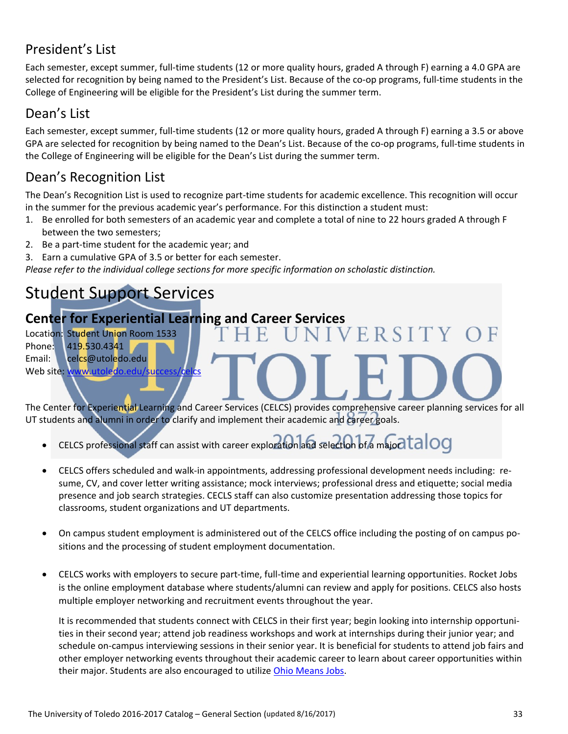## President's List

Each semester, except summer, full-time students (12 or more quality hours, graded A through F) earning a 4.0 GPA are selected for recognition by being named to the President's List. Because of the co-op programs, full-time students in the College of Engineering will be eligible for the President's List during the summer term.

## Dean's List

Each semester, except summer, full-time students (12 or more quality hours, graded A through F) earning a 3.5 or above GPA are selected for recognition by being named to the Dean's List. Because of the co-op programs, full-time students in the College of Engineering will be eligible for the Dean's List during the summer term.

## Dean's Recognition List

The Dean's Recognition List is used to recognize part-time students for academic excellence. This recognition will occur in the summer for the previous academic year's performance. For this distinction a student must:

1. Be enrolled for both semesters of an academic year and complete a total of nine to 22 hours graded A through F between the two semesters;
2. Be a part-time student for the academic year; and
3. Earn a cumulative GPA of 3.5 or better for each semester.

*Please refer to the individual college sections for more specific information on scholastic distinction.*

# Student Support Services

### Center for Experiential Learning and Career Services

Location: Student Union Room 1533
Phone: 419.530.4341
Email: celcs@utoledo.edu
Web site: www.utoledo.edu/success/celcs

The Center for Experiential Learning and Career Services (CELCS) provides comprehensive career planning services for all UT students and alumni in order to clarify and implement their academic and career goals.

- CELCS professional staff can assist with career exploration and selection of a major
- CELCS offers scheduled and walk-in appointments, addressing professional development needs including: resume, CV, and cover letter writing assistance; mock interviews; professional dress and etiquette; social media presence and job search strategies. CECLS staff can also customize presentation addressing those topics for classrooms, student organizations and UT departments.
- On campus student employment is administered out of the CELCS office including the posting of on campus positions and the processing of student employment documentation.
- CELCS works with employers to secure part-time, full-time and experiential learning opportunities. Rocket Jobs is the online employment database where students/alumni can review and apply for positions. CELCS also hosts multiple employer networking and recruitment events throughout the year.

  It is recommended that students connect with CELCS in their first year; begin looking into internship opportunities in their second year; attend job readiness workshops and work at internships during their junior year; and schedule on-campus interviewing sessions in their senior year. It is beneficial for students to attend job fairs and other employer networking events throughout their academic career to learn about career opportunities within their major. Students are also encouraged to utilize Ohio Means Jobs.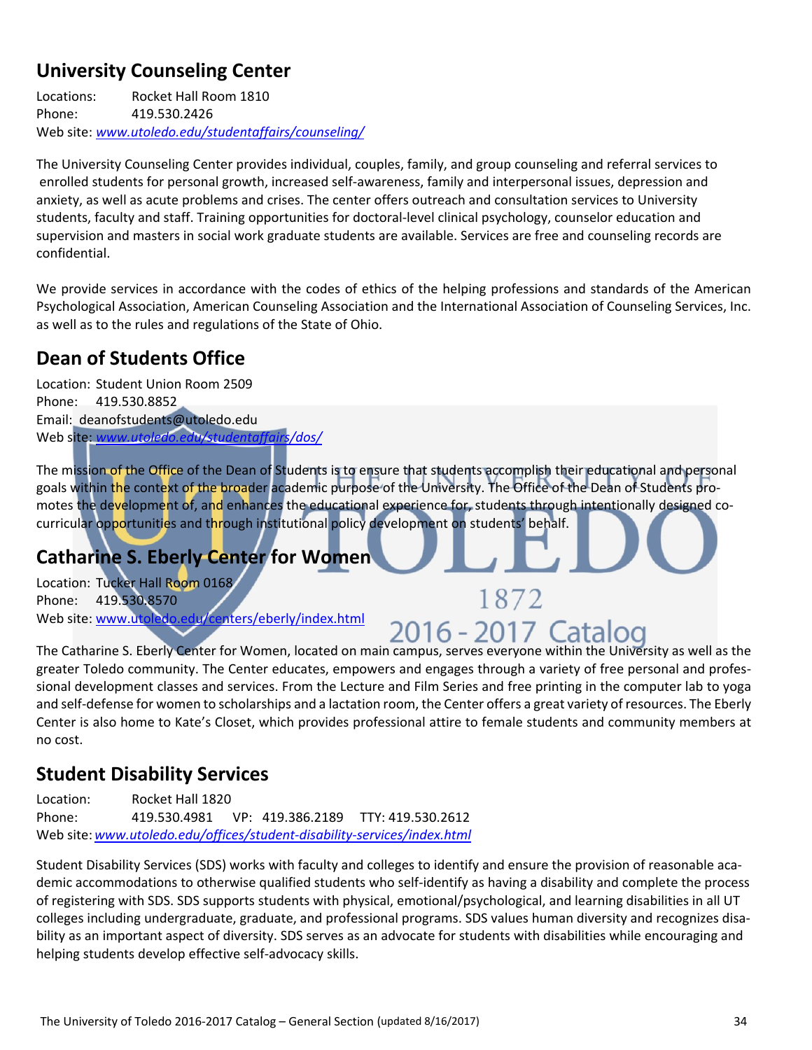## University Counseling Center

Locations: Rocket Hall Room 1810
Phone: 419.530.2426
Web site: *www.utoledo.edu/studentaffairs/counseling/*

The University Counseling Center provides individual, couples, family, and group counseling and referral services to enrolled students for personal growth, increased self-awareness, family and interpersonal issues, depression and anxiety, as well as acute problems and crises. The center offers outreach and consultation services to University students, faculty and staff. Training opportunities for doctoral-level clinical psychology, counselor education and supervision and masters in social work graduate students are available. Services are free and counseling records are confidential.

We provide services in accordance with the codes of ethics of the helping professions and standards of the American Psychological Association, American Counseling Association and the International Association of Counseling Services, Inc. as well as to the rules and regulations of the State of Ohio.

## Dean of Students Office

Location: Student Union Room 2509
Phone: 419.530.8852
Email: deanofstudents@utoledo.edu
Web site: *www.utoledo.edu/studentaffairs/dos/*

The mission of the Office of the Dean of Students is to ensure that students accomplish their educational and personal goals within the context of the broader academic purpose of the University. The Office of the Dean of Students promotes the development of, and enhances the educational experience for, students through intentionally designed co-curricular opportunities and through institutional policy development on students' behalf.

## Catharine S. Eberly Center for Women

Location: Tucker Hall Room 0168
Phone: 419.530.8570
Web site: www.utoledo.edu/centers/eberly/index.html

The Catharine S. Eberly Center for Women, located on main campus, serves everyone within the University as well as the greater Toledo community. The Center educates, empowers and engages through a variety of free personal and professional development classes and services. From the Lecture and Film Series and free printing in the computer lab to yoga and self-defense for women to scholarships and a lactation room, the Center offers a great variety of resources. The Eberly Center is also home to Kate's Closet, which provides professional attire to female students and community members at no cost.

## Student Disability Services

Location: Rocket Hall 1820
Phone: 419.530.4981 VP: 419.386.2189 TTY: 419.530.2612
Web site: *www.utoledo.edu/offices/student-disability-services/index.html*

Student Disability Services (SDS) works with faculty and colleges to identify and ensure the provision of reasonable academic accommodations to otherwise qualified students who self-identify as having a disability and complete the process of registering with SDS. SDS supports students with physical, emotional/psychological, and learning disabilities in all UT colleges including undergraduate, graduate, and professional programs. SDS values human diversity and recognizes disability as an important aspect of diversity. SDS serves as an advocate for students with disabilities while encouraging and helping students develop effective self-advocacy skills.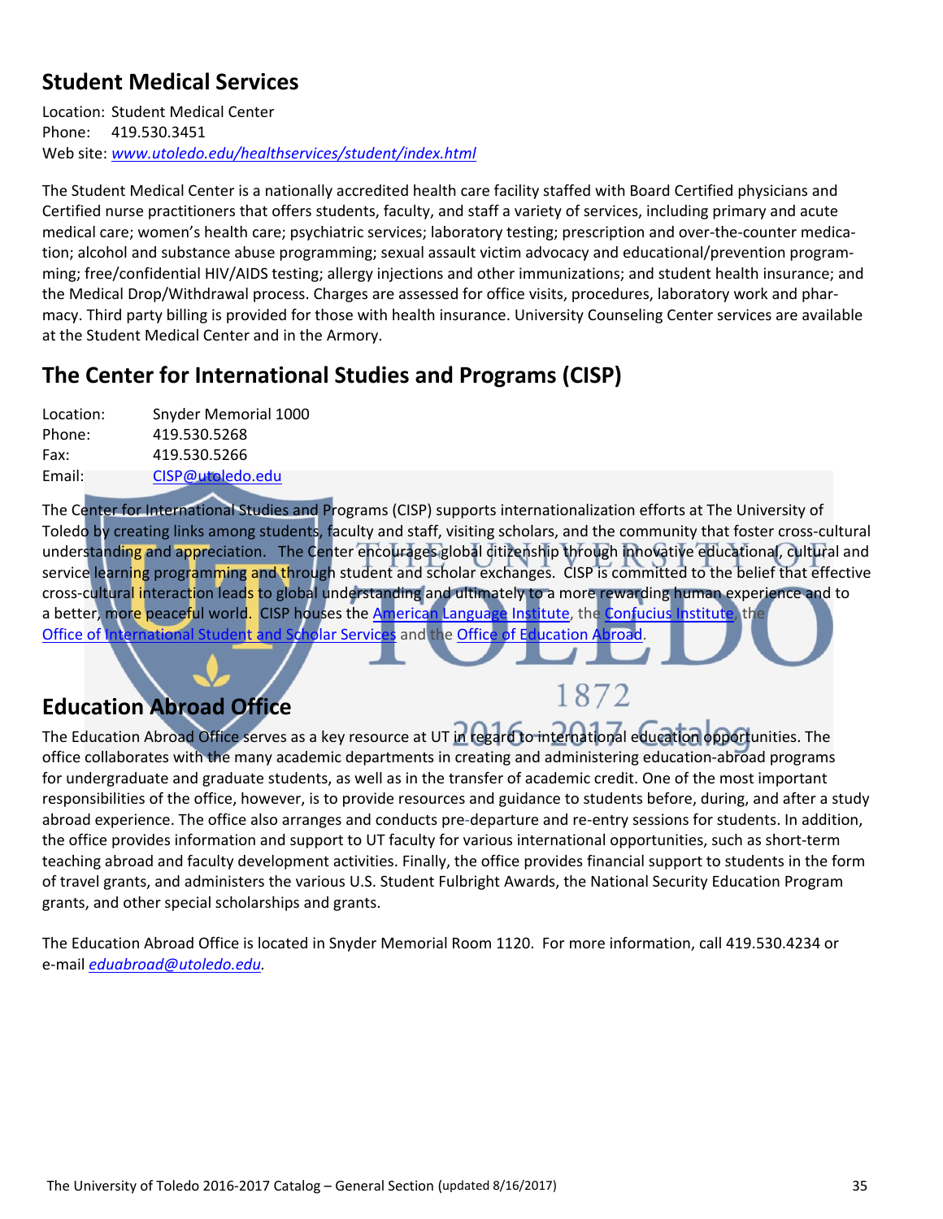## Student Medical Services

Location: Student Medical Center
Phone: 419.530.3451
Web site: *www.utoledo.edu/healthservices/student/index.html*

The Student Medical Center is a nationally accredited health care facility staffed with Board Certified physicians and Certified nurse practitioners that offers students, faculty, and staff a variety of services, including primary and acute medical care; women's health care; psychiatric services; laboratory testing; prescription and over-the-counter medication; alcohol and substance abuse programming; sexual assault victim advocacy and educational/prevention programming; free/confidential HIV/AIDS testing; allergy injections and other immunizations; and student health insurance; and the Medical Drop/Withdrawal process. Charges are assessed for office visits, procedures, laboratory work and pharmacy. Third party billing is provided for those with health insurance. University Counseling Center services are available at the Student Medical Center and in the Armory.

## The Center for International Studies and Programs (CISP)

Location: Snyder Memorial 1000
Phone: 419.530.5268
Fax: 419.530.5266
Email: CISP@utoledo.edu

The Center for International Studies and Programs (CISP) supports internationalization efforts at The University of Toledo by creating links among students, faculty and staff, visiting scholars, and the community that foster cross-cultural understanding and appreciation. The Center encourages global citizenship through innovative educational, cultural and service learning programming and through student and scholar exchanges. CISP is committed to the belief that effective cross-cultural interaction leads to global understanding and ultimately to a more rewarding human experience and to a better, more peaceful world. CISP houses the American Language Institute, the Confucius Institute, the Office of International Student and Scholar Services and the Office of Education Abroad.

## Education Abroad Office

The Education Abroad Office serves as a key resource at UT in regard to international education opportunities. The office collaborates with the many academic departments in creating and administering education-abroad programs for undergraduate and graduate students, as well as in the transfer of academic credit. One of the most important responsibilities of the office, however, is to provide resources and guidance to students before, during, and after a study abroad experience. The office also arranges and conducts pre-departure and re-entry sessions for students. In addition, the office provides information and support to UT faculty for various international opportunities, such as short-term teaching abroad and faculty development activities. Finally, the office provides financial support to students in the form of travel grants, and administers the various U.S. Student Fulbright Awards, the National Security Education Program grants, and other special scholarships and grants.

The Education Abroad Office is located in Snyder Memorial Room 1120. For more information, call 419.530.4234 or e-mail *eduabroad@utoledo.edu.*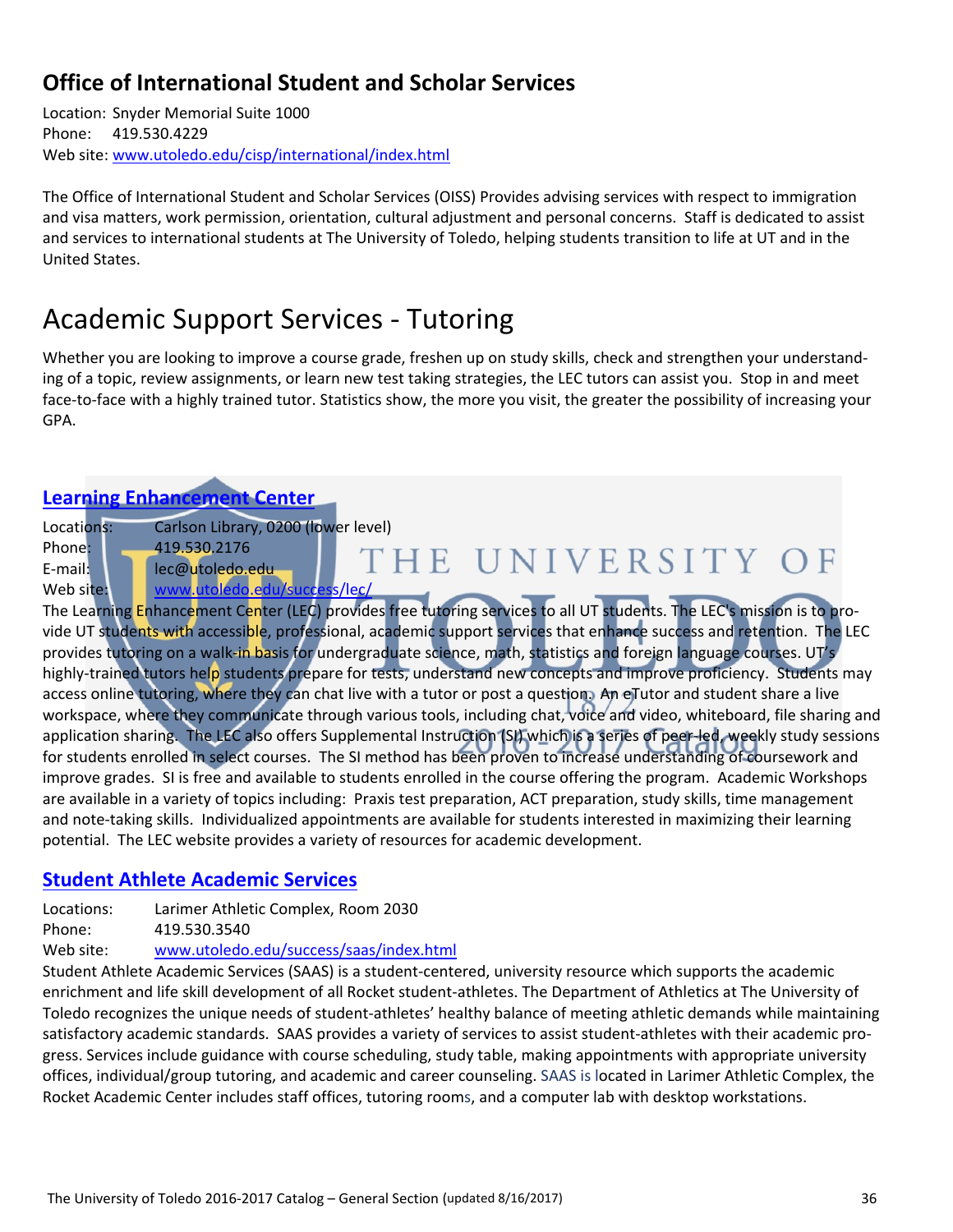## Office of International Student and Scholar Services

Location: Snyder Memorial Suite 1000
Phone: 419.530.4229
Web site: www.utoledo.edu/cisp/international/index.html

The Office of International Student and Scholar Services (OISS) Provides advising services with respect to immigration and visa matters, work permission, orientation, cultural adjustment and personal concerns. Staff is dedicated to assist and services to international students at The University of Toledo, helping students transition to life at UT and in the United States.

# Academic Support Services - Tutoring

Whether you are looking to improve a course grade, freshen up on study skills, check and strengthen your understanding of a topic, review assignments, or learn new test taking strategies, the LEC tutors can assist you. Stop in and meet face-to-face with a highly trained tutor. Statistics show, the more you visit, the greater the possibility of increasing your GPA.

## Learning Enhancement Center

Locations: Carlson Library, 0200 (lower level)
Phone: 419.530.2176
E-mail: lec@utoledo.edu
Web site: www.utoledo.edu/success/lec/

The Learning Enhancement Center (LEC) provides free tutoring services to all UT students. The LEC's mission is to provide UT students with accessible, professional, academic support services that enhance success and retention. The LEC provides tutoring on a walk-in basis for undergraduate science, math, statistics and foreign language courses. UT's highly-trained tutors help students prepare for tests, understand new concepts and improve proficiency. Students may access online tutoring, where they can chat live with a tutor or post a question. An eTutor and student share a live workspace, where they communicate through various tools, including chat, voice and video, whiteboard, file sharing and application sharing. The LEC also offers Supplemental Instruction (SI) which is a series of peer-led, weekly study sessions for students enrolled in select courses. The SI method has been proven to increase understanding of coursework and improve grades. SI is free and available to students enrolled in the course offering the program. Academic Workshops are available in a variety of topics including: Praxis test preparation, ACT preparation, study skills, time management and note-taking skills. Individualized appointments are available for students interested in maximizing their learning potential. The LEC website provides a variety of resources for academic development.

## Student Athlete Academic Services

Locations: Larimer Athletic Complex, Room 2030
Phone: 419.530.3540
Web site: www.utoledo.edu/success/saas/index.html

Student Athlete Academic Services (SAAS) is a student-centered, university resource which supports the academic enrichment and life skill development of all Rocket student-athletes. The Department of Athletics at The University of Toledo recognizes the unique needs of student-athletes' healthy balance of meeting athletic demands while maintaining satisfactory academic standards. SAAS provides a variety of services to assist student-athletes with their academic progress. Services include guidance with course scheduling, study table, making appointments with appropriate university offices, individual/group tutoring, and academic and career counseling. SAAS is located in Larimer Athletic Complex, the Rocket Academic Center includes staff offices, tutoring rooms, and a computer lab with desktop workstations.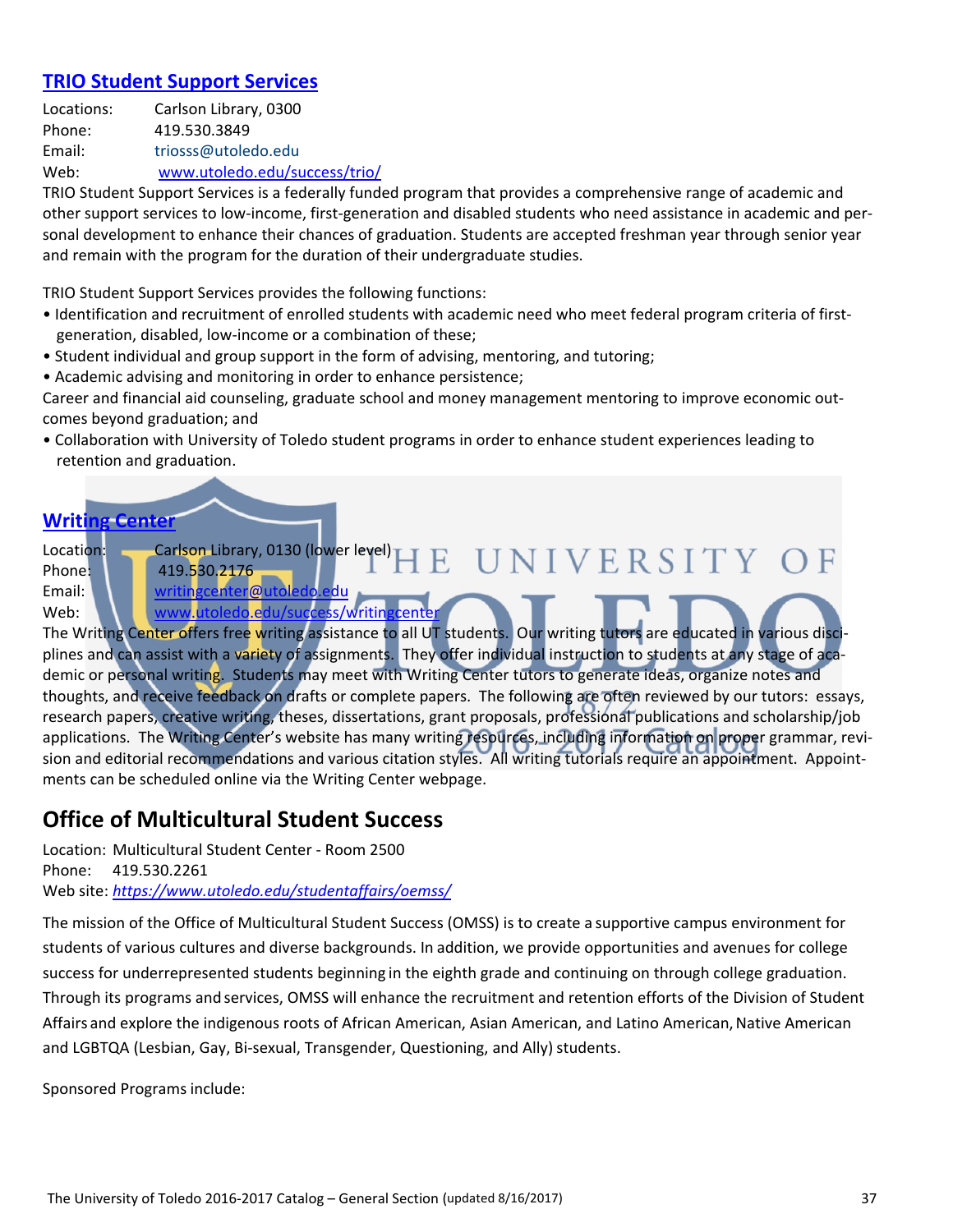## [TRIO Student Support Services](www.utoledo.edu/success/trio/)

Locations: Carlson Library, 0300
Phone: 419.530.3849
Email: triosss@utoledo.edu
Web: www.utoledo.edu/success/trio/

TRIO Student Support Services is a federally funded program that provides a comprehensive range of academic and other support services to low-income, first-generation and disabled students who need assistance in academic and personal development to enhance their chances of graduation. Students are accepted freshman year through senior year and remain with the program for the duration of their undergraduate studies.

TRIO Student Support Services provides the following functions:

- Identification and recruitment of enrolled students with academic need who meet federal program criteria of first-generation, disabled, low-income or a combination of these;
- Student individual and group support in the form of advising, mentoring, and tutoring;
- Academic advising and monitoring in order to enhance persistence;

Career and financial aid counseling, graduate school and money management mentoring to improve economic outcomes beyond graduation; and

- Collaboration with University of Toledo student programs in order to enhance student experiences leading to retention and graduation.

## [Writing Center](www.utoledo.edu/success/writingcenter)

Location: Carlson Library, 0130 (lower level)
Phone: 419.530.2176
Email: writingcenter@utoledo.edu
Web: www.utoledo.edu/success/writingcenter

The Writing Center offers free writing assistance to all UT students. Our writing tutors are educated in various disciplines and can assist with a variety of assignments. They offer individual instruction to students at any stage of academic or personal writing. Students may meet with Writing Center tutors to generate ideas, organize notes and thoughts, and receive feedback on drafts or complete papers. The following are often reviewed by our tutors: essays, research papers, creative writing, theses, dissertations, grant proposals, professional publications and scholarship/job applications. The Writing Center's website has many writing resources, including information on proper grammar, revision and editorial recommendations and various citation styles. All writing tutorials require an appointment. Appointments can be scheduled online via the Writing Center webpage.

## Office of Multicultural Student Success

Location: Multicultural Student Center - Room 2500
Phone: 419.530.2261
Web site: *https://www.utoledo.edu/studentaffairs/oemss/*

The mission of the Office of Multicultural Student Success (OMSS) is to create a supportive campus environment for students of various cultures and diverse backgrounds. In addition, we provide opportunities and avenues for college success for underrepresented students beginning in the eighth grade and continuing on through college graduation. Through its programs and services, OMSS will enhance the recruitment and retention efforts of the Division of Student Affairs and explore the indigenous roots of African American, Asian American, and Latino American, Native American and LGBTQA (Lesbian, Gay, Bi-sexual, Transgender, Questioning, and Ally) students.

Sponsored Programs include: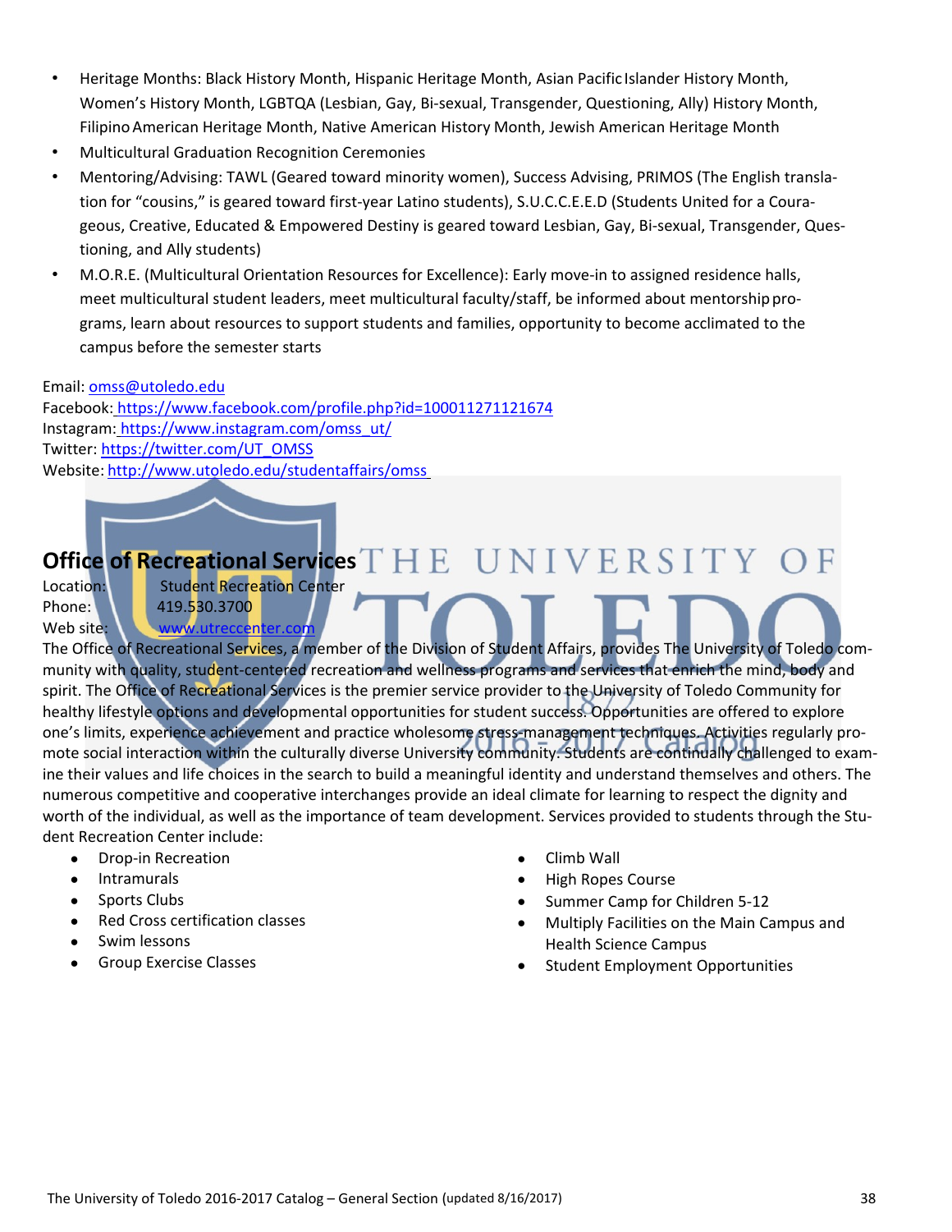- Heritage Months: Black History Month, Hispanic Heritage Month, Asian Pacific Islander History Month, Women's History Month, LGBTQA (Lesbian, Gay, Bi-sexual, Transgender, Questioning, Ally) History Month, Filipino American Heritage Month, Native American History Month, Jewish American Heritage Month
- Multicultural Graduation Recognition Ceremonies
- Mentoring/Advising: TAWL (Geared toward minority women), Success Advising, PRIMOS (The English translation for "cousins," is geared toward first-year Latino students), S.U.C.C.E.E.D (Students United for a Courageous, Creative, Educated & Empowered Destiny is geared toward Lesbian, Gay, Bi-sexual, Transgender, Questioning, and Ally students)
- M.O.R.E. (Multicultural Orientation Resources for Excellence): Early move-in to assigned residence halls, meet multicultural student leaders, meet multicultural faculty/staff, be informed about mentorship programs, learn about resources to support students and families, opportunity to become acclimated to the campus before the semester starts

Email: omss@utoledo.edu
Facebook: https://www.facebook.com/profile.php?id=100011271121674
Instagram: https://www.instagram.com/omss_ut/
Twitter: https://twitter.com/UT_OMSS
Website: http://www.utoledo.edu/studentaffairs/omss

## Office of Recreational Services

Location: Student Recreation Center
Phone: 419.530.3700
Web site: www.utreccenter.com

The Office of Recreational Services, a member of the Division of Student Affairs, provides The University of Toledo community with quality, student-centered recreation and wellness programs and services that enrich the mind, body and spirit. The Office of Recreational Services is the premier service provider to the University of Toledo Community for healthy lifestyle options and developmental opportunities for student success. Opportunities are offered to explore one's limits, experience achievement and practice wholesome stress-management techniques. Activities regularly promote social interaction within the culturally diverse University community. Students are continually challenged to examine their values and life choices in the search to build a meaningful identity and understand themselves and others. The numerous competitive and cooperative interchanges provide an ideal climate for learning to respect the dignity and worth of the individual, as well as the importance of team development. Services provided to students through the Student Recreation Center include:

- Drop-in Recreation
- Intramurals
- Sports Clubs
- Red Cross certification classes
- Swim lessons
- Group Exercise Classes
- Climb Wall
- High Ropes Course
- Summer Camp for Children 5-12
- Multiply Facilities on the Main Campus and Health Science Campus
- Student Employment Opportunities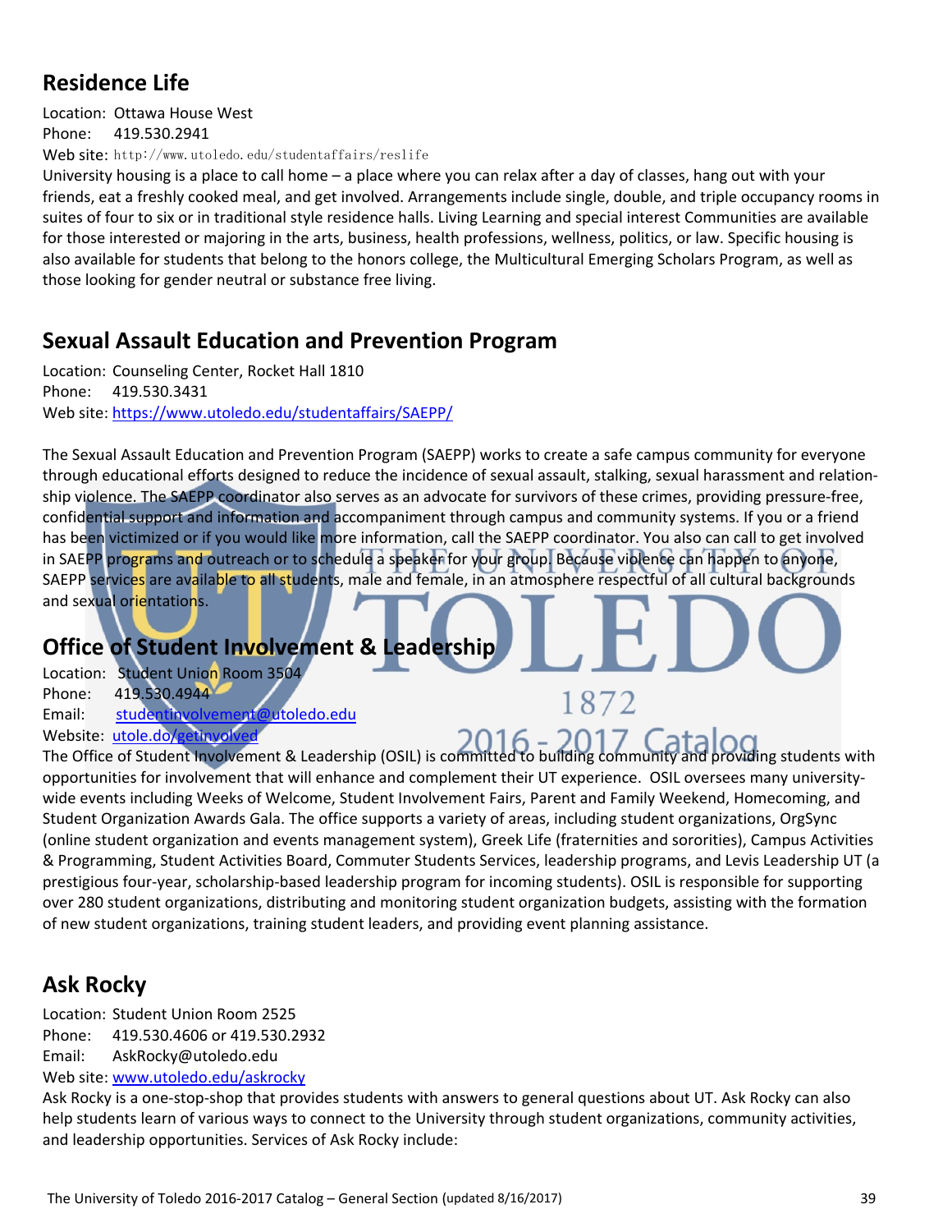## Residence Life

Location: Ottawa House West
Phone: 419.530.2941
Web site: http://www.utoledo.edu/studentaffairs/reslife

University housing is a place to call home – a place where you can relax after a day of classes, hang out with your friends, eat a freshly cooked meal, and get involved. Arrangements include single, double, and triple occupancy rooms in suites of four to six or in traditional style residence halls. Living Learning and special interest Communities are available for those interested or majoring in the arts, business, health professions, wellness, politics, or law. Specific housing is also available for students that belong to the honors college, the Multicultural Emerging Scholars Program, as well as those looking for gender neutral or substance free living.

## Sexual Assault Education and Prevention Program

Location: Counseling Center, Rocket Hall 1810
Phone: 419.530.3431
Web site: https://www.utoledo.edu/studentaffairs/SAEPP/

The Sexual Assault Education and Prevention Program (SAEPP) works to create a safe campus community for everyone through educational efforts designed to reduce the incidence of sexual assault, stalking, sexual harassment and relationship violence. The SAEPP coordinator also serves as an advocate for survivors of these crimes, providing pressure-free, confidential support and information and accompaniment through campus and community systems. If you or a friend has been victimized or if you would like more information, call the SAEPP coordinator. You also can call to get involved in SAEPP programs and outreach or to schedule a speaker for your group. Because violence can happen to anyone, SAEPP services are available to all students, male and female, in an atmosphere respectful of all cultural backgrounds and sexual orientations.

## Office of Student Involvement & Leadership

Location: Student Union Room 3504
Phone: 419.530.4944
Email: studentinvolvement@utoledo.edu
Website: utole.do/getinvolved

The Office of Student Involvement & Leadership (OSIL) is committed to building community and providing students with opportunities for involvement that will enhance and complement their UT experience. OSIL oversees many university-wide events including Weeks of Welcome, Student Involvement Fairs, Parent and Family Weekend, Homecoming, and Student Organization Awards Gala. The office supports a variety of areas, including student organizations, OrgSync (online student organization and events management system), Greek Life (fraternities and sororities), Campus Activities & Programming, Student Activities Board, Commuter Students Services, leadership programs, and Levis Leadership UT (a prestigious four-year, scholarship-based leadership program for incoming students). OSIL is responsible for supporting over 280 student organizations, distributing and monitoring student organization budgets, assisting with the formation of new student organizations, training student leaders, and providing event planning assistance.

## Ask Rocky

Location: Student Union Room 2525
Phone: 419.530.4606 or 419.530.2932
Email: AskRocky@utoledo.edu
Web site: www.utoledo.edu/askrocky

Ask Rocky is a one-stop-shop that provides students with answers to general questions about UT. Ask Rocky can also help students learn of various ways to connect to the University through student organizations, community activities, and leadership opportunities. Services of Ask Rocky include: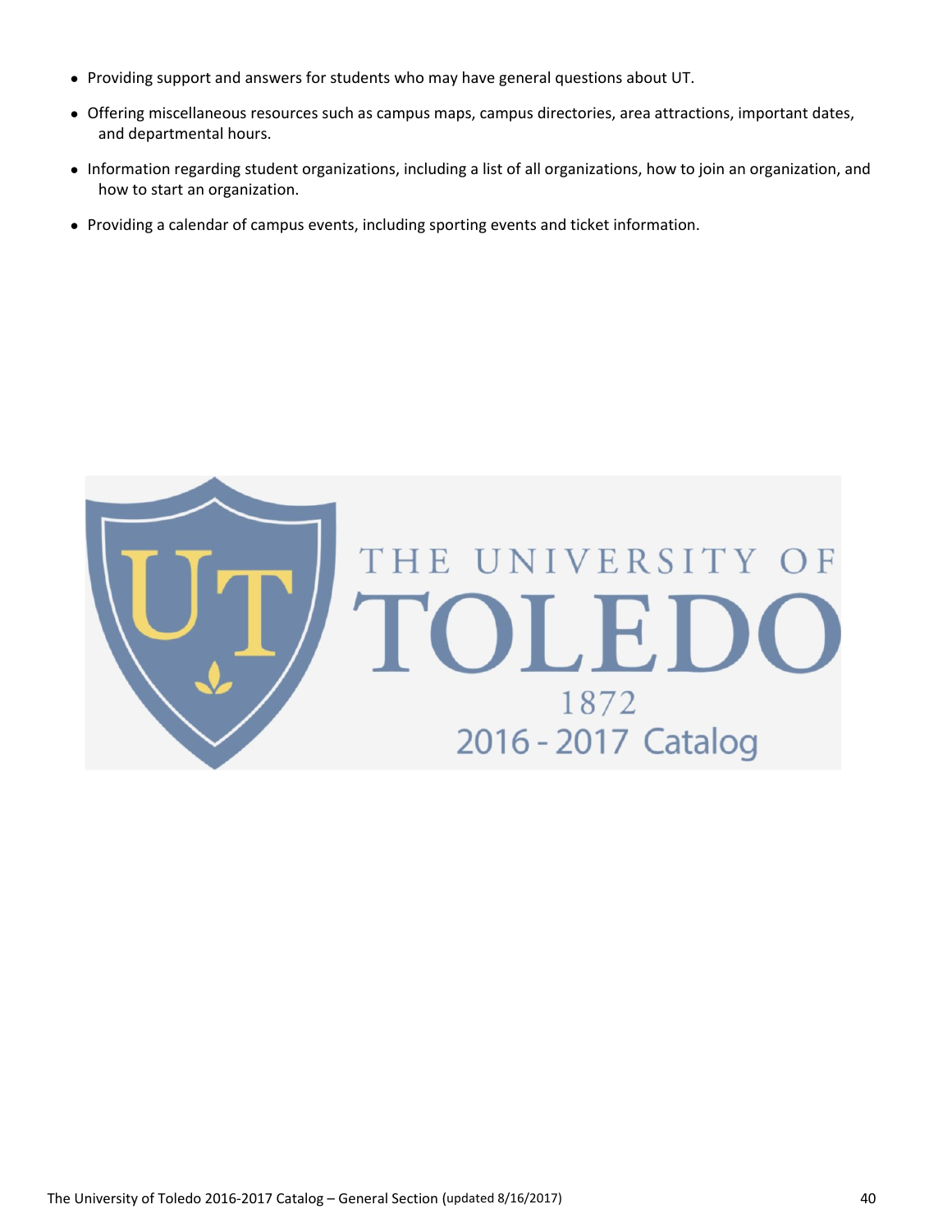- Providing support and answers for students who may have general questions about UT.
- Offering miscellaneous resources such as campus maps, campus directories, area attractions, important dates, and departmental hours.
- Information regarding student organizations, including a list of all organizations, how to join an organization, and how to start an organization.
- Providing a calendar of campus events, including sporting events and ticket information.